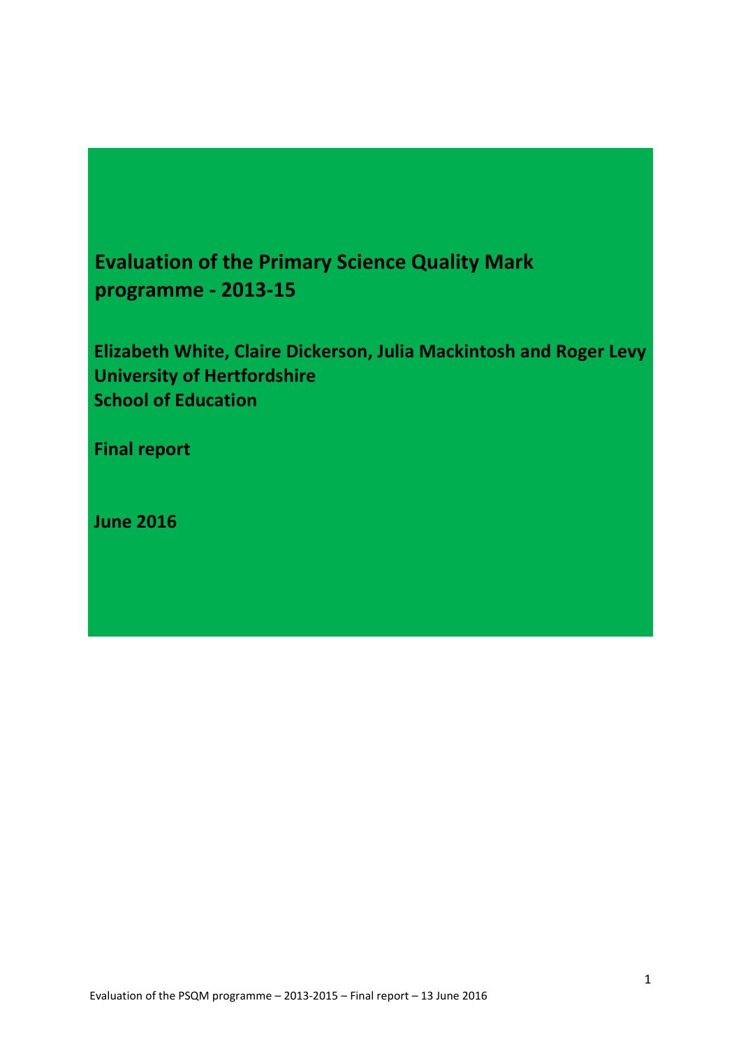# Evaluation of the Primary Science Quality Mark programme - 2013-15

**Elizabeth White, Claire Dickerson, Julia Mackintosh and Roger Levy**
**University of Hertfordshire**
**School of Education**

**Final report**

**June 2016**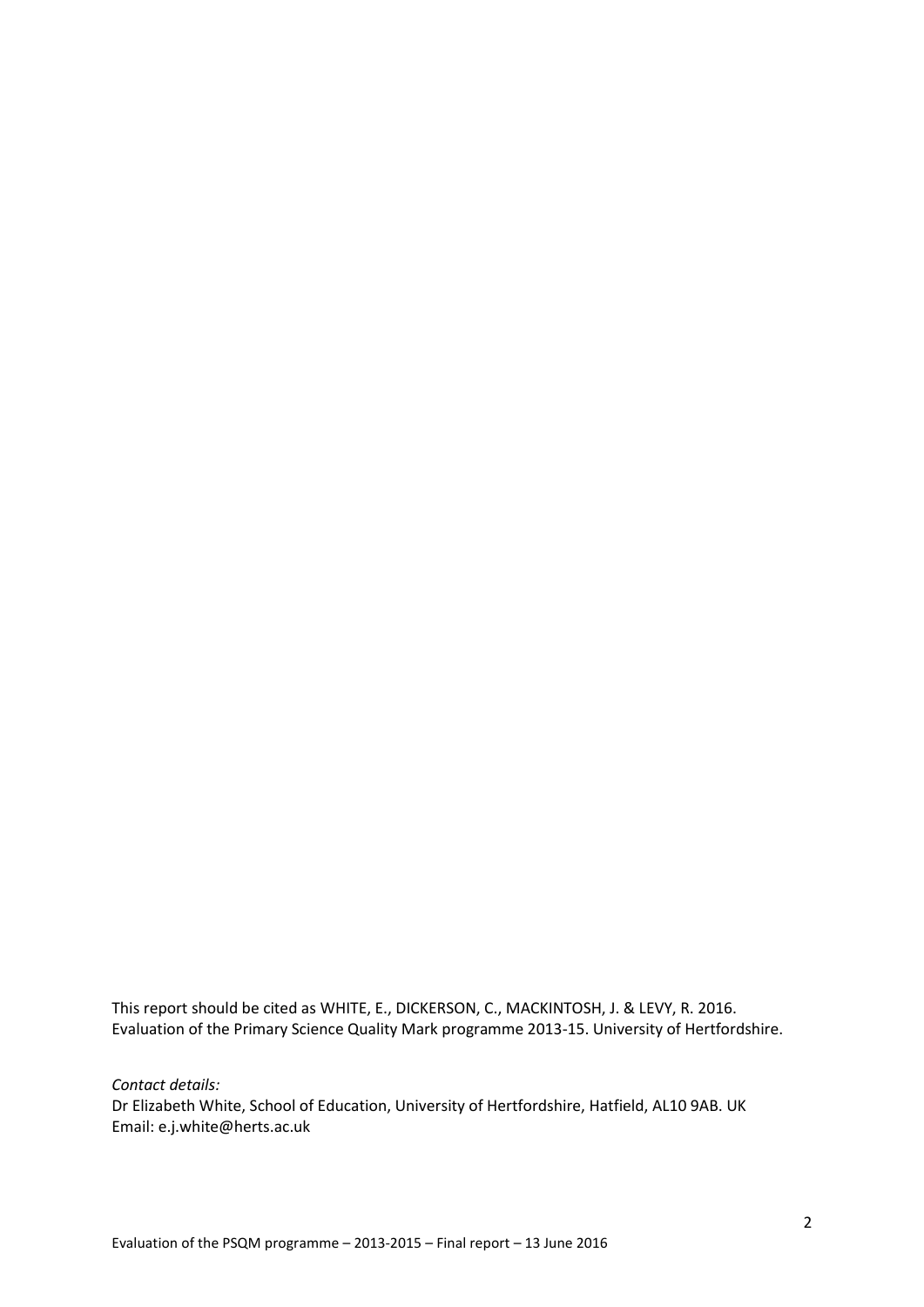This report should be cited as WHITE, E., DICKERSON, C., MACKINTOSH, J. & LEVY, R. 2016. Evaluation of the Primary Science Quality Mark programme 2013-15. University of Hertfordshire.

*Contact details:*

Dr Elizabeth White, School of Education, University of Hertfordshire, Hatfield, AL10 9AB. UK
Email: e.j.white@herts.ac.uk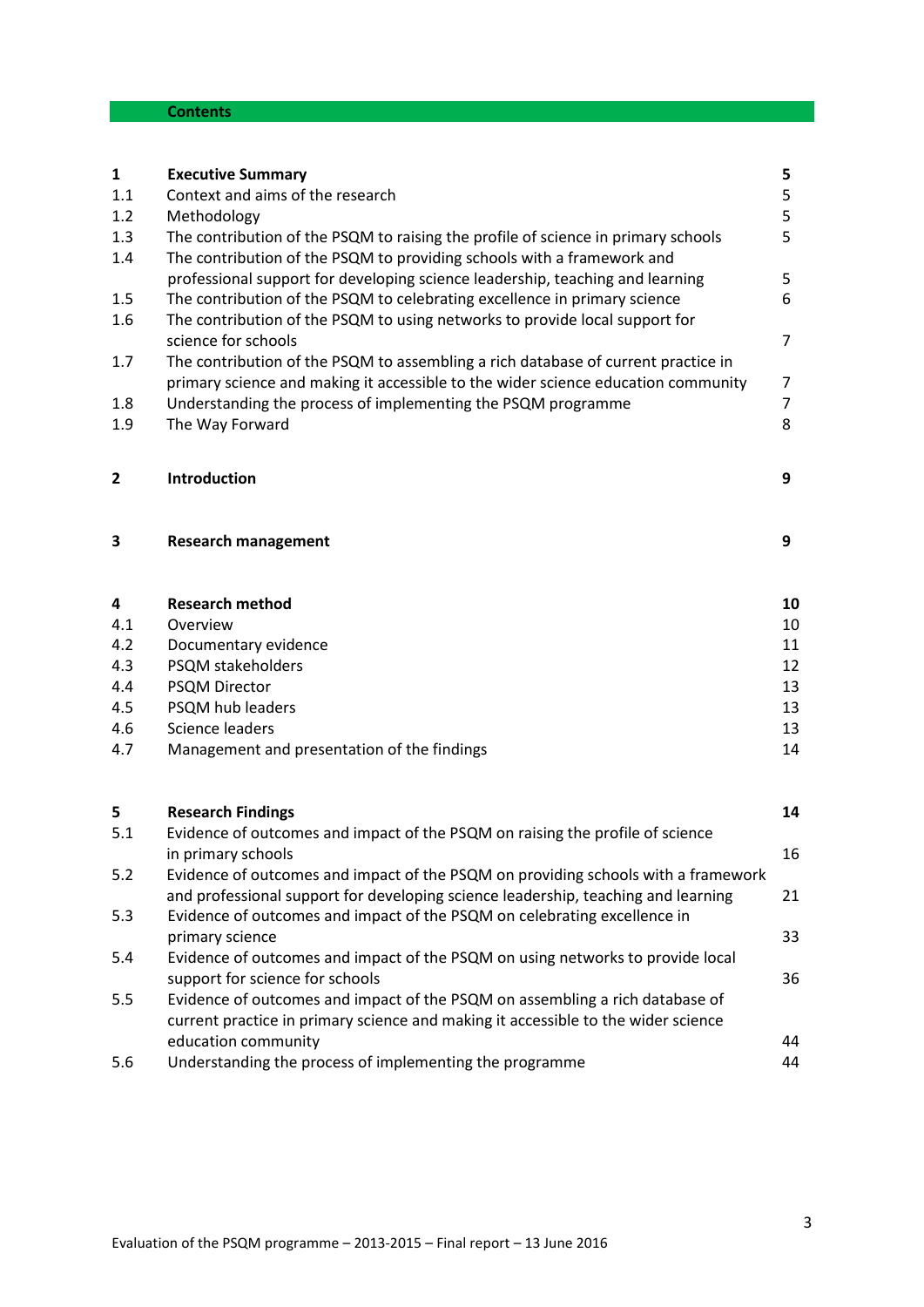# Contents

| | | |
|---|---|---|
| **1** | **Executive Summary** | **5** |
| 1.1 | Context and aims of the research | 5 |
| 1.2 | Methodology | 5 |
| 1.3 | The contribution of the PSQM to raising the profile of science in primary schools | 5 |
| 1.4 | The contribution of the PSQM to providing schools with a framework and professional support for developing science leadership, teaching and learning | 5 |
| 1.5 | The contribution of the PSQM to celebrating excellence in primary science | 6 |
| 1.6 | The contribution of the PSQM to using networks to provide local support for science for schools | 7 |
| 1.7 | The contribution of the PSQM to assembling a rich database of current practice in primary science and making it accessible to the wider science education community | 7 |
| 1.8 | Understanding the process of implementing the PSQM programme | 7 |
| 1.9 | The Way Forward | 8 |
| **2** | **Introduction** | **9** |
| **3** | **Research management** | **9** |
| **4** | **Research method** | **10** |
| 4.1 | Overview | 10 |
| 4.2 | Documentary evidence | 11 |
| 4.3 | PSQM stakeholders | 12 |
| 4.4 | PSQM Director | 13 |
| 4.5 | PSQM hub leaders | 13 |
| 4.6 | Science leaders | 13 |
| 4.7 | Management and presentation of the findings | 14 |
| **5** | **Research Findings** | **14** |
| 5.1 | Evidence of outcomes and impact of the PSQM on raising the profile of science in primary schools | 16 |
| 5.2 | Evidence of outcomes and impact of the PSQM on providing schools with a framework and professional support for developing science leadership, teaching and learning | 21 |
| 5.3 | Evidence of outcomes and impact of the PSQM on celebrating excellence in primary science | 33 |
| 5.4 | Evidence of outcomes and impact of the PSQM on using networks to provide local support for science for schools | 36 |
| 5.5 | Evidence of outcomes and impact of the PSQM on assembling a rich database of current practice in primary science and making it accessible to the wider science education community | 44 |
| 5.6 | Understanding the process of implementing the programme | 44 |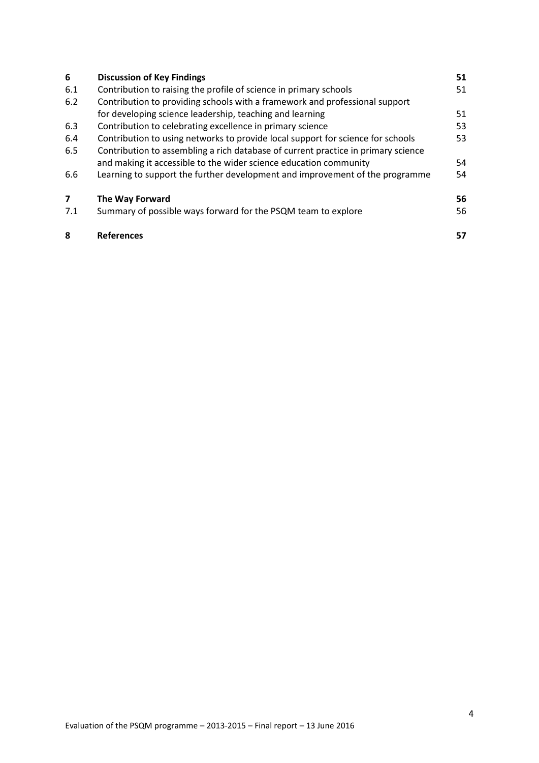| | | |
|---|---|---|
| **6** | **Discussion of Key Findings** | **51** |
| 6.1 | Contribution to raising the profile of science in primary schools | 51 |
| 6.2 | Contribution to providing schools with a framework and professional support for developing science leadership, teaching and learning | 51 |
| 6.3 | Contribution to celebrating excellence in primary science | 53 |
| 6.4 | Contribution to using networks to provide local support for science for schools | 53 |
| 6.5 | Contribution to assembling a rich database of current practice in primary science and making it accessible to the wider science education community | 54 |
| 6.6 | Learning to support the further development and improvement of the programme | 54 |
| **7** | **The Way Forward** | **56** |
| 7.1 | Summary of possible ways forward for the PSQM team to explore | 56 |
| **8** | **References** | **57** |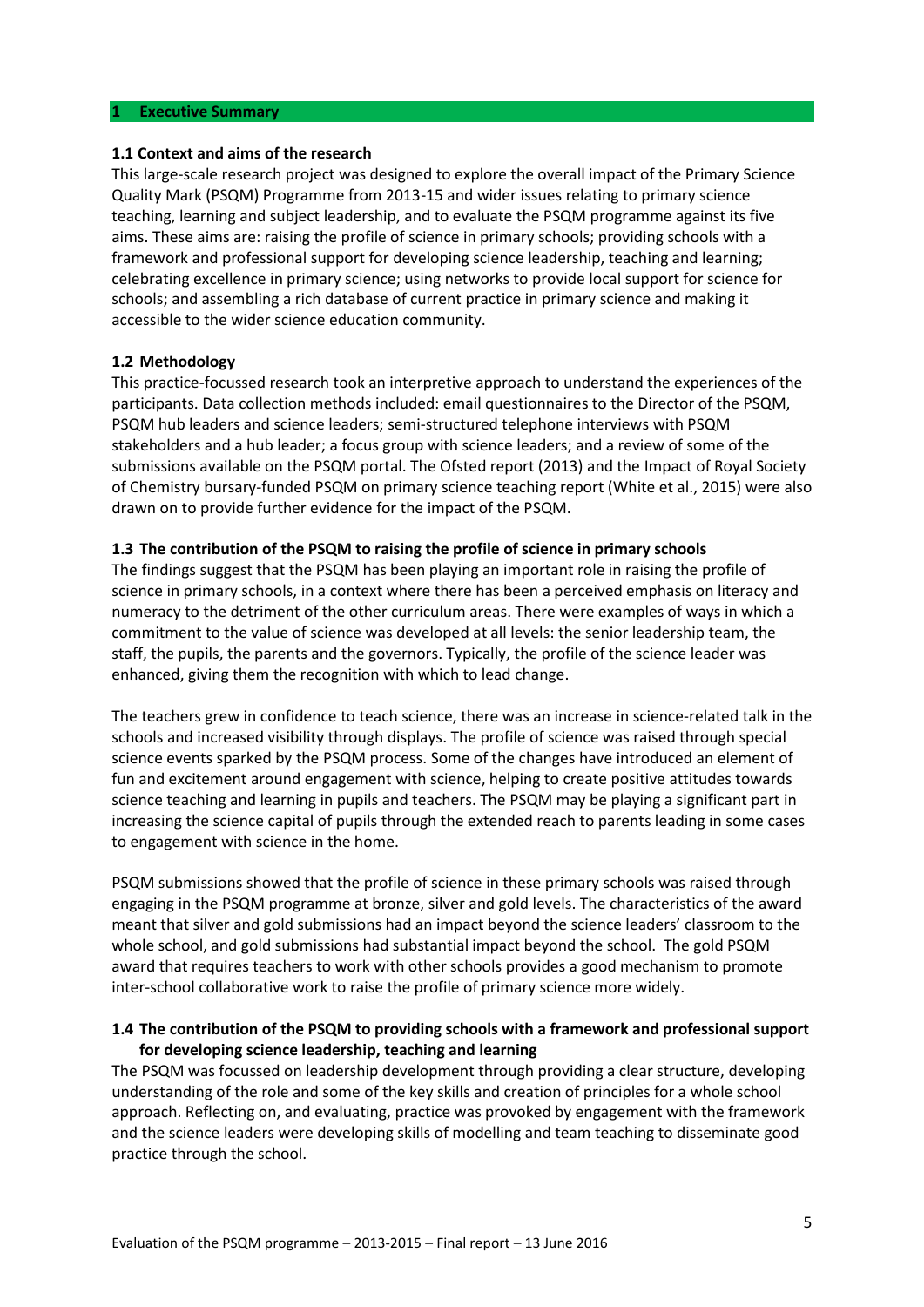# 1 Executive Summary

### 1.1 Context and aims of the research

This large-scale research project was designed to explore the overall impact of the Primary Science Quality Mark (PSQM) Programme from 2013-15 and wider issues relating to primary science teaching, learning and subject leadership, and to evaluate the PSQM programme against its five aims. These aims are: raising the profile of science in primary schools; providing schools with a framework and professional support for developing science leadership, teaching and learning; celebrating excellence in primary science; using networks to provide local support for science for schools; and assembling a rich database of current practice in primary science and making it accessible to the wider science education community.

### 1.2 Methodology

This practice-focussed research took an interpretive approach to understand the experiences of the participants. Data collection methods included: email questionnaires to the Director of the PSQM, PSQM hub leaders and science leaders; semi-structured telephone interviews with PSQM stakeholders and a hub leader; a focus group with science leaders; and a review of some of the submissions available on the PSQM portal. The Ofsted report (2013) and the Impact of Royal Society of Chemistry bursary-funded PSQM on primary science teaching report (White et al., 2015) were also drawn on to provide further evidence for the impact of the PSQM.

### 1.3 The contribution of the PSQM to raising the profile of science in primary schools

The findings suggest that the PSQM has been playing an important role in raising the profile of science in primary schools, in a context where there has been a perceived emphasis on literacy and numeracy to the detriment of the other curriculum areas. There were examples of ways in which a commitment to the value of science was developed at all levels: the senior leadership team, the staff, the pupils, the parents and the governors. Typically, the profile of the science leader was enhanced, giving them the recognition with which to lead change.

The teachers grew in confidence to teach science, there was an increase in science-related talk in the schools and increased visibility through displays. The profile of science was raised through special science events sparked by the PSQM process. Some of the changes have introduced an element of fun and excitement around engagement with science, helping to create positive attitudes towards science teaching and learning in pupils and teachers. The PSQM may be playing a significant part in increasing the science capital of pupils through the extended reach to parents leading in some cases to engagement with science in the home.

PSQM submissions showed that the profile of science in these primary schools was raised through engaging in the PSQM programme at bronze, silver and gold levels. The characteristics of the award meant that silver and gold submissions had an impact beyond the science leaders' classroom to the whole school, and gold submissions had substantial impact beyond the school. The gold PSQM award that requires teachers to work with other schools provides a good mechanism to promote inter-school collaborative work to raise the profile of primary science more widely.

### 1.4 The contribution of the PSQM to providing schools with a framework and professional support for developing science leadership, teaching and learning

The PSQM was focussed on leadership development through providing a clear structure, developing understanding of the role and some of the key skills and creation of principles for a whole school approach. Reflecting on, and evaluating, practice was provoked by engagement with the framework and the science leaders were developing skills of modelling and team teaching to disseminate good practice through the school.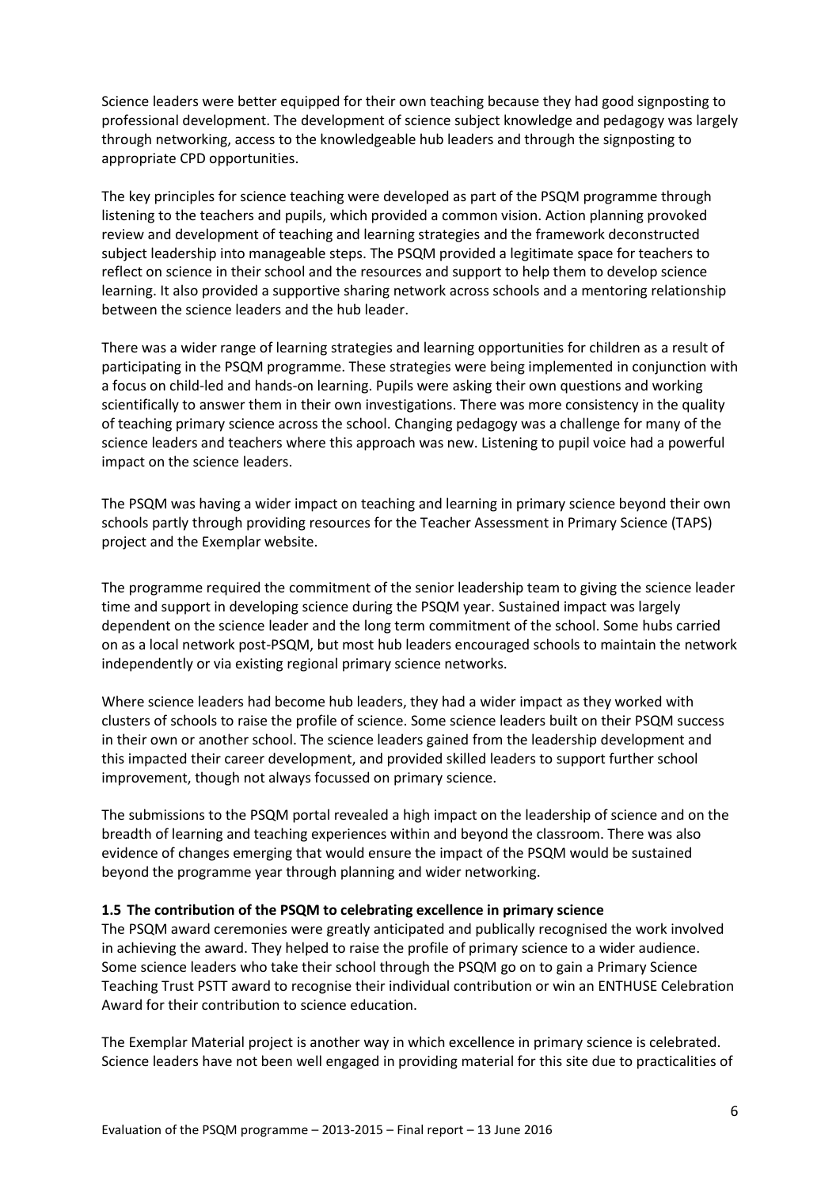Science leaders were better equipped for their own teaching because they had good signposting to professional development. The development of science subject knowledge and pedagogy was largely through networking, access to the knowledgeable hub leaders and through the signposting to appropriate CPD opportunities.

The key principles for science teaching were developed as part of the PSQM programme through listening to the teachers and pupils, which provided a common vision. Action planning provoked review and development of teaching and learning strategies and the framework deconstructed subject leadership into manageable steps. The PSQM provided a legitimate space for teachers to reflect on science in their school and the resources and support to help them to develop science learning. It also provided a supportive sharing network across schools and a mentoring relationship between the science leaders and the hub leader.

There was a wider range of learning strategies and learning opportunities for children as a result of participating in the PSQM programme. These strategies were being implemented in conjunction with a focus on child-led and hands-on learning. Pupils were asking their own questions and working scientifically to answer them in their own investigations. There was more consistency in the quality of teaching primary science across the school. Changing pedagogy was a challenge for many of the science leaders and teachers where this approach was new. Listening to pupil voice had a powerful impact on the science leaders.

The PSQM was having a wider impact on teaching and learning in primary science beyond their own schools partly through providing resources for the Teacher Assessment in Primary Science (TAPS) project and the Exemplar website.

The programme required the commitment of the senior leadership team to giving the science leader time and support in developing science during the PSQM year. Sustained impact was largely dependent on the science leader and the long term commitment of the school. Some hubs carried on as a local network post-PSQM, but most hub leaders encouraged schools to maintain the network independently or via existing regional primary science networks.

Where science leaders had become hub leaders, they had a wider impact as they worked with clusters of schools to raise the profile of science. Some science leaders built on their PSQM success in their own or another school. The science leaders gained from the leadership development and this impacted their career development, and provided skilled leaders to support further school improvement, though not always focussed on primary science.

The submissions to the PSQM portal revealed a high impact on the leadership of science and on the breadth of learning and teaching experiences within and beyond the classroom. There was also evidence of changes emerging that would ensure the impact of the PSQM would be sustained beyond the programme year through planning and wider networking.

### 1.5 The contribution of the PSQM to celebrating excellence in primary science

The PSQM award ceremonies were greatly anticipated and publically recognised the work involved in achieving the award. They helped to raise the profile of primary science to a wider audience. Some science leaders who take their school through the PSQM go on to gain a Primary Science Teaching Trust PSTT award to recognise their individual contribution or win an ENTHUSE Celebration Award for their contribution to science education.

The Exemplar Material project is another way in which excellence in primary science is celebrated. Science leaders have not been well engaged in providing material for this site due to practicalities of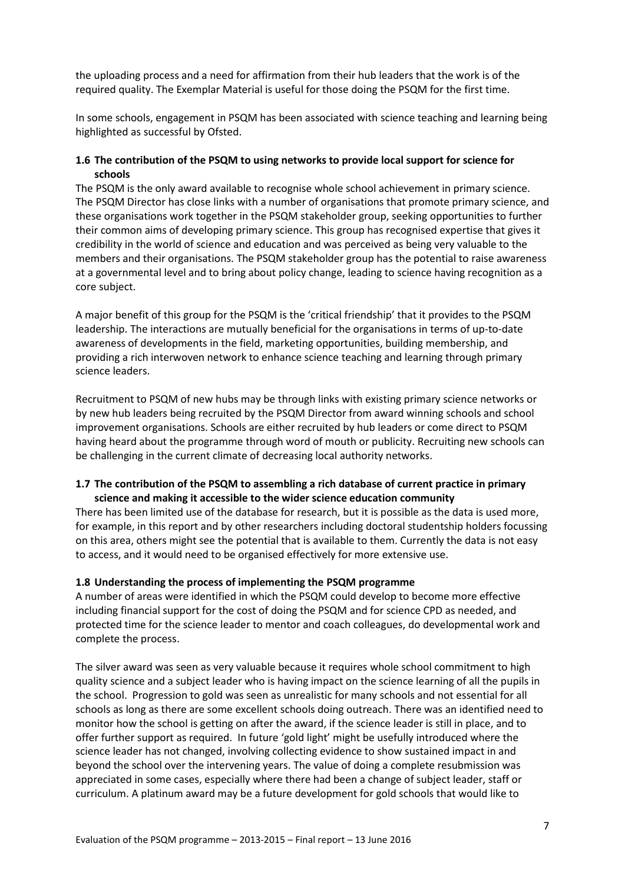the uploading process and a need for affirmation from their hub leaders that the work is of the required quality. The Exemplar Material is useful for those doing the PSQM for the first time.

In some schools, engagement in PSQM has been associated with science teaching and learning being highlighted as successful by Ofsted.

### 1.6 The contribution of the PSQM to using networks to provide local support for science for schools

The PSQM is the only award available to recognise whole school achievement in primary science. The PSQM Director has close links with a number of organisations that promote primary science, and these organisations work together in the PSQM stakeholder group, seeking opportunities to further their common aims of developing primary science. This group has recognised expertise that gives it credibility in the world of science and education and was perceived as being very valuable to the members and their organisations. The PSQM stakeholder group has the potential to raise awareness at a governmental level and to bring about policy change, leading to science having recognition as a core subject.

A major benefit of this group for the PSQM is the 'critical friendship' that it provides to the PSQM leadership. The interactions are mutually beneficial for the organisations in terms of up-to-date awareness of developments in the field, marketing opportunities, building membership, and providing a rich interwoven network to enhance science teaching and learning through primary science leaders.

Recruitment to PSQM of new hubs may be through links with existing primary science networks or by new hub leaders being recruited by the PSQM Director from award winning schools and school improvement organisations. Schools are either recruited by hub leaders or come direct to PSQM having heard about the programme through word of mouth or publicity. Recruiting new schools can be challenging in the current climate of decreasing local authority networks.

### 1.7 The contribution of the PSQM to assembling a rich database of current practice in primary science and making it accessible to the wider science education community

There has been limited use of the database for research, but it is possible as the data is used more, for example, in this report and by other researchers including doctoral studentship holders focussing on this area, others might see the potential that is available to them. Currently the data is not easy to access, and it would need to be organised effectively for more extensive use.

### 1.8 Understanding the process of implementing the PSQM programme

A number of areas were identified in which the PSQM could develop to become more effective including financial support for the cost of doing the PSQM and for science CPD as needed, and protected time for the science leader to mentor and coach colleagues, do developmental work and complete the process.

The silver award was seen as very valuable because it requires whole school commitment to high quality science and a subject leader who is having impact on the science learning of all the pupils in the school. Progression to gold was seen as unrealistic for many schools and not essential for all schools as long as there are some excellent schools doing outreach. There was an identified need to monitor how the school is getting on after the award, if the science leader is still in place, and to offer further support as required. In future 'gold light' might be usefully introduced where the science leader has not changed, involving collecting evidence to show sustained impact in and beyond the school over the intervening years. The value of doing a complete resubmission was appreciated in some cases, especially where there had been a change of subject leader, staff or curriculum. A platinum award may be a future development for gold schools that would like to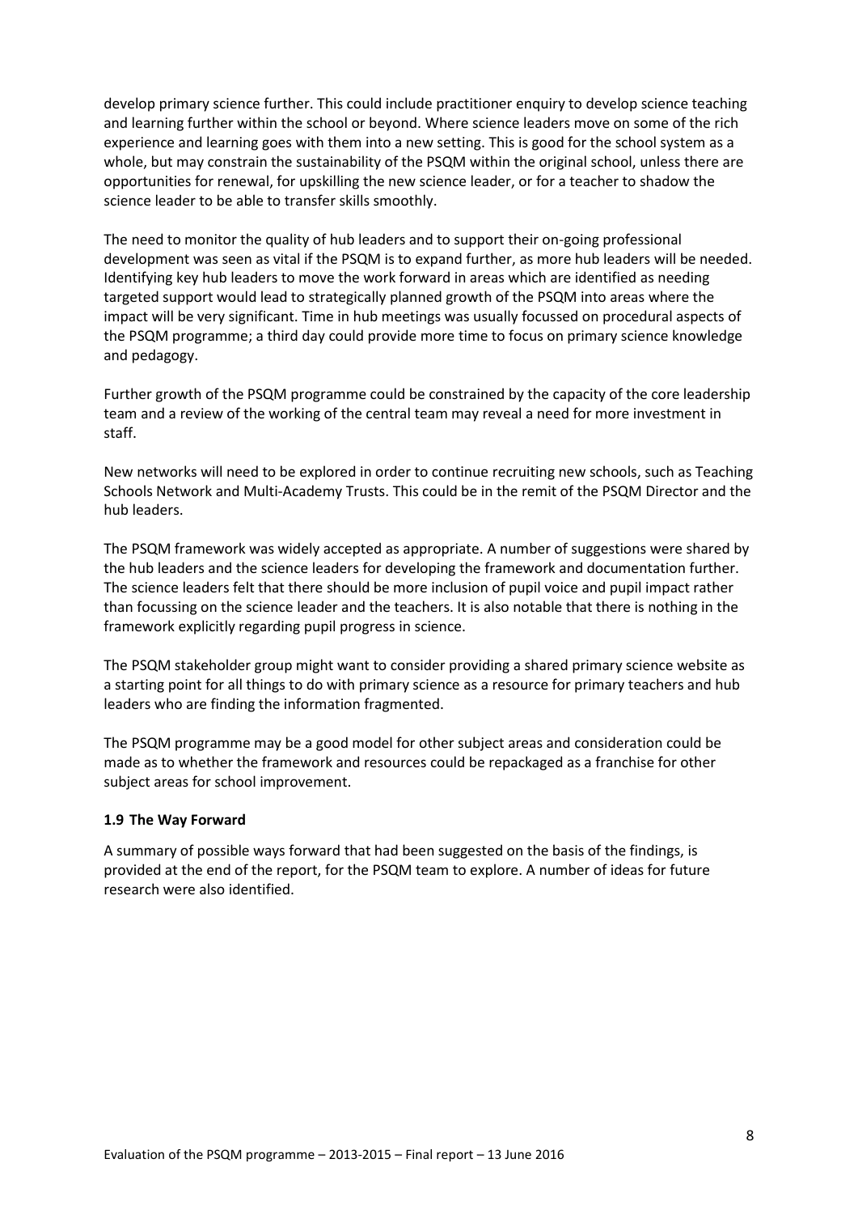develop primary science further. This could include practitioner enquiry to develop science teaching and learning further within the school or beyond. Where science leaders move on some of the rich experience and learning goes with them into a new setting. This is good for the school system as a whole, but may constrain the sustainability of the PSQM within the original school, unless there are opportunities for renewal, for upskilling the new science leader, or for a teacher to shadow the science leader to be able to transfer skills smoothly.

The need to monitor the quality of hub leaders and to support their on-going professional development was seen as vital if the PSQM is to expand further, as more hub leaders will be needed. Identifying key hub leaders to move the work forward in areas which are identified as needing targeted support would lead to strategically planned growth of the PSQM into areas where the impact will be very significant. Time in hub meetings was usually focussed on procedural aspects of the PSQM programme; a third day could provide more time to focus on primary science knowledge and pedagogy.

Further growth of the PSQM programme could be constrained by the capacity of the core leadership team and a review of the working of the central team may reveal a need for more investment in staff.

New networks will need to be explored in order to continue recruiting new schools, such as Teaching Schools Network and Multi-Academy Trusts. This could be in the remit of the PSQM Director and the hub leaders.

The PSQM framework was widely accepted as appropriate. A number of suggestions were shared by the hub leaders and the science leaders for developing the framework and documentation further. The science leaders felt that there should be more inclusion of pupil voice and pupil impact rather than focussing on the science leader and the teachers. It is also notable that there is nothing in the framework explicitly regarding pupil progress in science.

The PSQM stakeholder group might want to consider providing a shared primary science website as a starting point for all things to do with primary science as a resource for primary teachers and hub leaders who are finding the information fragmented.

The PSQM programme may be a good model for other subject areas and consideration could be made as to whether the framework and resources could be repackaged as a franchise for other subject areas for school improvement.

### 1.9 The Way Forward

A summary of possible ways forward that had been suggested on the basis of the findings, is provided at the end of the report, for the PSQM team to explore. A number of ideas for future research were also identified.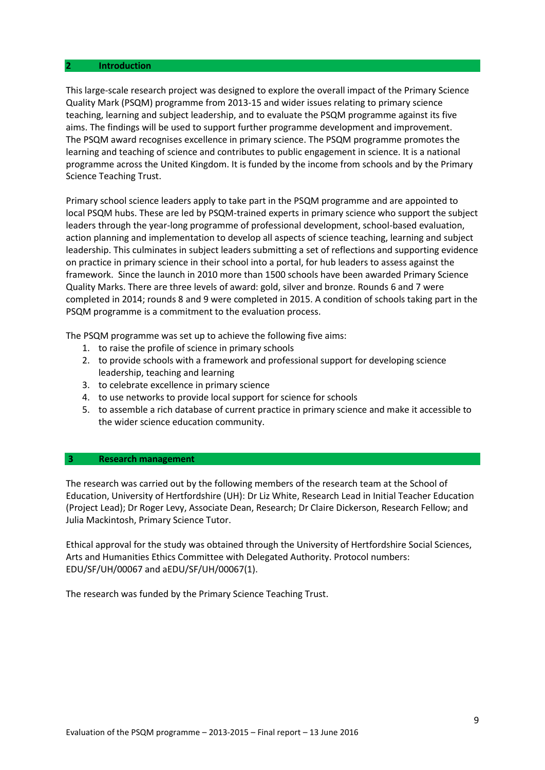## 2 Introduction

This large-scale research project was designed to explore the overall impact of the Primary Science Quality Mark (PSQM) programme from 2013-15 and wider issues relating to primary science teaching, learning and subject leadership, and to evaluate the PSQM programme against its five aims. The findings will be used to support further programme development and improvement. The PSQM award recognises excellence in primary science. The PSQM programme promotes the learning and teaching of science and contributes to public engagement in science. It is a national programme across the United Kingdom. It is funded by the income from schools and by the Primary Science Teaching Trust.

Primary school science leaders apply to take part in the PSQM programme and are appointed to local PSQM hubs. These are led by PSQM-trained experts in primary science who support the subject leaders through the year-long programme of professional development, school-based evaluation, action planning and implementation to develop all aspects of science teaching, learning and subject leadership. This culminates in subject leaders submitting a set of reflections and supporting evidence on practice in primary science in their school into a portal, for hub leaders to assess against the framework. Since the launch in 2010 more than 1500 schools have been awarded Primary Science Quality Marks. There are three levels of award: gold, silver and bronze. Rounds 6 and 7 were completed in 2014; rounds 8 and 9 were completed in 2015. A condition of schools taking part in the PSQM programme is a commitment to the evaluation process.

The PSQM programme was set up to achieve the following five aims:

1. to raise the profile of science in primary schools
2. to provide schools with a framework and professional support for developing science leadership, teaching and learning
3. to celebrate excellence in primary science
4. to use networks to provide local support for science for schools
5. to assemble a rich database of current practice in primary science and make it accessible to the wider science education community.

## 3 Research management

The research was carried out by the following members of the research team at the School of Education, University of Hertfordshire (UH): Dr Liz White, Research Lead in Initial Teacher Education (Project Lead); Dr Roger Levy, Associate Dean, Research; Dr Claire Dickerson, Research Fellow; and Julia Mackintosh, Primary Science Tutor.

Ethical approval for the study was obtained through the University of Hertfordshire Social Sciences, Arts and Humanities Ethics Committee with Delegated Authority. Protocol numbers: EDU/SF/UH/00067 and aEDU/SF/UH/00067(1).

The research was funded by the Primary Science Teaching Trust.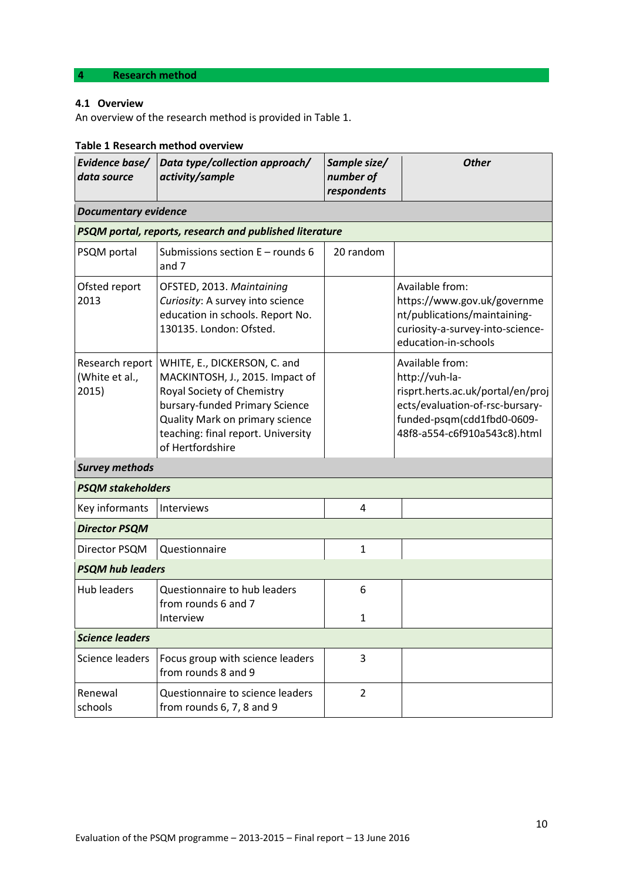## 4 Research method

### 4.1 Overview

An overview of the research method is provided in Table 1.

**Table 1 Research method overview**

| *Evidence base/ data source* | *Data type/collection approach/ activity/sample* | *Sample size/ number of respondents* | *Other* |
|---|---|---|---|
| ***Documentary evidence*** | | | |
| ***PSQM portal, reports, research and published literature*** | | | |
| PSQM portal | Submissions section E – rounds 6 and 7 | 20 random | |
| Ofsted report 2013 | OFSTED, 2013. *Maintaining Curiosity*: A survey into science education in schools. Report No. 130135. London: Ofsted. | | Available from: https://www.gov.uk/government/publications/maintaining-curiosity-a-survey-into-science-education-in-schools |
| Research report (White et al., 2015) | WHITE, E., DICKERSON, C. and MACKINTOSH, J., 2015. Impact of Royal Society of Chemistry bursary-funded Primary Science Quality Mark on primary science teaching: final report. University of Hertfordshire | | Available from: http://vuh-la-risprt.herts.ac.uk/portal/en/projects/evaluation-of-rsc-bursary-funded-psqm(cdd1fbd0-0609-48f8-a554-c6f910a543c8).html |
| ***Survey methods*** | | | |
| ***PSQM stakeholders*** | | | |
| Key informants | Interviews | 4 | |
| ***Director PSQM*** | | | |
| Director PSQM | Questionnaire | 1 | |
| ***PSQM hub leaders*** | | | |
| Hub leaders | Questionnaire to hub leaders from rounds 6 and 7<br>Interview | 6<br><br>1 | |
| ***Science leaders*** | | | |
| Science leaders | Focus group with science leaders from rounds 8 and 9 | 3 | |
| Renewal schools | Questionnaire to science leaders from rounds 6, 7, 8 and 9 | 2 | |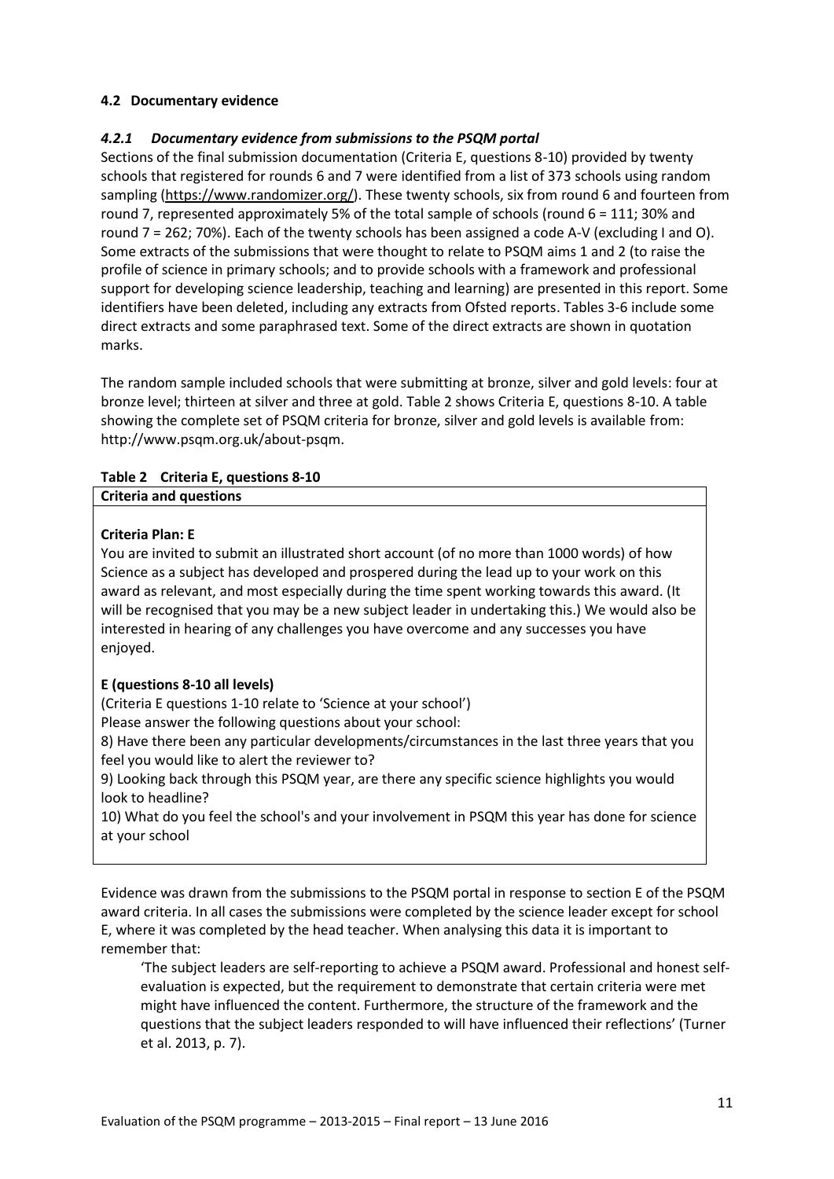### 4.2 Documentary evidence

#### *4.2.1 Documentary evidence from submissions to the PSQM portal*

Sections of the final submission documentation (Criteria E, questions 8-10) provided by twenty schools that registered for rounds 6 and 7 were identified from a list of 373 schools using random sampling (https://www.randomizer.org/). These twenty schools, six from round 6 and fourteen from round 7, represented approximately 5% of the total sample of schools (round 6 = 111; 30% and round 7 = 262; 70%). Each of the twenty schools has been assigned a code A-V (excluding I and O). Some extracts of the submissions that were thought to relate to PSQM aims 1 and 2 (to raise the profile of science in primary schools; and to provide schools with a framework and professional support for developing science leadership, teaching and learning) are presented in this report. Some identifiers have been deleted, including any extracts from Ofsted reports. Tables 3-6 include some direct extracts and some paraphrased text. Some of the direct extracts are shown in quotation marks.

The random sample included schools that were submitting at bronze, silver and gold levels: four at bronze level; thirteen at silver and three at gold. Table 2 shows Criteria E, questions 8-10. A table showing the complete set of PSQM criteria for bronze, silver and gold levels is available from: http://www.psqm.org.uk/about-psqm.

**Table 2 Criteria E, questions 8-10**

| **Criteria and questions** |
|---|
| **Criteria Plan: E**<br><br>You are invited to submit an illustrated short account (of no more than 1000 words) of how Science as a subject has developed and prospered during the lead up to your work on this award as relevant, and most especially during the time spent working towards this award. (It will be recognised that you may be a new subject leader in undertaking this.) We would also be interested in hearing of any challenges you have overcome and any successes you have enjoyed.<br><br>**E (questions 8-10 all levels)**<br>(Criteria E questions 1-10 relate to 'Science at your school')<br>Please answer the following questions about your school:<br>8) Have there been any particular developments/circumstances in the last three years that you feel you would like to alert the reviewer to?<br>9) Looking back through this PSQM year, are there any specific science highlights you would look to headline?<br>10) What do you feel the school's and your involvement in PSQM this year has done for science at your school |

Evidence was drawn from the submissions to the PSQM portal in response to section E of the PSQM award criteria. In all cases the submissions were completed by the science leader except for school E, where it was completed by the head teacher. When analysing this data it is important to remember that:

> 'The subject leaders are self-reporting to achieve a PSQM award. Professional and honest self-evaluation is expected, but the requirement to demonstrate that certain criteria were met might have influenced the content. Furthermore, the structure of the framework and the questions that the subject leaders responded to will have influenced their reflections' (Turner et al. 2013, p. 7).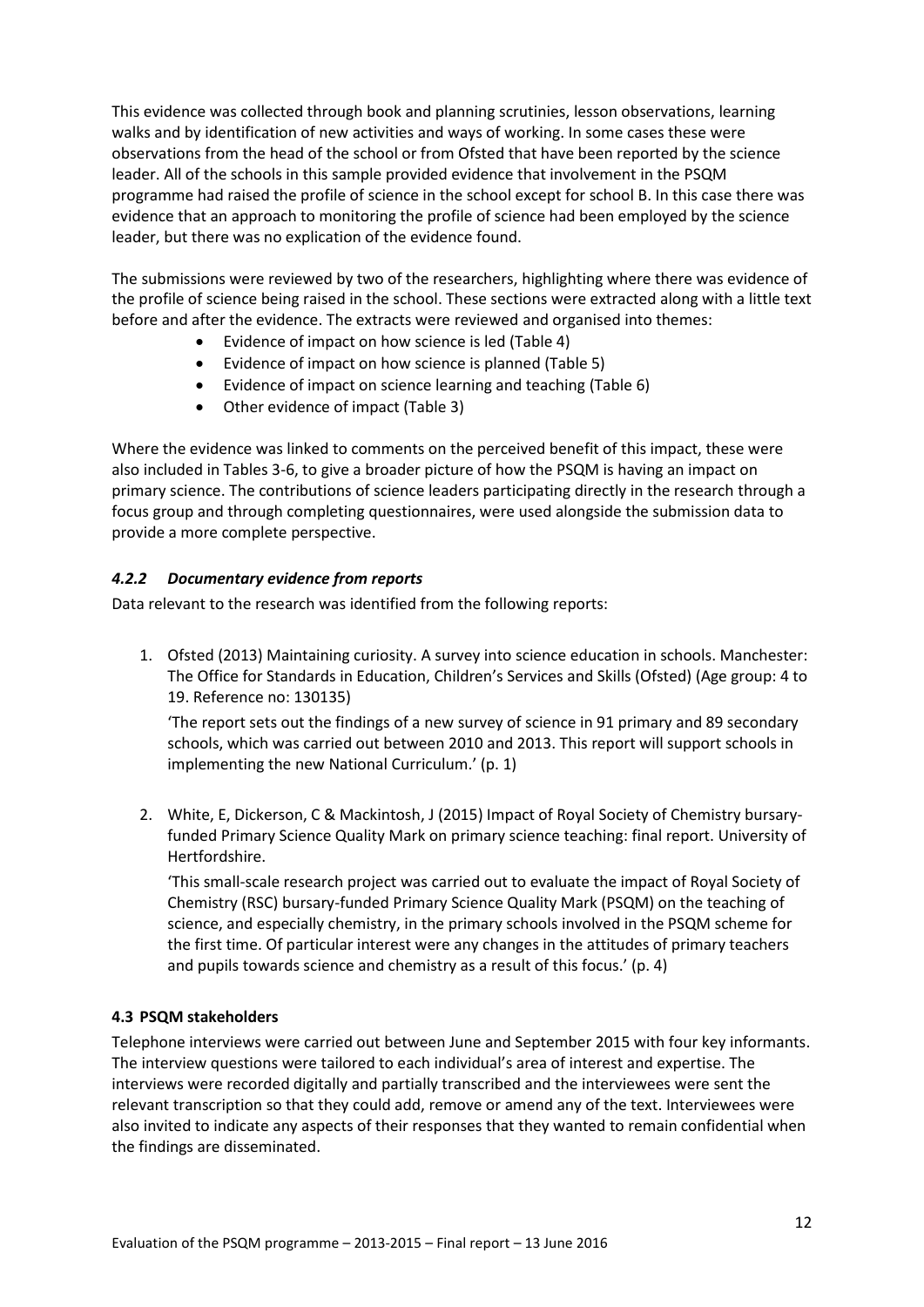This evidence was collected through book and planning scrutinies, lesson observations, learning walks and by identification of new activities and ways of working. In some cases these were observations from the head of the school or from Ofsted that have been reported by the science leader. All of the schools in this sample provided evidence that involvement in the PSQM programme had raised the profile of science in the school except for school B. In this case there was evidence that an approach to monitoring the profile of science had been employed by the science leader, but there was no explication of the evidence found.

The submissions were reviewed by two of the researchers, highlighting where there was evidence of the profile of science being raised in the school. These sections were extracted along with a little text before and after the evidence. The extracts were reviewed and organised into themes:

- Evidence of impact on how science is led (Table 4)
- Evidence of impact on how science is planned (Table 5)
- Evidence of impact on science learning and teaching (Table 6)
- Other evidence of impact (Table 3)

Where the evidence was linked to comments on the perceived benefit of this impact, these were also included in Tables 3-6, to give a broader picture of how the PSQM is having an impact on primary science. The contributions of science leaders participating directly in the research through a focus group and through completing questionnaires, were used alongside the submission data to provide a more complete perspective.

### *4.2.2 Documentary evidence from reports*

Data relevant to the research was identified from the following reports:

1. Ofsted (2013) Maintaining curiosity. A survey into science education in schools. Manchester: The Office for Standards in Education, Children's Services and Skills (Ofsted) (Age group: 4 to 19. Reference no: 130135)

   'The report sets out the findings of a new survey of science in 91 primary and 89 secondary schools, which was carried out between 2010 and 2013. This report will support schools in implementing the new National Curriculum.' (p. 1)

2. White, E, Dickerson, C & Mackintosh, J (2015) Impact of Royal Society of Chemistry bursary-funded Primary Science Quality Mark on primary science teaching: final report. University of Hertfordshire.

   'This small-scale research project was carried out to evaluate the impact of Royal Society of Chemistry (RSC) bursary-funded Primary Science Quality Mark (PSQM) on the teaching of science, and especially chemistry, in the primary schools involved in the PSQM scheme for the first time. Of particular interest were any changes in the attitudes of primary teachers and pupils towards science and chemistry as a result of this focus.' (p. 4)

### 4.3 PSQM stakeholders

Telephone interviews were carried out between June and September 2015 with four key informants. The interview questions were tailored to each individual's area of interest and expertise. The interviews were recorded digitally and partially transcribed and the interviewees were sent the relevant transcription so that they could add, remove or amend any of the text. Interviewees were also invited to indicate any aspects of their responses that they wanted to remain confidential when the findings are disseminated.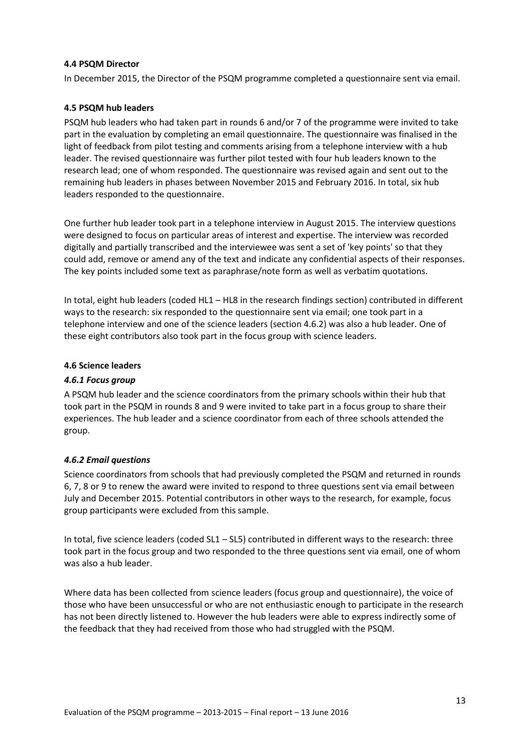### 4.4 PSQM Director

In December 2015, the Director of the PSQM programme completed a questionnaire sent via email.

### 4.5 PSQM hub leaders

PSQM hub leaders who had taken part in rounds 6 and/or 7 of the programme were invited to take part in the evaluation by completing an email questionnaire. The questionnaire was finalised in the light of feedback from pilot testing and comments arising from a telephone interview with a hub leader. The revised questionnaire was further pilot tested with four hub leaders known to the research lead; one of whom responded. The questionnaire was revised again and sent out to the remaining hub leaders in phases between November 2015 and February 2016. In total, six hub leaders responded to the questionnaire.

One further hub leader took part in a telephone interview in August 2015. The interview questions were designed to focus on particular areas of interest and expertise. The interview was recorded digitally and partially transcribed and the interviewee was sent a set of 'key points' so that they could add, remove or amend any of the text and indicate any confidential aspects of their responses. The key points included some text as paraphrase/note form as well as verbatim quotations.

In total, eight hub leaders (coded HL1 – HL8 in the research findings section) contributed in different ways to the research: six responded to the questionnaire sent via email; one took part in a telephone interview and one of the science leaders (section 4.6.2) was also a hub leader. One of these eight contributors also took part in the focus group with science leaders.

### 4.6 Science leaders

#### *4.6.1 Focus group*

A PSQM hub leader and the science coordinators from the primary schools within their hub that took part in the PSQM in rounds 8 and 9 were invited to take part in a focus group to share their experiences. The hub leader and a science coordinator from each of three schools attended the group.

#### *4.6.2 Email questions*

Science coordinators from schools that had previously completed the PSQM and returned in rounds 6, 7, 8 or 9 to renew the award were invited to respond to three questions sent via email between July and December 2015. Potential contributors in other ways to the research, for example, focus group participants were excluded from this sample.

In total, five science leaders (coded SL1 – SL5) contributed in different ways to the research: three took part in the focus group and two responded to the three questions sent via email, one of whom was also a hub leader.

Where data has been collected from science leaders (focus group and questionnaire), the voice of those who have been unsuccessful or who are not enthusiastic enough to participate in the research has not been directly listened to. However the hub leaders were able to express indirectly some of the feedback that they had received from those who had struggled with the PSQM.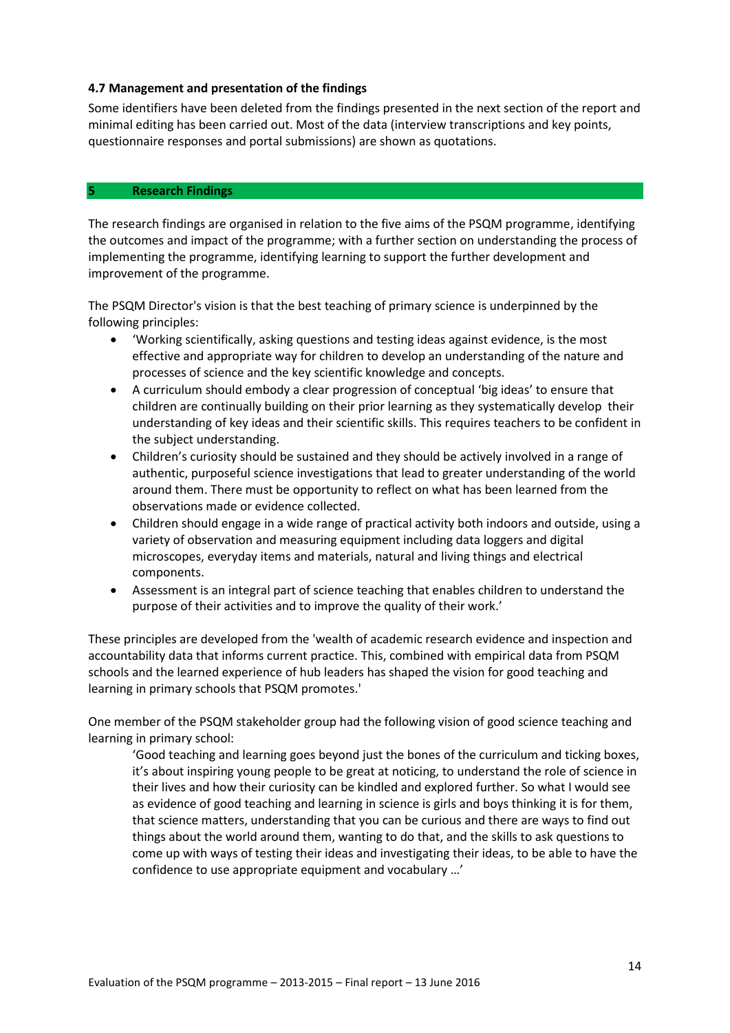### 4.7 Management and presentation of the findings

Some identifiers have been deleted from the findings presented in the next section of the report and minimal editing has been carried out. Most of the data (interview transcriptions and key points, questionnaire responses and portal submissions) are shown as quotations.

## 5 Research Findings

The research findings are organised in relation to the five aims of the PSQM programme, identifying the outcomes and impact of the programme; with a further section on understanding the process of implementing the programme, identifying learning to support the further development and improvement of the programme.

The PSQM Director's vision is that the best teaching of primary science is underpinned by the following principles:

- 'Working scientifically, asking questions and testing ideas against evidence, is the most effective and appropriate way for children to develop an understanding of the nature and processes of science and the key scientific knowledge and concepts.
- A curriculum should embody a clear progression of conceptual 'big ideas' to ensure that children are continually building on their prior learning as they systematically develop their understanding of key ideas and their scientific skills. This requires teachers to be confident in the subject understanding.
- Children's curiosity should be sustained and they should be actively involved in a range of authentic, purposeful science investigations that lead to greater understanding of the world around them. There must be opportunity to reflect on what has been learned from the observations made or evidence collected.
- Children should engage in a wide range of practical activity both indoors and outside, using a variety of observation and measuring equipment including data loggers and digital microscopes, everyday items and materials, natural and living things and electrical components.
- Assessment is an integral part of science teaching that enables children to understand the purpose of their activities and to improve the quality of their work.'

These principles are developed from the 'wealth of academic research evidence and inspection and accountability data that informs current practice. This, combined with empirical data from PSQM schools and the learned experience of hub leaders has shaped the vision for good teaching and learning in primary schools that PSQM promotes.'

One member of the PSQM stakeholder group had the following vision of good science teaching and learning in primary school:

> 'Good teaching and learning goes beyond just the bones of the curriculum and ticking boxes, it's about inspiring young people to be great at noticing, to understand the role of science in their lives and how their curiosity can be kindled and explored further. So what I would see as evidence of good teaching and learning in science is girls and boys thinking it is for them, that science matters, understanding that you can be curious and there are ways to find out things about the world around them, wanting to do that, and the skills to ask questions to come up with ways of testing their ideas and investigating their ideas, to be able to have the confidence to use appropriate equipment and vocabulary …'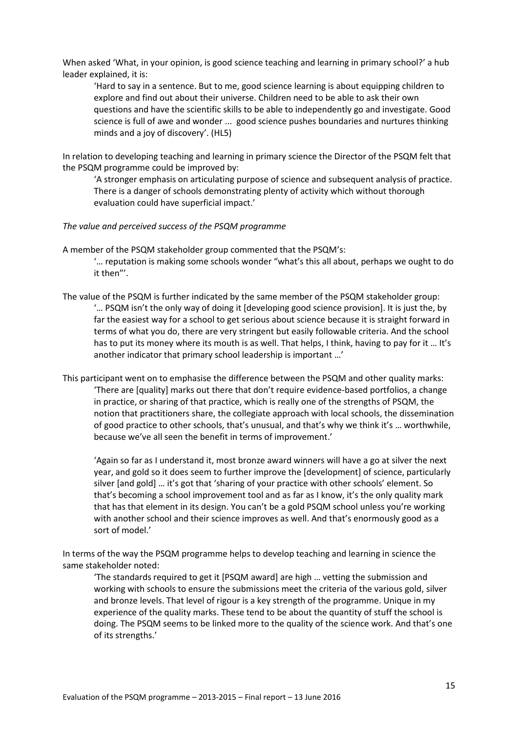When asked 'What, in your opinion, is good science teaching and learning in primary school?' a hub leader explained, it is:

> 'Hard to say in a sentence. But to me, good science learning is about equipping children to explore and find out about their universe. Children need to be able to ask their own questions and have the scientific skills to be able to independently go and investigate. Good science is full of awe and wonder ... good science pushes boundaries and nurtures thinking minds and a joy of discovery'. (HL5)

In relation to developing teaching and learning in primary science the Director of the PSQM felt that the PSQM programme could be improved by:

> 'A stronger emphasis on articulating purpose of science and subsequent analysis of practice. There is a danger of schools demonstrating plenty of activity which without thorough evaluation could have superficial impact.'

*The value and perceived success of the PSQM programme*

A member of the PSQM stakeholder group commented that the PSQM's:

> '… reputation is making some schools wonder "what's this all about, perhaps we ought to do it then"'.

The value of the PSQM is further indicated by the same member of the PSQM stakeholder group:

> '… PSQM isn't the only way of doing it [developing good science provision]. It is just the, by far the easiest way for a school to get serious about science because it is straight forward in terms of what you do, there are very stringent but easily followable criteria. And the school has to put its money where its mouth is as well. That helps, I think, having to pay for it … It's another indicator that primary school leadership is important …'

This participant went on to emphasise the difference between the PSQM and other quality marks:

> 'There are [quality] marks out there that don't require evidence-based portfolios, a change in practice, or sharing of that practice, which is really one of the strengths of PSQM, the notion that practitioners share, the collegiate approach with local schools, the dissemination of good practice to other schools, that's unusual, and that's why we think it's … worthwhile, because we've all seen the benefit in terms of improvement.'
>
> 'Again so far as I understand it, most bronze award winners will have a go at silver the next year, and gold so it does seem to further improve the [development] of science, particularly silver [and gold] … it's got that 'sharing of your practice with other schools' element. So that's becoming a school improvement tool and as far as I know, it's the only quality mark that has that element in its design. You can't be a gold PSQM school unless you're working with another school and their science improves as well. And that's enormously good as a sort of model.'

In terms of the way the PSQM programme helps to develop teaching and learning in science the same stakeholder noted:

> 'The standards required to get it [PSQM award] are high … vetting the submission and working with schools to ensure the submissions meet the criteria of the various gold, silver and bronze levels. That level of rigour is a key strength of the programme. Unique in my experience of the quality marks. These tend to be about the quantity of stuff the school is doing. The PSQM seems to be linked more to the quality of the science work. And that's one of its strengths.'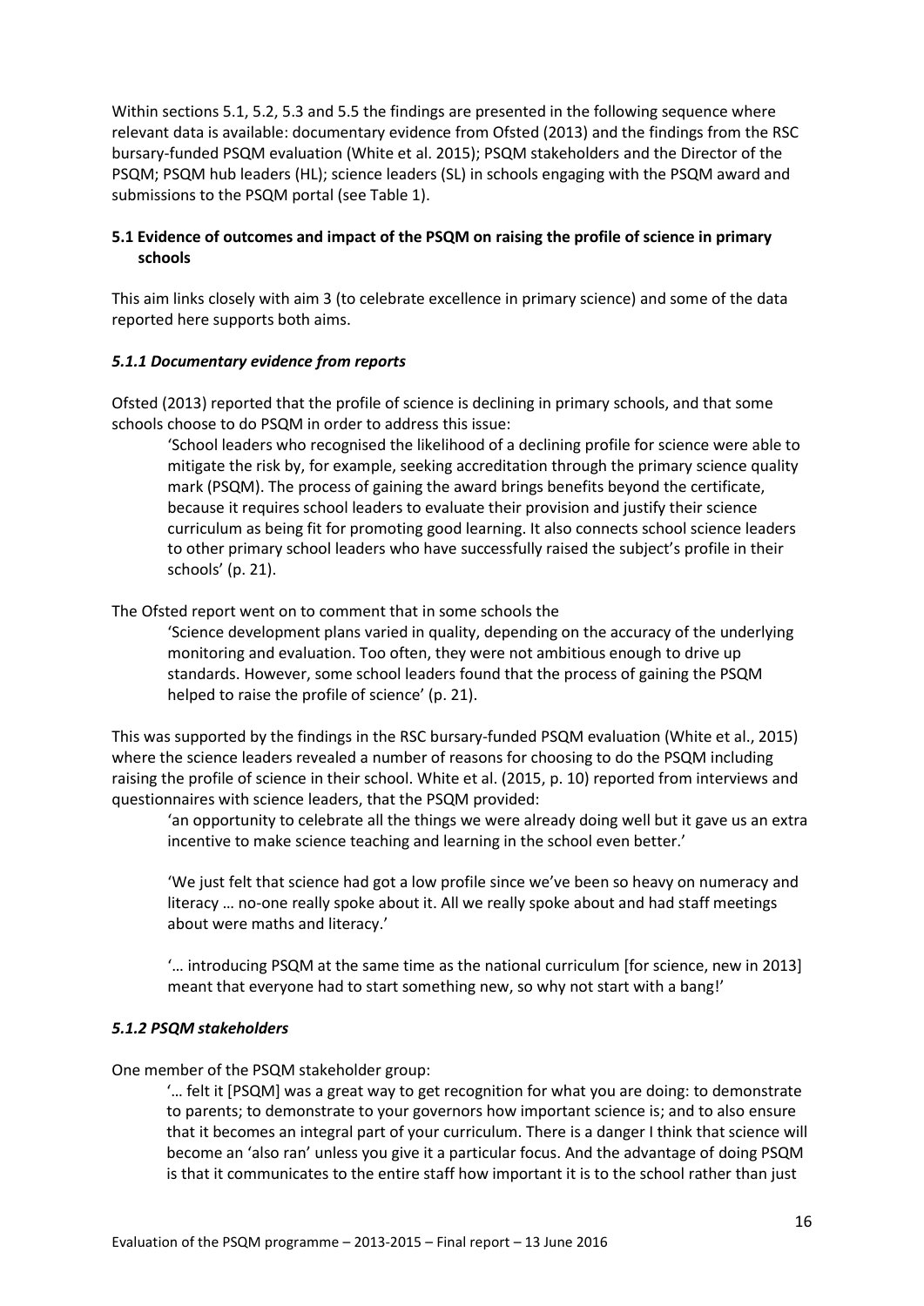Within sections 5.1, 5.2, 5.3 and 5.5 the findings are presented in the following sequence where relevant data is available: documentary evidence from Ofsted (2013) and the findings from the RSC bursary-funded PSQM evaluation (White et al. 2015); PSQM stakeholders and the Director of the PSQM; PSQM hub leaders (HL); science leaders (SL) in schools engaging with the PSQM award and submissions to the PSQM portal (see Table 1).

## 5.1 Evidence of outcomes and impact of the PSQM on raising the profile of science in primary schools

This aim links closely with aim 3 (to celebrate excellence in primary science) and some of the data reported here supports both aims.

### *5.1.1 Documentary evidence from reports*

Ofsted (2013) reported that the profile of science is declining in primary schools, and that some schools choose to do PSQM in order to address this issue:

> 'School leaders who recognised the likelihood of a declining profile for science were able to mitigate the risk by, for example, seeking accreditation through the primary science quality mark (PSQM). The process of gaining the award brings benefits beyond the certificate, because it requires school leaders to evaluate their provision and justify their science curriculum as being fit for promoting good learning. It also connects school science leaders to other primary school leaders who have successfully raised the subject's profile in their schools' (p. 21).

The Ofsted report went on to comment that in some schools the

> 'Science development plans varied in quality, depending on the accuracy of the underlying monitoring and evaluation. Too often, they were not ambitious enough to drive up standards. However, some school leaders found that the process of gaining the PSQM helped to raise the profile of science' (p. 21).

This was supported by the findings in the RSC bursary-funded PSQM evaluation (White et al., 2015) where the science leaders revealed a number of reasons for choosing to do the PSQM including raising the profile of science in their school. White et al. (2015, p. 10) reported from interviews and questionnaires with science leaders, that the PSQM provided:

> 'an opportunity to celebrate all the things we were already doing well but it gave us an extra incentive to make science teaching and learning in the school even better.'
>
> 'We just felt that science had got a low profile since we've been so heavy on numeracy and literacy … no-one really spoke about it. All we really spoke about and had staff meetings about were maths and literacy.'
>
> '… introducing PSQM at the same time as the national curriculum [for science, new in 2013] meant that everyone had to start something new, so why not start with a bang!'

### *5.1.2 PSQM stakeholders*

One member of the PSQM stakeholder group:

> '… felt it [PSQM] was a great way to get recognition for what you are doing: to demonstrate to parents; to demonstrate to your governors how important science is; and to also ensure that it becomes an integral part of your curriculum. There is a danger I think that science will become an 'also ran' unless you give it a particular focus. And the advantage of doing PSQM is that it communicates to the entire staff how important it is to the school rather than just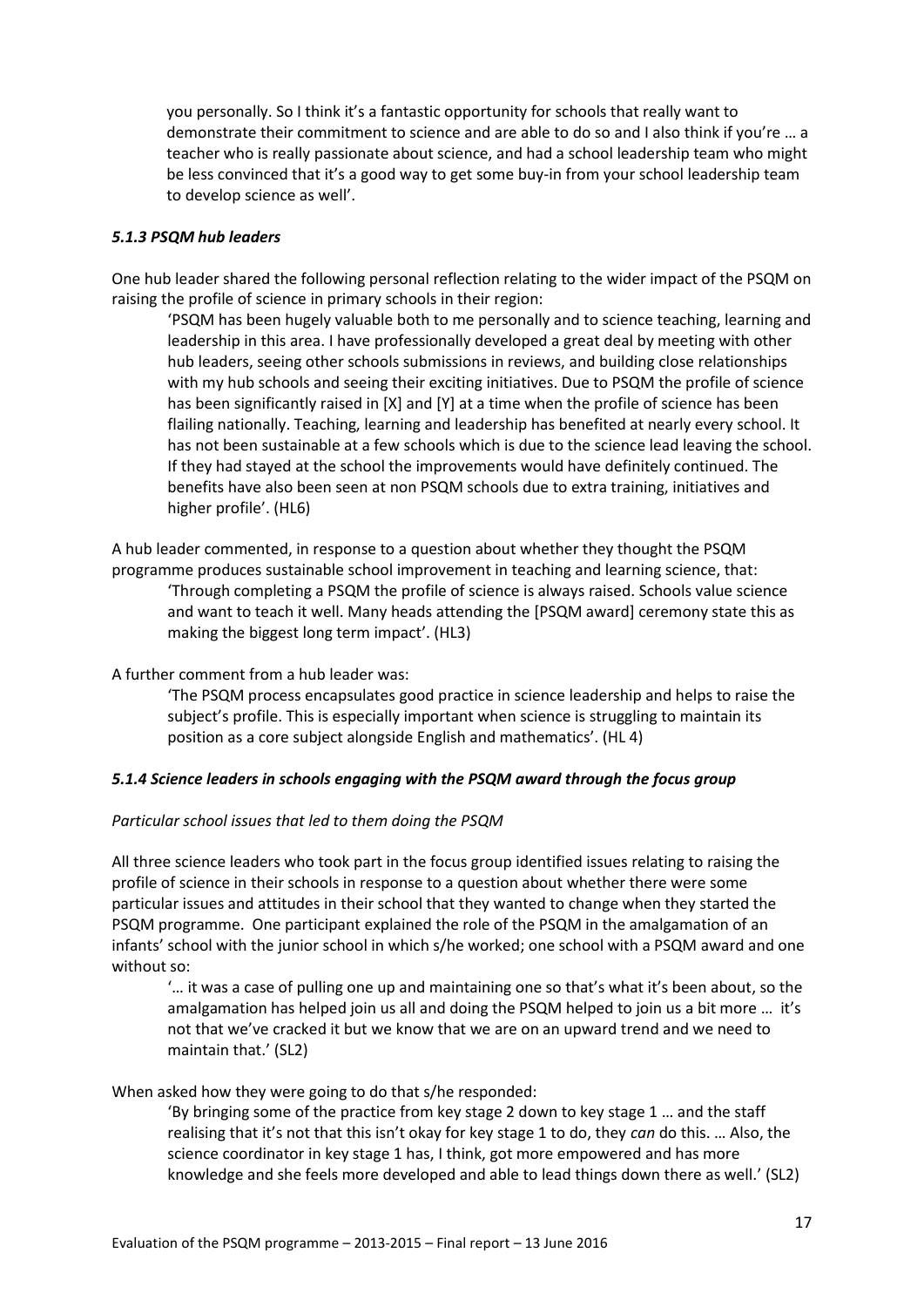you personally. So I think it's a fantastic opportunity for schools that really want to demonstrate their commitment to science and are able to do so and I also think if you're … a teacher who is really passionate about science, and had a school leadership team who might be less convinced that it's a good way to get some buy-in from your school leadership team to develop science as well'.

### *5.1.3 PSQM hub leaders*

One hub leader shared the following personal reflection relating to the wider impact of the PSQM on raising the profile of science in primary schools in their region:

> 'PSQM has been hugely valuable both to me personally and to science teaching, learning and leadership in this area. I have professionally developed a great deal by meeting with other hub leaders, seeing other schools submissions in reviews, and building close relationships with my hub schools and seeing their exciting initiatives. Due to PSQM the profile of science has been significantly raised in [X] and [Y] at a time when the profile of science has been flailing nationally. Teaching, learning and leadership has benefited at nearly every school. It has not been sustainable at a few schools which is due to the science lead leaving the school. If they had stayed at the school the improvements would have definitely continued. The benefits have also been seen at non PSQM schools due to extra training, initiatives and higher profile'. (HL6)

A hub leader commented, in response to a question about whether they thought the PSQM programme produces sustainable school improvement in teaching and learning science, that:

> 'Through completing a PSQM the profile of science is always raised. Schools value science and want to teach it well. Many heads attending the [PSQM award] ceremony state this as making the biggest long term impact'. (HL3)

A further comment from a hub leader was:

> 'The PSQM process encapsulates good practice in science leadership and helps to raise the subject's profile. This is especially important when science is struggling to maintain its position as a core subject alongside English and mathematics'. (HL 4)

### *5.1.4 Science leaders in schools engaging with the PSQM award through the focus group*

*Particular school issues that led to them doing the PSQM*

All three science leaders who took part in the focus group identified issues relating to raising the profile of science in their schools in response to a question about whether there were some particular issues and attitudes in their school that they wanted to change when they started the PSQM programme. One participant explained the role of the PSQM in the amalgamation of an infants' school with the junior school in which s/he worked; one school with a PSQM award and one without so:

> '… it was a case of pulling one up and maintaining one so that's what it's been about, so the amalgamation has helped join us all and doing the PSQM helped to join us a bit more … it's not that we've cracked it but we know that we are on an upward trend and we need to maintain that.' (SL2)

When asked how they were going to do that s/he responded:

> 'By bringing some of the practice from key stage 2 down to key stage 1 … and the staff realising that it's not that this isn't okay for key stage 1 to do, they *can* do this. … Also, the science coordinator in key stage 1 has, I think, got more empowered and has more knowledge and she feels more developed and able to lead things down there as well.' (SL2)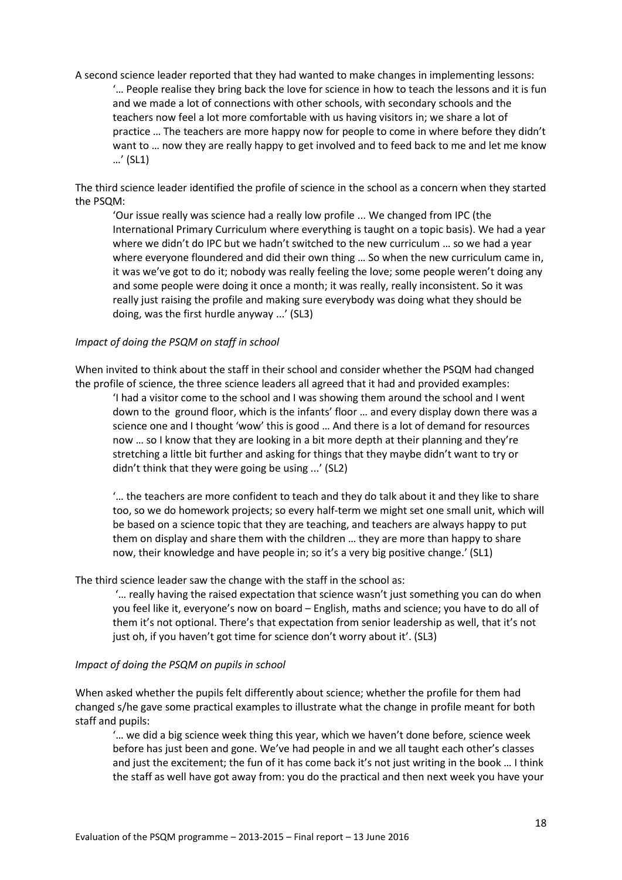A second science leader reported that they had wanted to make changes in implementing lessons:

> '… People realise they bring back the love for science in how to teach the lessons and it is fun and we made a lot of connections with other schools, with secondary schools and the teachers now feel a lot more comfortable with us having visitors in; we share a lot of practice … The teachers are more happy now for people to come in where before they didn't want to … now they are really happy to get involved and to feed back to me and let me know …' (SL1)

The third science leader identified the profile of science in the school as a concern when they started the PSQM:

> 'Our issue really was science had a really low profile ... We changed from IPC (the International Primary Curriculum where everything is taught on a topic basis). We had a year where we didn't do IPC but we hadn't switched to the new curriculum … so we had a year where everyone floundered and did their own thing … So when the new curriculum came in, it was we've got to do it; nobody was really feeling the love; some people weren't doing any and some people were doing it once a month; it was really, really inconsistent. So it was really just raising the profile and making sure everybody was doing what they should be doing, was the first hurdle anyway ...' (SL3)

*Impact of doing the PSQM on staff in school*

When invited to think about the staff in their school and consider whether the PSQM had changed the profile of science, the three science leaders all agreed that it had and provided examples:

> 'I had a visitor come to the school and I was showing them around the school and I went down to the ground floor, which is the infants' floor … and every display down there was a science one and I thought 'wow' this is good … And there is a lot of demand for resources now … so I know that they are looking in a bit more depth at their planning and they're stretching a little bit further and asking for things that they maybe didn't want to try or didn't think that they were going be using ...' (SL2)
>
> '… the teachers are more confident to teach and they do talk about it and they like to share too, so we do homework projects; so every half-term we might set one small unit, which will be based on a science topic that they are teaching, and teachers are always happy to put them on display and share them with the children … they are more than happy to share now, their knowledge and have people in; so it's a very big positive change.' (SL1)

The third science leader saw the change with the staff in the school as:

> '… really having the raised expectation that science wasn't just something you can do when you feel like it, everyone's now on board – English, maths and science; you have to do all of them it's not optional. There's that expectation from senior leadership as well, that it's not just oh, if you haven't got time for science don't worry about it'. (SL3)

*Impact of doing the PSQM on pupils in school*

When asked whether the pupils felt differently about science; whether the profile for them had changed s/he gave some practical examples to illustrate what the change in profile meant for both staff and pupils:

> '… we did a big science week thing this year, which we haven't done before, science week before has just been and gone. We've had people in and we all taught each other's classes and just the excitement; the fun of it has come back it's not just writing in the book … I think the staff as well have got away from: you do the practical and then next week you have your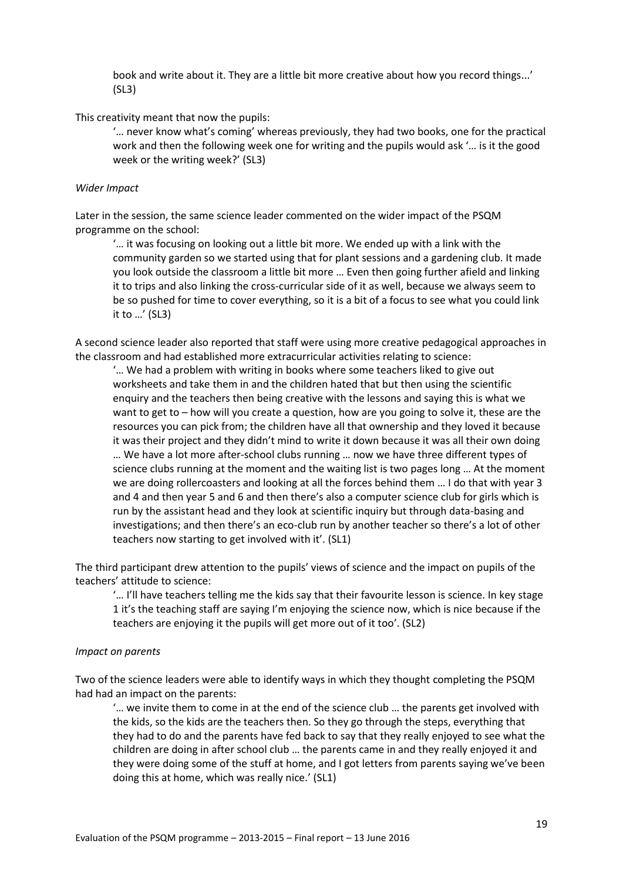book and write about it. They are a little bit more creative about how you record things...' (SL3)

This creativity meant that now the pupils:

> '… never know what's coming' whereas previously, they had two books, one for the practical work and then the following week one for writing and the pupils would ask '… is it the good week or the writing week?' (SL3)

*Wider Impact*

Later in the session, the same science leader commented on the wider impact of the PSQM programme on the school:

> '… it was focusing on looking out a little bit more. We ended up with a link with the community garden so we started using that for plant sessions and a gardening club. It made you look outside the classroom a little bit more … Even then going further afield and linking it to trips and also linking the cross-curricular side of it as well, because we always seem to be so pushed for time to cover everything, so it is a bit of a focus to see what you could link it to …' (SL3)

A second science leader also reported that staff were using more creative pedagogical approaches in the classroom and had established more extracurricular activities relating to science:

> '… We had a problem with writing in books where some teachers liked to give out worksheets and take them in and the children hated that but then using the scientific enquiry and the teachers then being creative with the lessons and saying this is what we want to get to – how will you create a question, how are you going to solve it, these are the resources you can pick from; the children have all that ownership and they loved it because it was their project and they didn't mind to write it down because it was all their own doing … We have a lot more after-school clubs running … now we have three different types of science clubs running at the moment and the waiting list is two pages long … At the moment we are doing rollercoasters and looking at all the forces behind them … I do that with year 3 and 4 and then year 5 and 6 and then there's also a computer science club for girls which is run by the assistant head and they look at scientific inquiry but through data-basing and investigations; and then there's an eco-club run by another teacher so there's a lot of other teachers now starting to get involved with it'. (SL1)

The third participant drew attention to the pupils' views of science and the impact on pupils of the teachers' attitude to science:

> '… I'll have teachers telling me the kids say that their favourite lesson is science. In key stage 1 it's the teaching staff are saying I'm enjoying the science now, which is nice because if the teachers are enjoying it the pupils will get more out of it too'. (SL2)

*Impact on parents*

Two of the science leaders were able to identify ways in which they thought completing the PSQM had had an impact on the parents:

> '… we invite them to come in at the end of the science club … the parents get involved with the kids, so the kids are the teachers then. So they go through the steps, everything that they had to do and the parents have fed back to say that they really enjoyed to see what the children are doing in after school club … the parents came in and they really enjoyed it and they were doing some of the stuff at home, and I got letters from parents saying we've been doing this at home, which was really nice.' (SL1)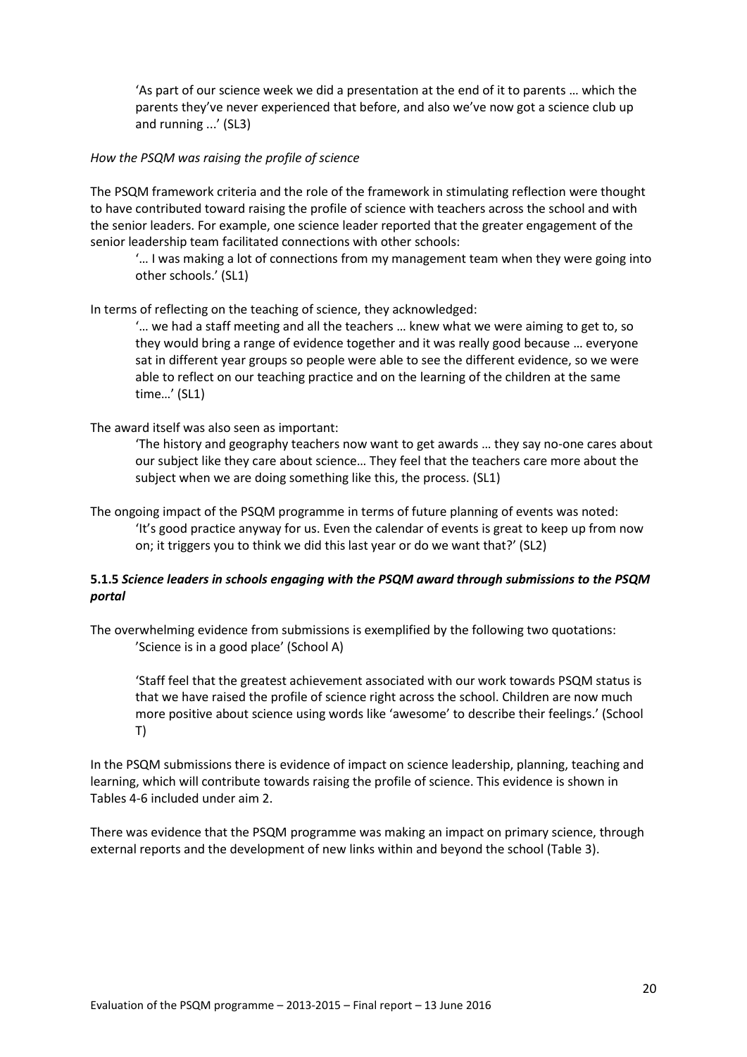'As part of our science week we did a presentation at the end of it to parents … which the parents they've never experienced that before, and also we've now got a science club up and running ...' (SL3)

*How the PSQM was raising the profile of science*

The PSQM framework criteria and the role of the framework in stimulating reflection were thought to have contributed toward raising the profile of science with teachers across the school and with the senior leaders. For example, one science leader reported that the greater engagement of the senior leadership team facilitated connections with other schools:

> '… I was making a lot of connections from my management team when they were going into other schools.' (SL1)

In terms of reflecting on the teaching of science, they acknowledged:

> '… we had a staff meeting and all the teachers … knew what we were aiming to get to, so they would bring a range of evidence together and it was really good because … everyone sat in different year groups so people were able to see the different evidence, so we were able to reflect on our teaching practice and on the learning of the children at the same time…' (SL1)

The award itself was also seen as important:

> 'The history and geography teachers now want to get awards … they say no-one cares about our subject like they care about science… They feel that the teachers care more about the subject when we are doing something like this, the process. (SL1)

The ongoing impact of the PSQM programme in terms of future planning of events was noted:

> 'It's good practice anyway for us. Even the calendar of events is great to keep up from now on; it triggers you to think we did this last year or do we want that?' (SL2)

### 5.1.5 *Science leaders in schools engaging with the PSQM award through submissions to the PSQM portal*

The overwhelming evidence from submissions is exemplified by the following two quotations:

> 'Science is in a good place' (School A)
>
> 'Staff feel that the greatest achievement associated with our work towards PSQM status is that we have raised the profile of science right across the school. Children are now much more positive about science using words like 'awesome' to describe their feelings.' (School T)

In the PSQM submissions there is evidence of impact on science leadership, planning, teaching and learning, which will contribute towards raising the profile of science. This evidence is shown in Tables 4-6 included under aim 2.

There was evidence that the PSQM programme was making an impact on primary science, through external reports and the development of new links within and beyond the school (Table 3).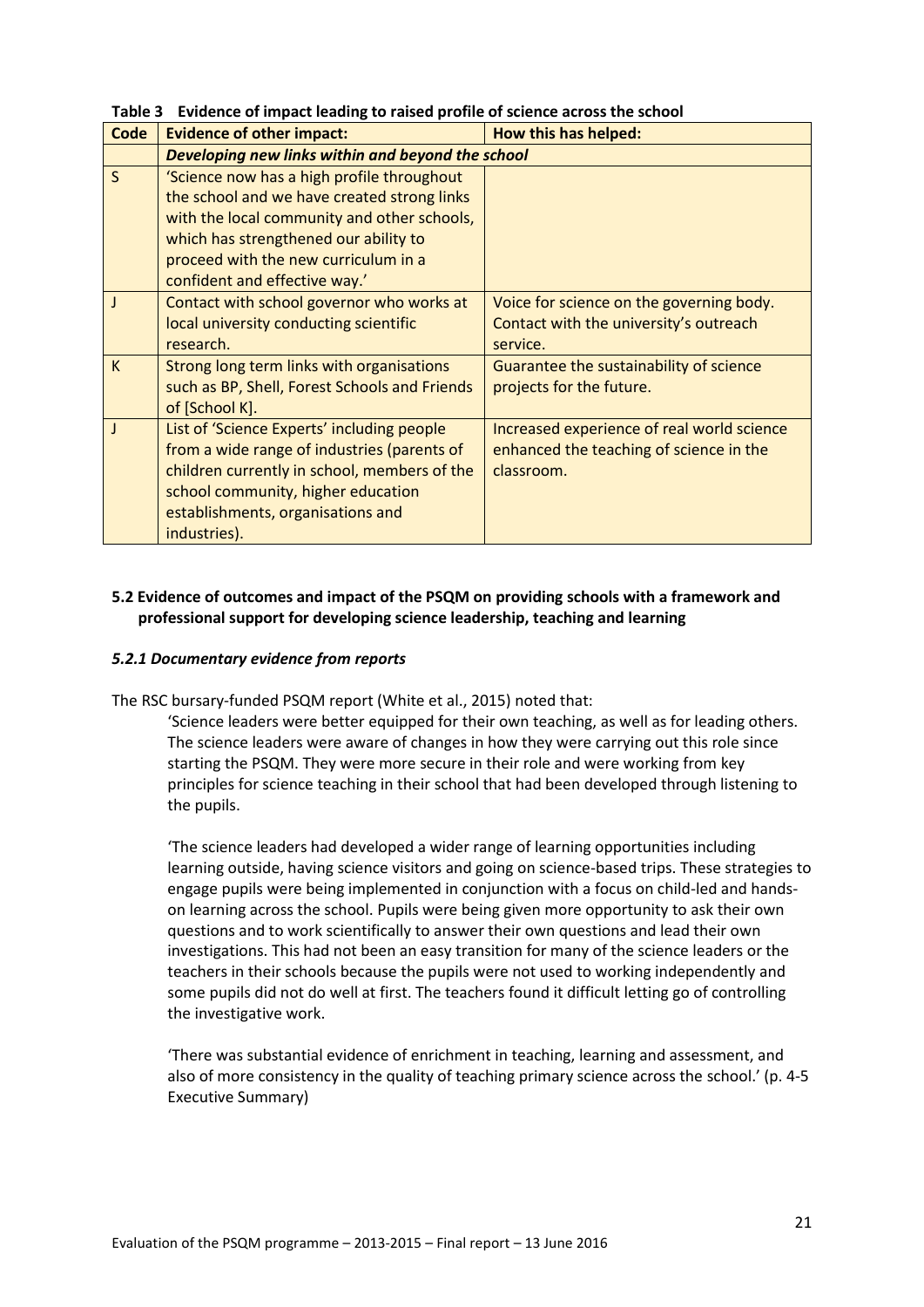**Table 3 Evidence of impact leading to raised profile of science across the school**

| Code | Evidence of other impact: | How this has helped: |
|---|---|---|
| | ***Developing new links within and beyond the school*** | |
| S | 'Science now has a high profile throughout the school and we have created strong links with the local community and other schools, which has strengthened our ability to proceed with the new curriculum in a confident and effective way.' | |
| J | Contact with school governor who works at local university conducting scientific research. | Voice for science on the governing body. Contact with the university's outreach service. |
| K | Strong long term links with organisations such as BP, Shell, Forest Schools and Friends of [School K]. | Guarantee the sustainability of science projects for the future. |
| J | List of 'Science Experts' including people from a wide range of industries (parents of children currently in school, members of the school community, higher education establishments, organisations and industries). | Increased experience of real world science enhanced the teaching of science in the classroom. |

### 5.2 Evidence of outcomes and impact of the PSQM on providing schools with a framework and professional support for developing science leadership, teaching and learning

#### *5.2.1 Documentary evidence from reports*

The RSC bursary-funded PSQM report (White et al., 2015) noted that:

> 'Science leaders were better equipped for their own teaching, as well as for leading others. The science leaders were aware of changes in how they were carrying out this role since starting the PSQM. They were more secure in their role and were working from key principles for science teaching in their school that had been developed through listening to the pupils.
>
> 'The science leaders had developed a wider range of learning opportunities including learning outside, having science visitors and going on science-based trips. These strategies to engage pupils were being implemented in conjunction with a focus on child-led and hands-on learning across the school. Pupils were being given more opportunity to ask their own questions and to work scientifically to answer their own questions and lead their own investigations. This had not been an easy transition for many of the science leaders or the teachers in their schools because the pupils were not used to working independently and some pupils did not do well at first. The teachers found it difficult letting go of controlling the investigative work.
>
> 'There was substantial evidence of enrichment in teaching, learning and assessment, and also of more consistency in the quality of teaching primary science across the school.' (p. 4-5 Executive Summary)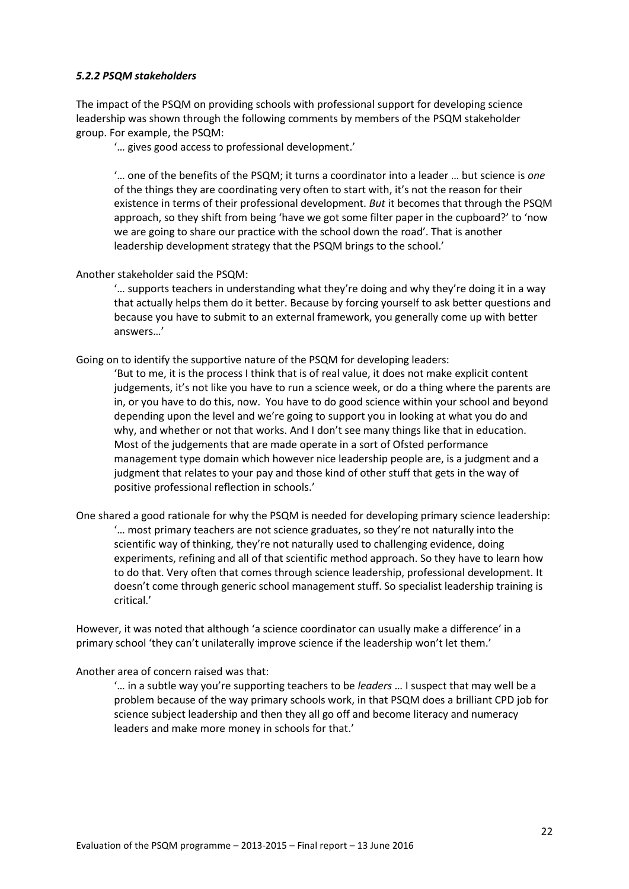### *5.2.2 PSQM stakeholders*

The impact of the PSQM on providing schools with professional support for developing science leadership was shown through the following comments by members of the PSQM stakeholder group. For example, the PSQM:

> '… gives good access to professional development.'
>
> '… one of the benefits of the PSQM; it turns a coordinator into a leader … but science is *one* of the things they are coordinating very often to start with, it's not the reason for their existence in terms of their professional development. *But* it becomes that through the PSQM approach, so they shift from being 'have we got some filter paper in the cupboard?' to 'now we are going to share our practice with the school down the road'. That is another leadership development strategy that the PSQM brings to the school.'

Another stakeholder said the PSQM:

> '… supports teachers in understanding what they're doing and why they're doing it in a way that actually helps them do it better. Because by forcing yourself to ask better questions and because you have to submit to an external framework, you generally come up with better answers…'

Going on to identify the supportive nature of the PSQM for developing leaders:

> 'But to me, it is the process I think that is of real value, it does not make explicit content judgements, it's not like you have to run a science week, or do a thing where the parents are in, or you have to do this, now. You have to do good science within your school and beyond depending upon the level and we're going to support you in looking at what you do and why, and whether or not that works. And I don't see many things like that in education. Most of the judgements that are made operate in a sort of Ofsted performance management type domain which however nice leadership people are, is a judgment and a judgment that relates to your pay and those kind of other stuff that gets in the way of positive professional reflection in schools.'

One shared a good rationale for why the PSQM is needed for developing primary science leadership:

> '… most primary teachers are not science graduates, so they're not naturally into the scientific way of thinking, they're not naturally used to challenging evidence, doing experiments, refining and all of that scientific method approach. So they have to learn how to do that. Very often that comes through science leadership, professional development. It doesn't come through generic school management stuff. So specialist leadership training is critical.'

However, it was noted that although 'a science coordinator can usually make a difference' in a primary school 'they can't unilaterally improve science if the leadership won't let them.'

Another area of concern raised was that:

> '… in a subtle way you're supporting teachers to be *leaders* … I suspect that may well be a problem because of the way primary schools work, in that PSQM does a brilliant CPD job for science subject leadership and then they all go off and become literacy and numeracy leaders and make more money in schools for that.'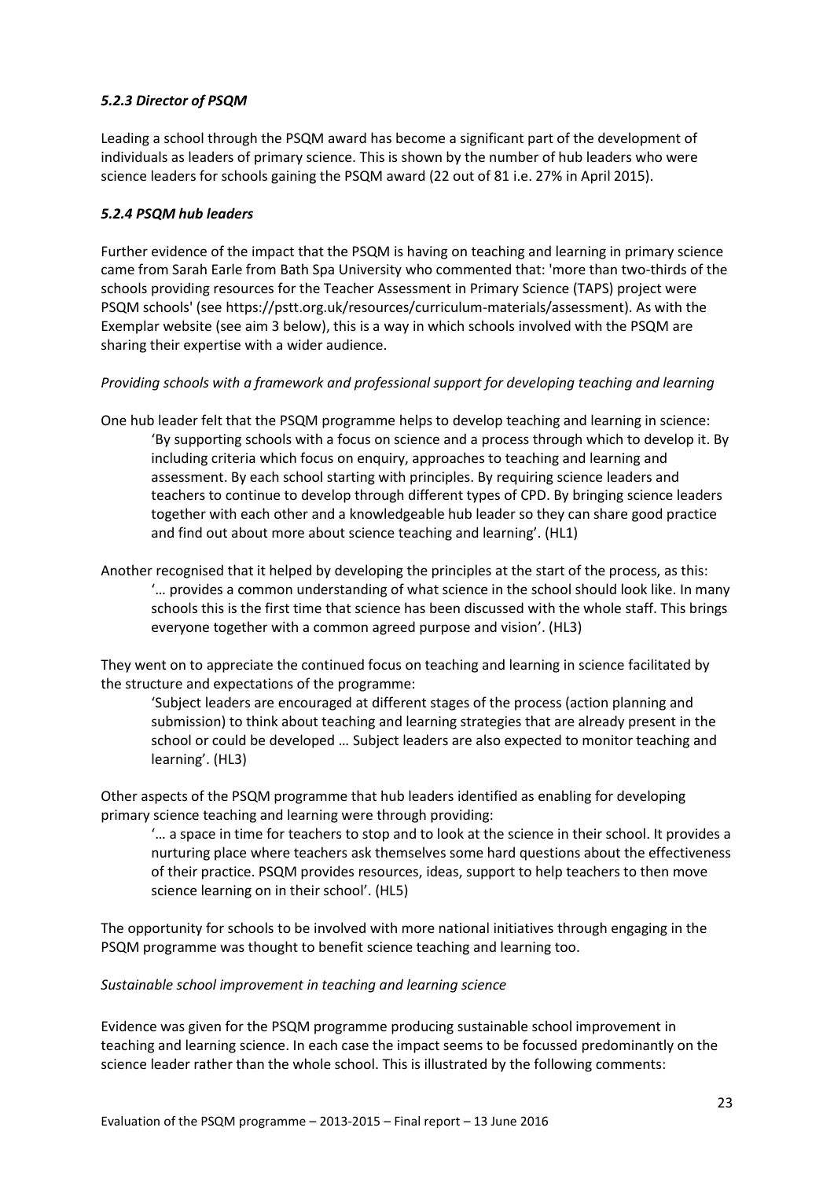#### *5.2.3 Director of PSQM*

Leading a school through the PSQM award has become a significant part of the development of individuals as leaders of primary science. This is shown by the number of hub leaders who were science leaders for schools gaining the PSQM award (22 out of 81 i.e. 27% in April 2015).

#### *5.2.4 PSQM hub leaders*

Further evidence of the impact that the PSQM is having on teaching and learning in primary science came from Sarah Earle from Bath Spa University who commented that: 'more than two-thirds of the schools providing resources for the Teacher Assessment in Primary Science (TAPS) project were PSQM schools' (see https://pstt.org.uk/resources/curriculum-materials/assessment). As with the Exemplar website (see aim 3 below), this is a way in which schools involved with the PSQM are sharing their expertise with a wider audience.

*Providing schools with a framework and professional support for developing teaching and learning*

One hub leader felt that the PSQM programme helps to develop teaching and learning in science:

> 'By supporting schools with a focus on science and a process through which to develop it. By including criteria which focus on enquiry, approaches to teaching and learning and assessment. By each school starting with principles. By requiring science leaders and teachers to continue to develop through different types of CPD. By bringing science leaders together with each other and a knowledgeable hub leader so they can share good practice and find out about more about science teaching and learning'. (HL1)

Another recognised that it helped by developing the principles at the start of the process, as this:

> '… provides a common understanding of what science in the school should look like. In many schools this is the first time that science has been discussed with the whole staff. This brings everyone together with a common agreed purpose and vision'. (HL3)

They went on to appreciate the continued focus on teaching and learning in science facilitated by the structure and expectations of the programme:

> 'Subject leaders are encouraged at different stages of the process (action planning and submission) to think about teaching and learning strategies that are already present in the school or could be developed … Subject leaders are also expected to monitor teaching and learning'. (HL3)

Other aspects of the PSQM programme that hub leaders identified as enabling for developing primary science teaching and learning were through providing:

> '… a space in time for teachers to stop and to look at the science in their school. It provides a nurturing place where teachers ask themselves some hard questions about the effectiveness of their practice. PSQM provides resources, ideas, support to help teachers to then move science learning on in their school'. (HL5)

The opportunity for schools to be involved with more national initiatives through engaging in the PSQM programme was thought to benefit science teaching and learning too.

*Sustainable school improvement in teaching and learning science*

Evidence was given for the PSQM programme producing sustainable school improvement in teaching and learning science. In each case the impact seems to be focussed predominantly on the science leader rather than the whole school. This is illustrated by the following comments: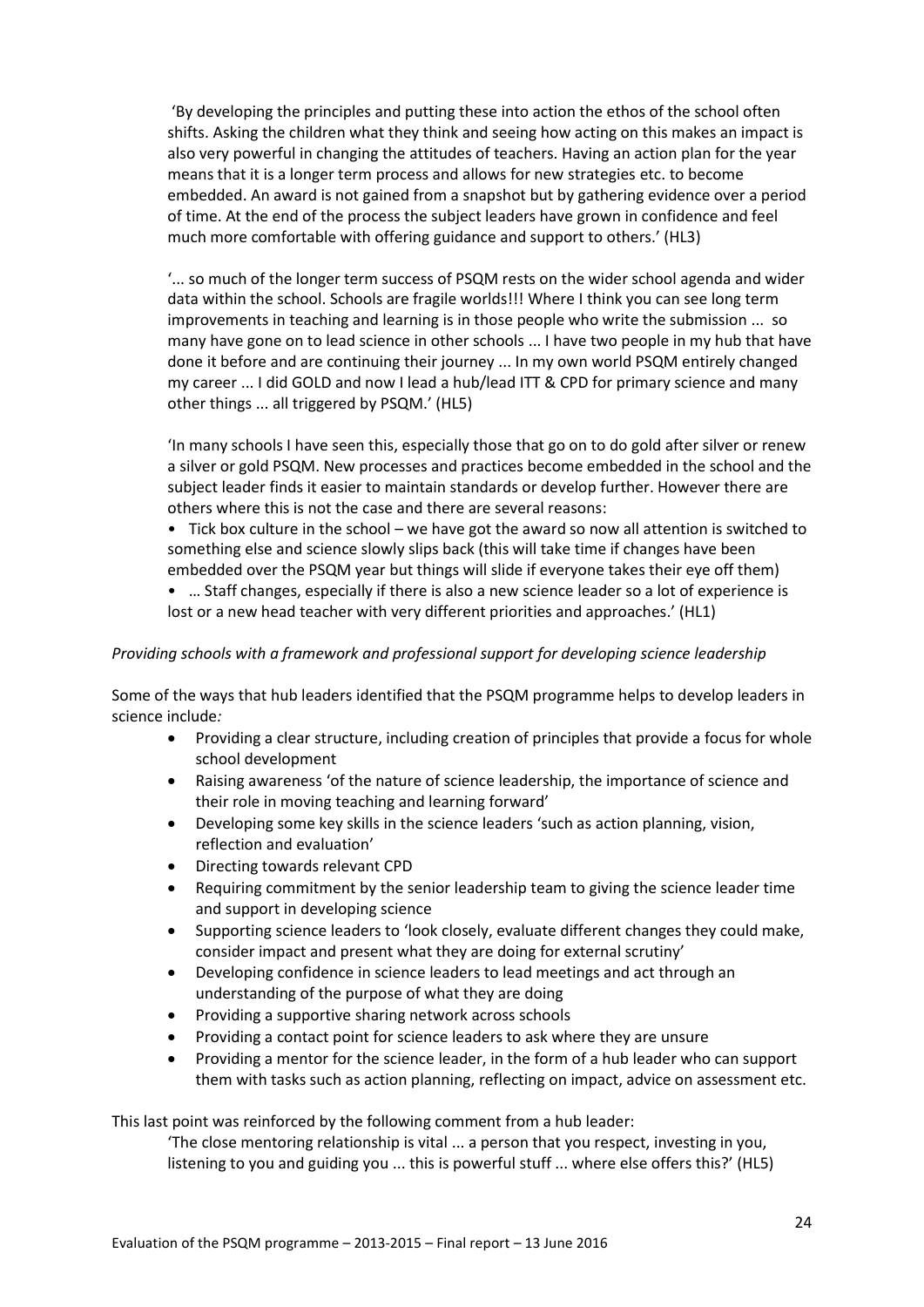'By developing the principles and putting these into action the ethos of the school often shifts. Asking the children what they think and seeing how acting on this makes an impact is also very powerful in changing the attitudes of teachers. Having an action plan for the year means that it is a longer term process and allows for new strategies etc. to become embedded. An award is not gained from a snapshot but by gathering evidence over a period of time. At the end of the process the subject leaders have grown in confidence and feel much more comfortable with offering guidance and support to others.' (HL3)

'... so much of the longer term success of PSQM rests on the wider school agenda and wider data within the school. Schools are fragile worlds!!! Where I think you can see long term improvements in teaching and learning is in those people who write the submission ... so many have gone on to lead science in other schools ... I have two people in my hub that have done it before and are continuing their journey ... In my own world PSQM entirely changed my career ... I did GOLD and now I lead a hub/lead ITT & CPD for primary science and many other things ... all triggered by PSQM.' (HL5)

'In many schools I have seen this, especially those that go on to do gold after silver or renew a silver or gold PSQM. New processes and practices become embedded in the school and the subject leader finds it easier to maintain standards or develop further. However there are others where this is not the case and there are several reasons:

- Tick box culture in the school – we have got the award so now all attention is switched to something else and science slowly slips back (this will take time if changes have been embedded over the PSQM year but things will slide if everyone takes their eye off them)
- … Staff changes, especially if there is also a new science leader so a lot of experience is lost or a new head teacher with very different priorities and approaches.' (HL1)

*Providing schools with a framework and professional support for developing science leadership*

Some of the ways that hub leaders identified that the PSQM programme helps to develop leaders in science include*:*

- Providing a clear structure, including creation of principles that provide a focus for whole school development
- Raising awareness 'of the nature of science leadership, the importance of science and their role in moving teaching and learning forward'
- Developing some key skills in the science leaders 'such as action planning, vision, reflection and evaluation'
- Directing towards relevant CPD
- Requiring commitment by the senior leadership team to giving the science leader time and support in developing science
- Supporting science leaders to 'look closely, evaluate different changes they could make, consider impact and present what they are doing for external scrutiny'
- Developing confidence in science leaders to lead meetings and act through an understanding of the purpose of what they are doing
- Providing a supportive sharing network across schools
- Providing a contact point for science leaders to ask where they are unsure
- Providing a mentor for the science leader, in the form of a hub leader who can support them with tasks such as action planning, reflecting on impact, advice on assessment etc.

This last point was reinforced by the following comment from a hub leader:

'The close mentoring relationship is vital ... a person that you respect, investing in you, listening to you and guiding you ... this is powerful stuff ... where else offers this?' (HL5)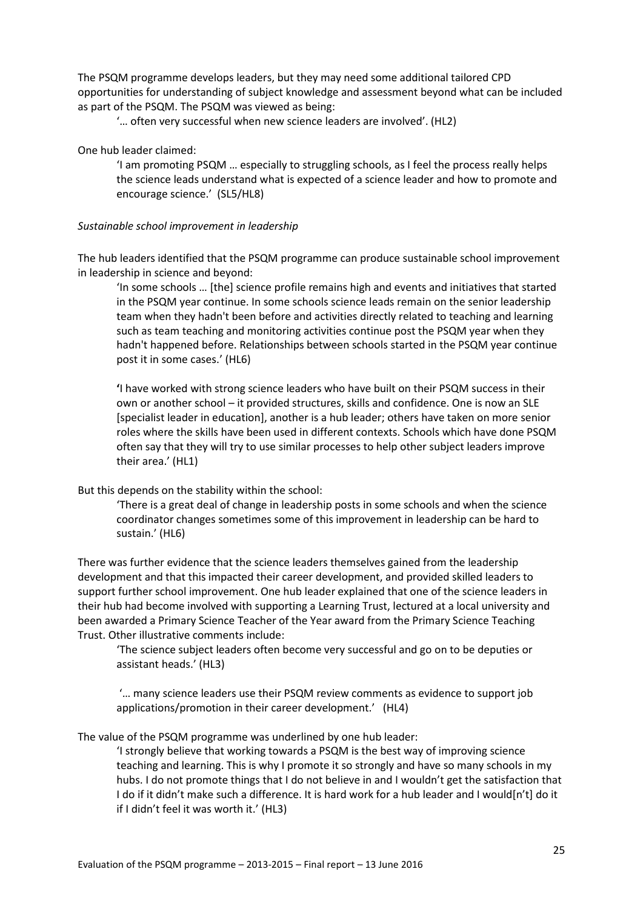The PSQM programme develops leaders, but they may need some additional tailored CPD opportunities for understanding of subject knowledge and assessment beyond what can be included as part of the PSQM. The PSQM was viewed as being:

> '… often very successful when new science leaders are involved'. (HL2)

One hub leader claimed:

> 'I am promoting PSQM … especially to struggling schools, as I feel the process really helps the science leads understand what is expected of a science leader and how to promote and encourage science.' (SL5/HL8)

*Sustainable school improvement in leadership*

The hub leaders identified that the PSQM programme can produce sustainable school improvement in leadership in science and beyond:

> 'In some schools … [the] science profile remains high and events and initiatives that started in the PSQM year continue. In some schools science leads remain on the senior leadership team when they hadn't been before and activities directly related to teaching and learning such as team teaching and monitoring activities continue post the PSQM year when they hadn't happened before. Relationships between schools started in the PSQM year continue post it in some cases.' (HL6)
>
> 'I have worked with strong science leaders who have built on their PSQM success in their own or another school – it provided structures, skills and confidence. One is now an SLE [specialist leader in education], another is a hub leader; others have taken on more senior roles where the skills have been used in different contexts. Schools which have done PSQM often say that they will try to use similar processes to help other subject leaders improve their area.' (HL1)

But this depends on the stability within the school:

> 'There is a great deal of change in leadership posts in some schools and when the science coordinator changes sometimes some of this improvement in leadership can be hard to sustain.' (HL6)

There was further evidence that the science leaders themselves gained from the leadership development and that this impacted their career development, and provided skilled leaders to support further school improvement. One hub leader explained that one of the science leaders in their hub had become involved with supporting a Learning Trust, lectured at a local university and been awarded a Primary Science Teacher of the Year award from the Primary Science Teaching Trust. Other illustrative comments include:

> 'The science subject leaders often become very successful and go on to be deputies or assistant heads.' (HL3)
>
> '… many science leaders use their PSQM review comments as evidence to support job applications/promotion in their career development.' (HL4)

The value of the PSQM programme was underlined by one hub leader:

> 'I strongly believe that working towards a PSQM is the best way of improving science teaching and learning. This is why I promote it so strongly and have so many schools in my hubs. I do not promote things that I do not believe in and I wouldn't get the satisfaction that I do if it didn't make such a difference. It is hard work for a hub leader and I would[n't] do it if I didn't feel it was worth it.' (HL3)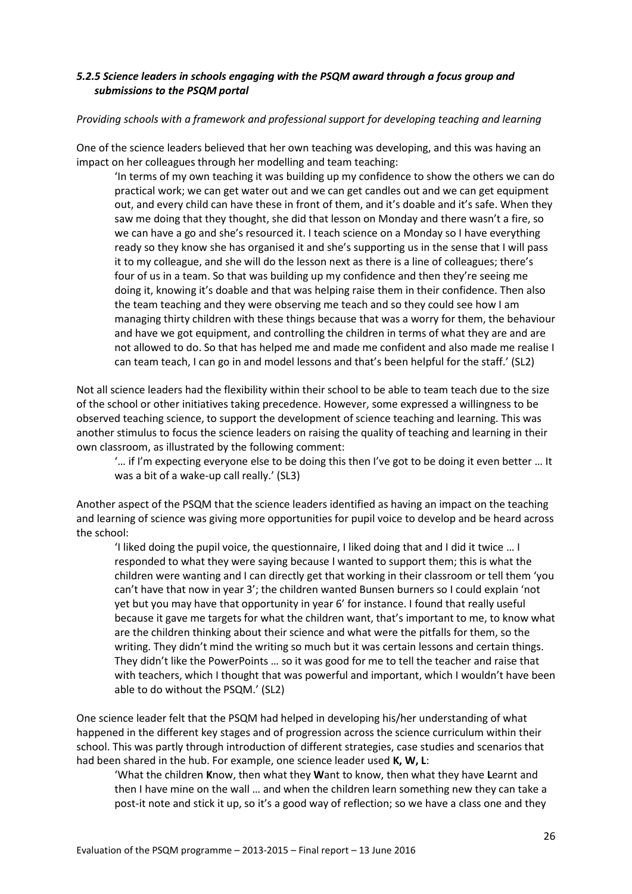### *5.2.5 Science leaders in schools engaging with the PSQM award through a focus group and submissions to the PSQM portal*

*Providing schools with a framework and professional support for developing teaching and learning*

One of the science leaders believed that her own teaching was developing, and this was having an impact on her colleagues through her modelling and team teaching:

> 'In terms of my own teaching it was building up my confidence to show the others we can do practical work; we can get water out and we can get candles out and we can get equipment out, and every child can have these in front of them, and it's doable and it's safe. When they saw me doing that they thought, she did that lesson on Monday and there wasn't a fire, so we can have a go and she's resourced it. I teach science on a Monday so I have everything ready so they know she has organised it and she's supporting us in the sense that I will pass it to my colleague, and she will do the lesson next as there is a line of colleagues; there's four of us in a team. So that was building up my confidence and then they're seeing me doing it, knowing it's doable and that was helping raise them in their confidence. Then also the team teaching and they were observing me teach and so they could see how I am managing thirty children with these things because that was a worry for them, the behaviour and have we got equipment, and controlling the children in terms of what they are and are not allowed to do. So that has helped me and made me confident and also made me realise I can team teach, I can go in and model lessons and that's been helpful for the staff.' (SL2)

Not all science leaders had the flexibility within their school to be able to team teach due to the size of the school or other initiatives taking precedence. However, some expressed a willingness to be observed teaching science, to support the development of science teaching and learning. This was another stimulus to focus the science leaders on raising the quality of teaching and learning in their own classroom, as illustrated by the following comment:

> '… if I'm expecting everyone else to be doing this then I've got to be doing it even better … It was a bit of a wake-up call really.' (SL3)

Another aspect of the PSQM that the science leaders identified as having an impact on the teaching and learning of science was giving more opportunities for pupil voice to develop and be heard across the school:

> 'I liked doing the pupil voice, the questionnaire, I liked doing that and I did it twice … I responded to what they were saying because I wanted to support them; this is what the children were wanting and I can directly get that working in their classroom or tell them 'you can't have that now in year 3'; the children wanted Bunsen burners so I could explain 'not yet but you may have that opportunity in year 6' for instance. I found that really useful because it gave me targets for what the children want, that's important to me, to know what are the children thinking about their science and what were the pitfalls for them, so the writing. They didn't mind the writing so much but it was certain lessons and certain things. They didn't like the PowerPoints … so it was good for me to tell the teacher and raise that with teachers, which I thought that was powerful and important, which I wouldn't have been able to do without the PSQM.' (SL2)

One science leader felt that the PSQM had helped in developing his/her understanding of what happened in the different key stages and of progression across the science curriculum within their school. This was partly through introduction of different strategies, case studies and scenarios that had been shared in the hub. For example, one science leader used **K, W, L**:

> 'What the children **K**now, then what they **W**ant to know, then what they have **L**earnt and then I have mine on the wall … and when the children learn something new they can take a post-it note and stick it up, so it's a good way of reflection; so we have a class one and they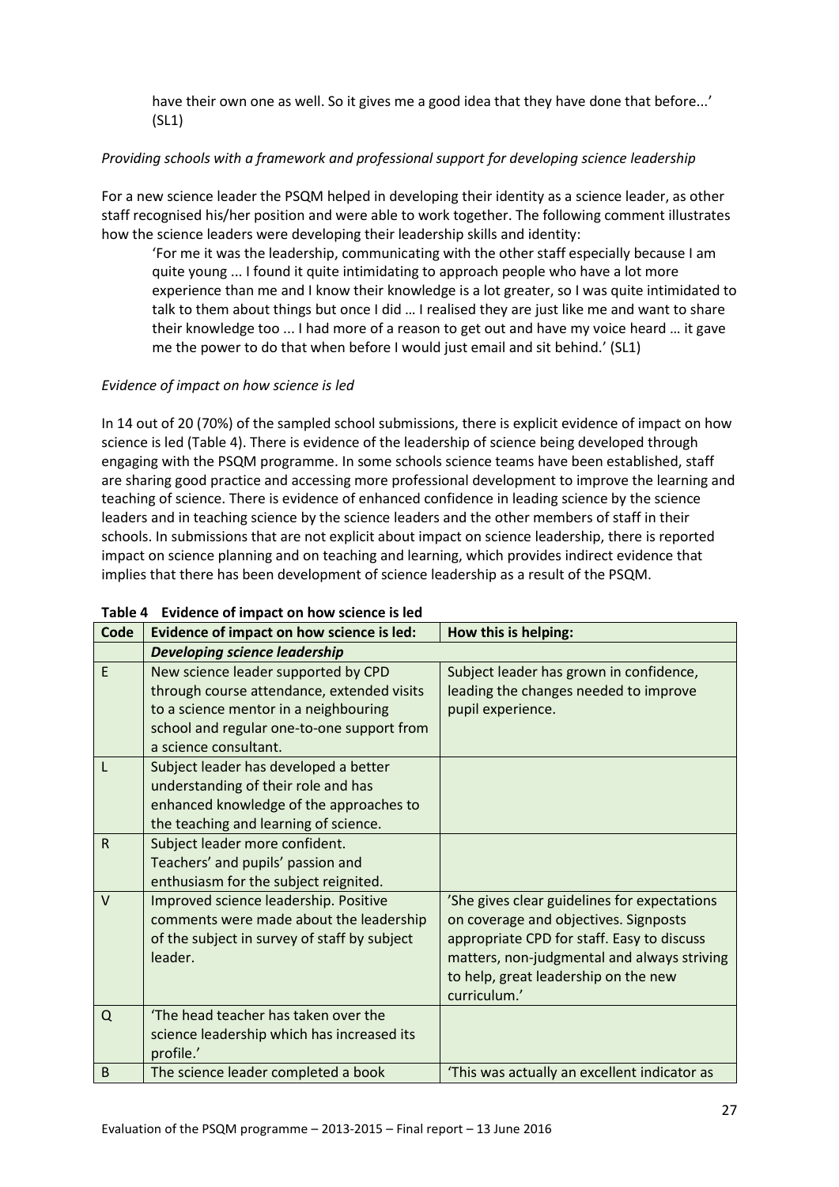have their own one as well. So it gives me a good idea that they have done that before...' (SL1)

*Providing schools with a framework and professional support for developing science leadership*

For a new science leader the PSQM helped in developing their identity as a science leader, as other staff recognised his/her position and were able to work together. The following comment illustrates how the science leaders were developing their leadership skills and identity:

> 'For me it was the leadership, communicating with the other staff especially because I am quite young ... I found it quite intimidating to approach people who have a lot more experience than me and I know their knowledge is a lot greater, so I was quite intimidated to talk to them about things but once I did … I realised they are just like me and want to share their knowledge too ... I had more of a reason to get out and have my voice heard … it gave me the power to do that when before I would just email and sit behind.' (SL1)

*Evidence of impact on how science is led*

In 14 out of 20 (70%) of the sampled school submissions, there is explicit evidence of impact on how science is led (Table 4). There is evidence of the leadership of science being developed through engaging with the PSQM programme. In some schools science teams have been established, staff are sharing good practice and accessing more professional development to improve the learning and teaching of science. There is evidence of enhanced confidence in leading science by the science leaders and in teaching science by the science leaders and the other members of staff in their schools. In submissions that are not explicit about impact on science leadership, there is reported impact on science planning and on teaching and learning, which provides indirect evidence that implies that there has been development of science leadership as a result of the PSQM.

**Table 4 Evidence of impact on how science is led**

| Code | Evidence of impact on how science is led: | How this is helping: |
|---|---|---|
| | ***Developing science leadership*** | |
| E | New science leader supported by CPD through course attendance, extended visits to a science mentor in a neighbouring school and regular one-to-one support from a science consultant. | Subject leader has grown in confidence, leading the changes needed to improve pupil experience. |
| L | Subject leader has developed a better understanding of their role and has enhanced knowledge of the approaches to the teaching and learning of science. | |
| R | Subject leader more confident.<br>Teachers' and pupils' passion and enthusiasm for the subject reignited. | |
| V | Improved science leadership. Positive comments were made about the leadership of the subject in survey of staff by subject leader. | 'She gives clear guidelines for expectations on coverage and objectives. Signposts appropriate CPD for staff. Easy to discuss matters, non-judgmental and always striving to help, great leadership on the new curriculum.' |
| Q | 'The head teacher has taken over the science leadership which has increased its profile.' | |
| B | The science leader completed a book | 'This was actually an excellent indicator as |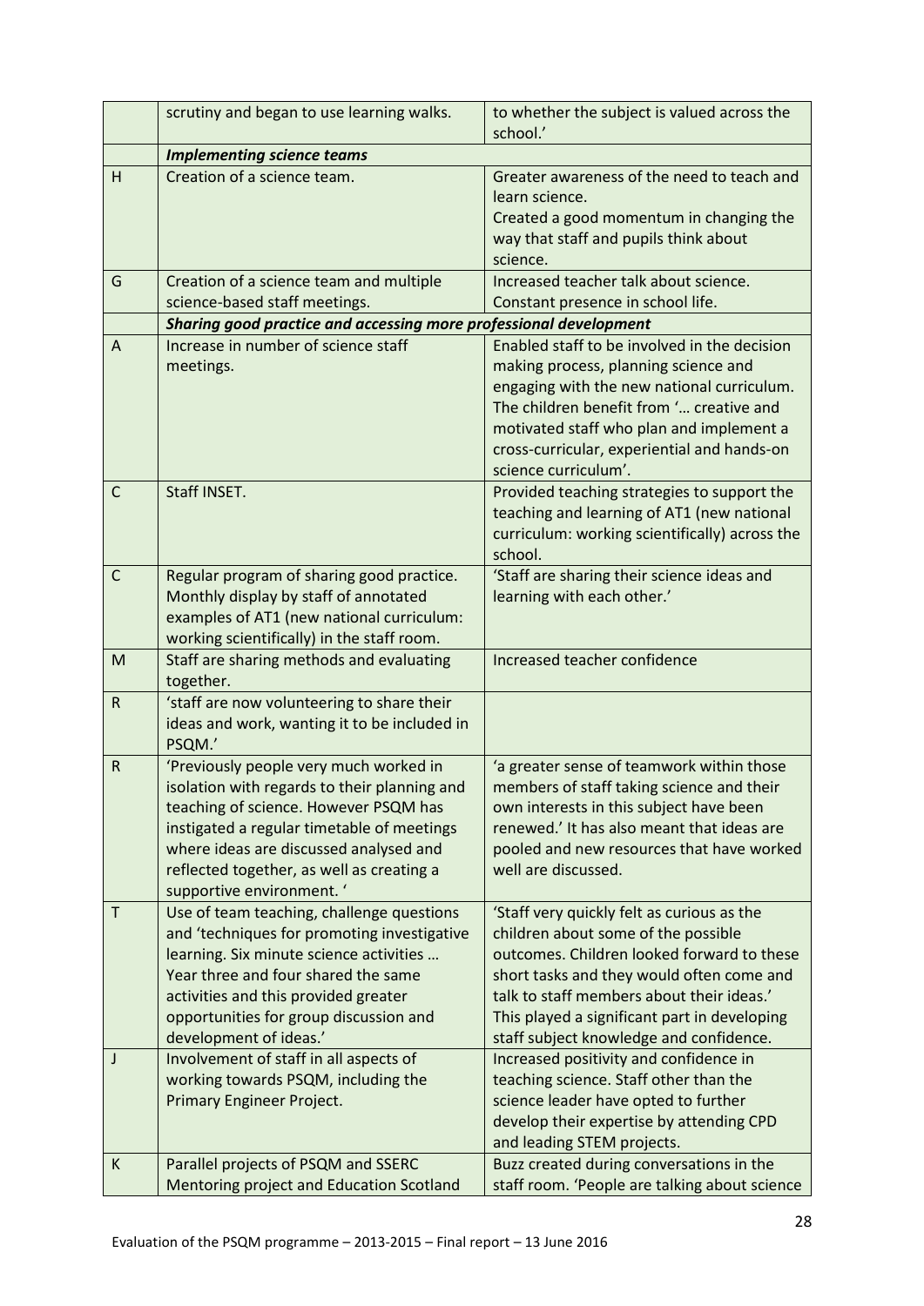|  |  |  |
|---|---|---|
|  | scrutiny and began to use learning walks. | to whether the subject is valued across the school.' |
|  | ***Implementing science teams*** |  |
| H | Creation of a science team. | Greater awareness of the need to teach and learn science.<br>Created a good momentum in changing the way that staff and pupils think about science. |
| G | Creation of a science team and multiple science-based staff meetings. | Increased teacher talk about science.<br>Constant presence in school life. |
|  | ***Sharing good practice and accessing more professional development*** |  |
| A | Increase in number of science staff meetings. | Enabled staff to be involved in the decision making process, planning science and engaging with the new national curriculum. The children benefit from '… creative and motivated staff who plan and implement a cross-curricular, experiential and hands-on science curriculum'. |
| C | Staff INSET. | Provided teaching strategies to support the teaching and learning of AT1 (new national curriculum: working scientifically) across the school. |
| C | Regular program of sharing good practice. Monthly display by staff of annotated examples of AT1 (new national curriculum: working scientifically) in the staff room. | 'Staff are sharing their science ideas and learning with each other.' |
| M | Staff are sharing methods and evaluating together. | Increased teacher confidence |
| R | 'staff are now volunteering to share their ideas and work, wanting it to be included in PSQM.' |  |
| R | 'Previously people very much worked in isolation with regards to their planning and teaching of science. However PSQM has instigated a regular timetable of meetings where ideas are discussed analysed and reflected together, as well as creating a supportive environment. ' | 'a greater sense of teamwork within those members of staff taking science and their own interests in this subject have been renewed.' It has also meant that ideas are pooled and new resources that have worked well are discussed. |
| T | Use of team teaching, challenge questions and 'techniques for promoting investigative learning. Six minute science activities … Year three and four shared the same activities and this provided greater opportunities for group discussion and development of ideas.' | 'Staff very quickly felt as curious as the children about some of the possible outcomes. Children looked forward to these short tasks and they would often come and talk to staff members about their ideas.' This played a significant part in developing staff subject knowledge and confidence. |
| J | Involvement of staff in all aspects of working towards PSQM, including the Primary Engineer Project. | Increased positivity and confidence in teaching science. Staff other than the science leader have opted to further develop their expertise by attending CPD and leading STEM projects. |
| K | Parallel projects of PSQM and SSERC Mentoring project and Education Scotland | Buzz created during conversations in the staff room. 'People are talking about science |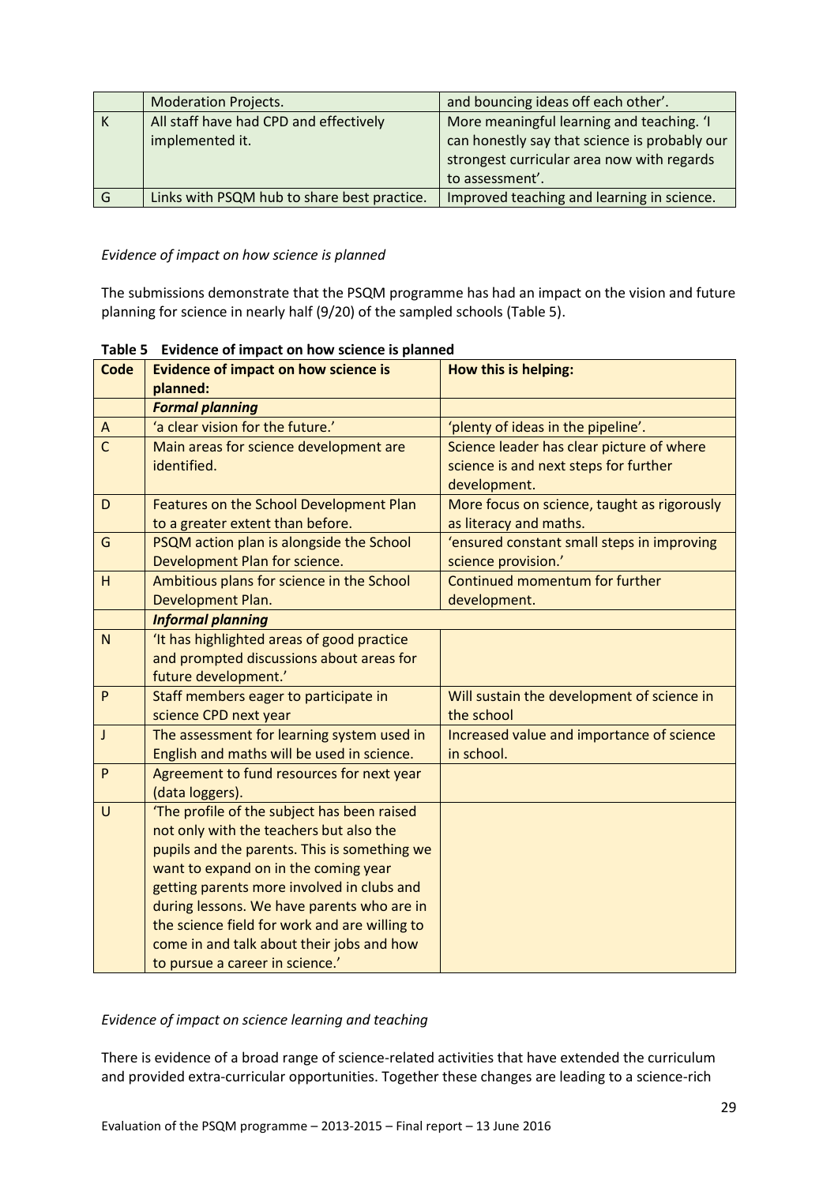|  | Moderation Projects. | and bouncing ideas off each other'. |
|---|---|---|
| K | All staff have had CPD and effectively implemented it. | More meaningful learning and teaching. 'I can honestly say that science is probably our strongest curricular area now with regards to assessment'. |
| G | Links with PSQM hub to share best practice. | Improved teaching and learning in science. |

*Evidence of impact on how science is planned*

The submissions demonstrate that the PSQM programme has had an impact on the vision and future planning for science in nearly half (9/20) of the sampled schools (Table 5).

**Table 5 Evidence of impact on how science is planned**

| Code | Evidence of impact on how science is planned: | How this is helping: |
|---|---|---|
|  | ***Formal planning*** |  |
| A | 'a clear vision for the future.' | 'plenty of ideas in the pipeline'. |
| C | Main areas for science development are identified. | Science leader has clear picture of where science is and next steps for further development. |
| D | Features on the School Development Plan to a greater extent than before. | More focus on science, taught as rigorously as literacy and maths. |
| G | PSQM action plan is alongside the School Development Plan for science. | 'ensured constant small steps in improving science provision.' |
| H | Ambitious plans for science in the School Development Plan. | Continued momentum for further development. |
|  | ***Informal planning*** |  |
| N | 'It has highlighted areas of good practice and prompted discussions about areas for future development.' |  |
| P | Staff members eager to participate in science CPD next year | Will sustain the development of science in the school |
| J | The assessment for learning system used in English and maths will be used in science. | Increased value and importance of science in school. |
| P | Agreement to fund resources for next year (data loggers). |  |
| U | 'The profile of the subject has been raised not only with the teachers but also the pupils and the parents. This is something we want to expand on in the coming year getting parents more involved in clubs and during lessons. We have parents who are in the science field for work and are willing to come in and talk about their jobs and how to pursue a career in science.' |  |

*Evidence of impact on science learning and teaching*

There is evidence of a broad range of science-related activities that have extended the curriculum and provided extra-curricular opportunities. Together these changes are leading to a science-rich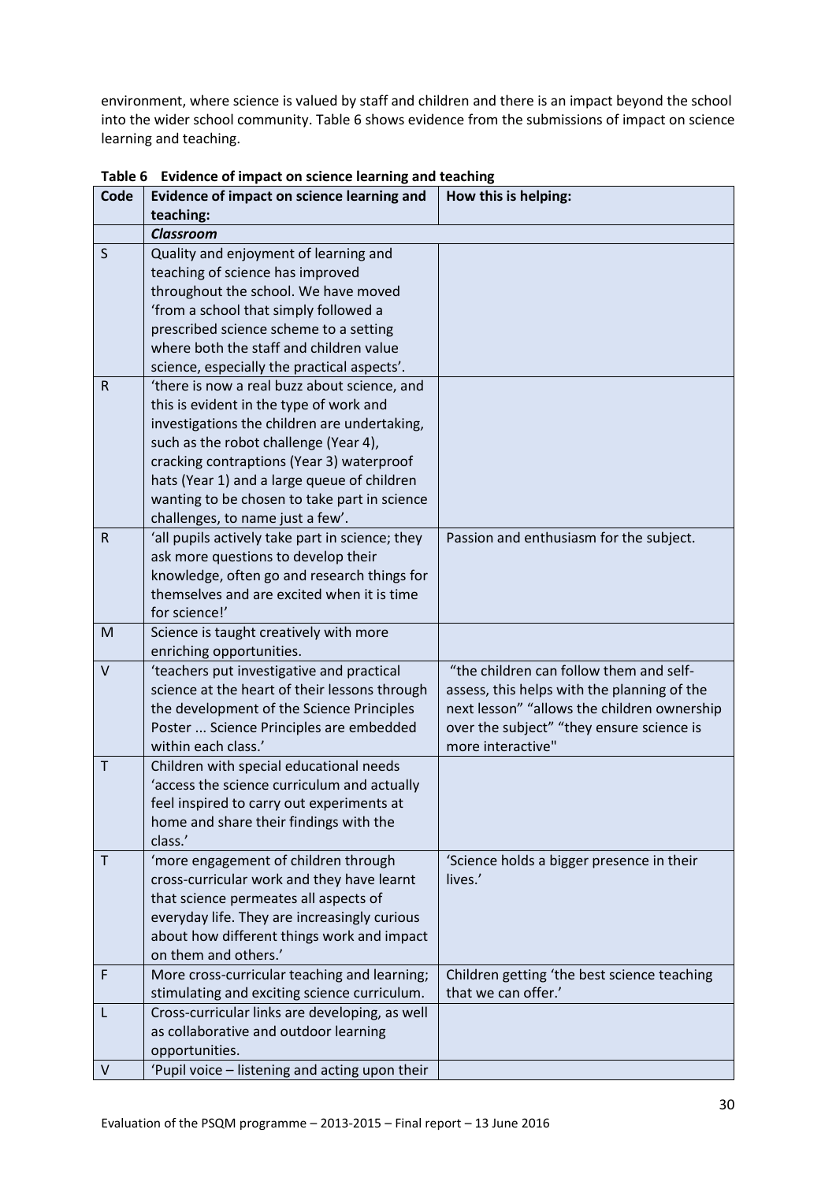environment, where science is valued by staff and children and there is an impact beyond the school into the wider school community. Table 6 shows evidence from the submissions of impact on science learning and teaching.

**Table 6 Evidence of impact on science learning and teaching**

| Code | Evidence of impact on science learning and teaching: | How this is helping: |
|---|---|---|
| | ***Classroom*** | |
| S | Quality and enjoyment of learning and teaching of science has improved throughout the school. We have moved 'from a school that simply followed a prescribed science scheme to a setting where both the staff and children value science, especially the practical aspects'. | |
| R | 'there is now a real buzz about science, and this is evident in the type of work and investigations the children are undertaking, such as the robot challenge (Year 4), cracking contraptions (Year 3) waterproof hats (Year 1) and a large queue of children wanting to be chosen to take part in science challenges, to name just a few'. | |
| R | 'all pupils actively take part in science; they ask more questions to develop their knowledge, often go and research things for themselves and are excited when it is time for science!' | Passion and enthusiasm for the subject. |
| M | Science is taught creatively with more enriching opportunities. | |
| V | 'teachers put investigative and practical science at the heart of their lessons through the development of the Science Principles Poster ... Science Principles are embedded within each class.' | "the children can follow them and self-assess, this helps with the planning of the next lesson" "allows the children ownership over the subject" "they ensure science is more interactive" |
| T | Children with special educational needs 'access the science curriculum and actually feel inspired to carry out experiments at home and share their findings with the class.' | |
| T | 'more engagement of children through cross-curricular work and they have learnt that science permeates all aspects of everyday life. They are increasingly curious about how different things work and impact on them and others.' | 'Science holds a bigger presence in their lives.' |
| F | More cross-curricular teaching and learning; stimulating and exciting science curriculum. | Children getting 'the best science teaching that we can offer.' |
| L | Cross-curricular links are developing, as well as collaborative and outdoor learning opportunities. | |
| V | 'Pupil voice – listening and acting upon their | |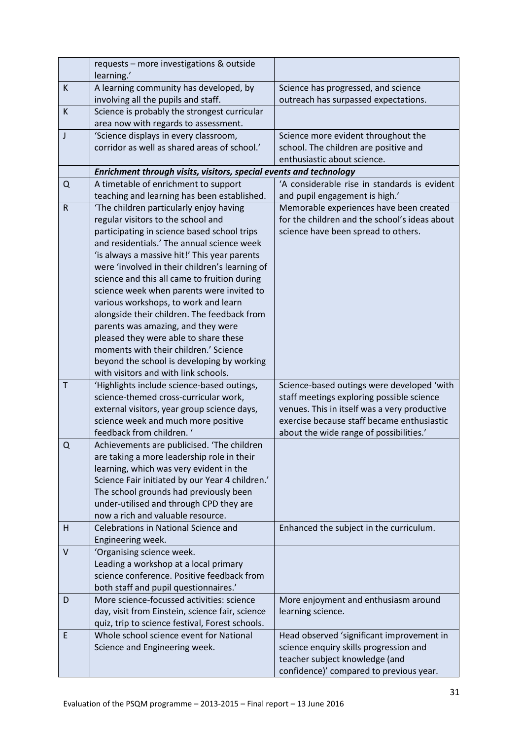| | | |
|---|---|---|
| | requests – more investigations & outside learning.' | |
| K | A learning community has developed, by involving all the pupils and staff. | Science has progressed, and science outreach has surpassed expectations. |
| K | Science is probably the strongest curricular area now with regards to assessment. | |
| J | 'Science displays in every classroom, corridor as well as shared areas of school.' | Science more evident throughout the school. The children are positive and enthusiastic about science. |
| | ***Enrichment through visits, visitors, special events and technology*** | |
| Q | A timetable of enrichment to support teaching and learning has been established. | 'A considerable rise in standards is evident and pupil engagement is high.' |
| R | 'The children particularly enjoy having regular visitors to the school and participating in science based school trips and residentials.' The annual science week 'is always a massive hit!' This year parents were 'involved in their children's learning of science and this all came to fruition during science week when parents were invited to various workshops, to work and learn alongside their children. The feedback from parents was amazing, and they were pleased they were able to share these moments with their children.' Science beyond the school is developing by working with visitors and with link schools. | Memorable experiences have been created for the children and the school's ideas about science have been spread to others. |
| T | 'Highlights include science-based outings, science-themed cross-curricular work, external visitors, year group science days, science week and much more positive feedback from children. ' | Science-based outings were developed 'with staff meetings exploring possible science venues. This in itself was a very productive exercise because staff became enthusiastic about the wide range of possibilities.' |
| Q | Achievements are publicised. 'The children are taking a more leadership role in their learning, which was very evident in the Science Fair initiated by our Year 4 children.' The school grounds had previously been under-utilised and through CPD they are now a rich and valuable resource. | |
| H | Celebrations in National Science and Engineering week. | Enhanced the subject in the curriculum. |
| V | 'Organising science week.<br>Leading a workshop at a local primary science conference. Positive feedback from both staff and pupil questionnaires.' | |
| D | More science-focussed activities: science day, visit from Einstein, science fair, science quiz, trip to science festival, Forest schools. | More enjoyment and enthusiasm around learning science. |
| E | Whole school science event for National Science and Engineering week. | Head observed 'significant improvement in science enquiry skills progression and teacher subject knowledge (and confidence)' compared to previous year. |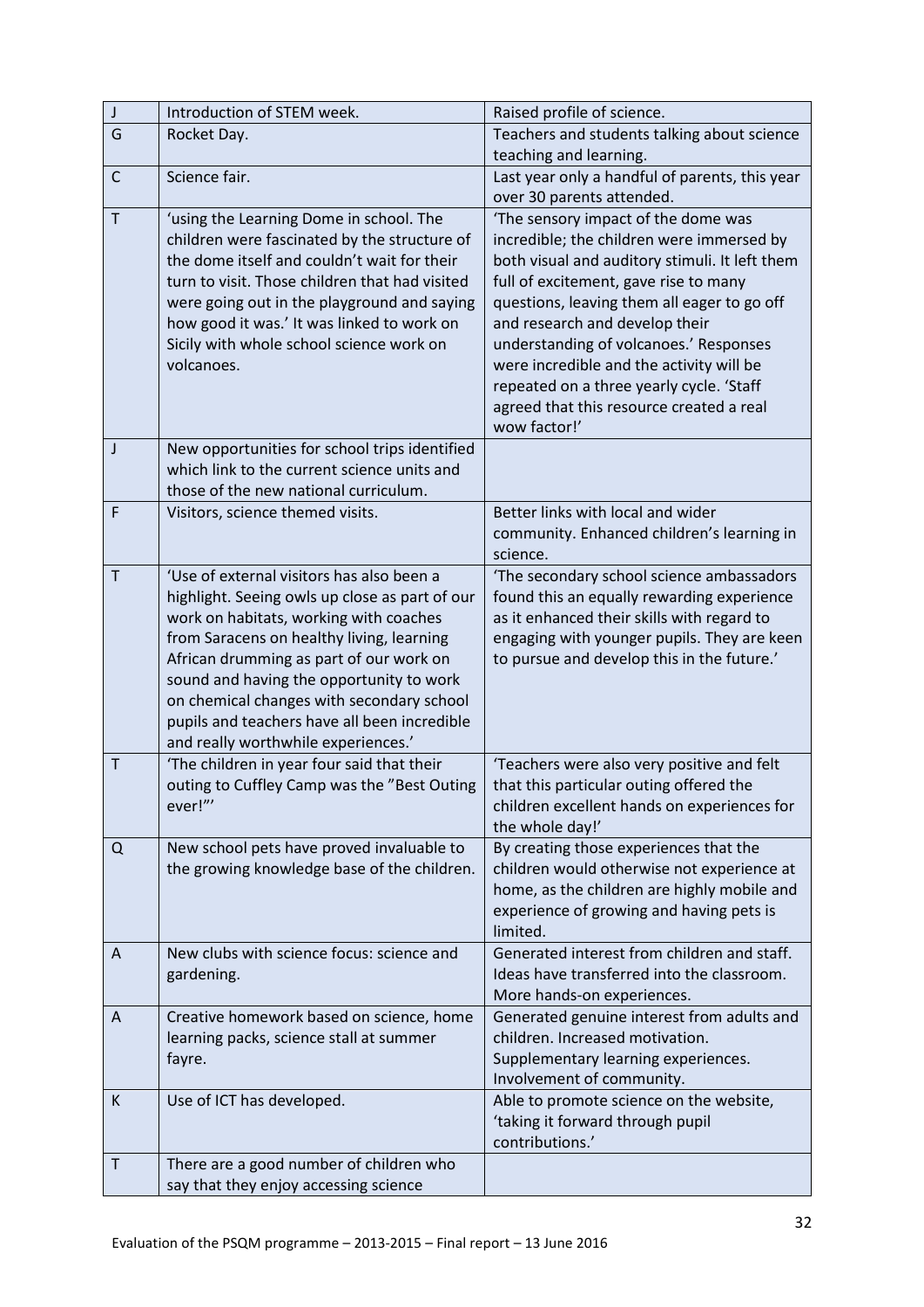| | | |
|---|---|---|
| J | Introduction of STEM week. | Raised profile of science. |
| G | Rocket Day. | Teachers and students talking about science teaching and learning. |
| C | Science fair. | Last year only a handful of parents, this year over 30 parents attended. |
| T | 'using the Learning Dome in school. The children were fascinated by the structure of the dome itself and couldn't wait for their turn to visit. Those children that had visited were going out in the playground and saying how good it was.' It was linked to work on Sicily with whole school science work on volcanoes. | 'The sensory impact of the dome was incredible; the children were immersed by both visual and auditory stimuli. It left them full of excitement, gave rise to many questions, leaving them all eager to go off and research and develop their understanding of volcanoes.' Responses were incredible and the activity will be repeated on a three yearly cycle. 'Staff agreed that this resource created a real wow factor!' |
| J | New opportunities for school trips identified which link to the current science units and those of the new national curriculum. | |
| F | Visitors, science themed visits. | Better links with local and wider community. Enhanced children's learning in science. |
| T | 'Use of external visitors has also been a highlight. Seeing owls up close as part of our work on habitats, working with coaches from Saracens on healthy living, learning African drumming as part of our work on sound and having the opportunity to work on chemical changes with secondary school pupils and teachers have all been incredible and really worthwhile experiences.' | 'The secondary school science ambassadors found this an equally rewarding experience as it enhanced their skills with regard to engaging with younger pupils. They are keen to pursue and develop this in the future.' |
| T | 'The children in year four said that their outing to Cuffley Camp was the "Best Outing ever!"' | 'Teachers were also very positive and felt that this particular outing offered the children excellent hands on experiences for the whole day!' |
| Q | New school pets have proved invaluable to the growing knowledge base of the children. | By creating those experiences that the children would otherwise not experience at home, as the children are highly mobile and experience of growing and having pets is limited. |
| A | New clubs with science focus: science and gardening. | Generated interest from children and staff. Ideas have transferred into the classroom. More hands-on experiences. |
| A | Creative homework based on science, home learning packs, science stall at summer fayre. | Generated genuine interest from adults and children. Increased motivation. Supplementary learning experiences. Involvement of community. |
| K | Use of ICT has developed. | Able to promote science on the website, 'taking it forward through pupil contributions.' |
| T | There are a good number of children who say that they enjoy accessing science | |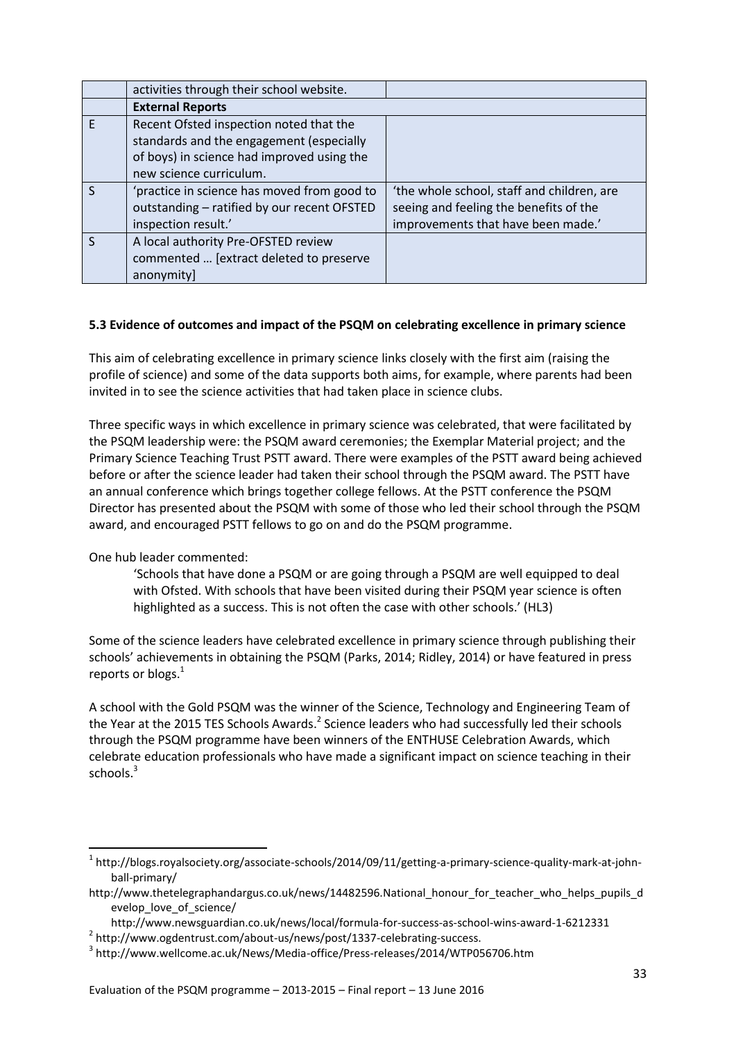|   | activities through their school website. |   |
|---|---|---|
|   | **External Reports** |   |
| E | Recent Ofsted inspection noted that the standards and the engagement (especially of boys) in science had improved using the new science curriculum. |   |
| S | 'practice in science has moved from good to outstanding – ratified by our recent OFSTED inspection result.' | 'the whole school, staff and children, are seeing and feeling the benefits of the improvements that have been made.' |
| S | A local authority Pre-OFSTED review commented … [extract deleted to preserve anonymity] |   |

### 5.3 Evidence of outcomes and impact of the PSQM on celebrating excellence in primary science

This aim of celebrating excellence in primary science links closely with the first aim (raising the profile of science) and some of the data supports both aims, for example, where parents had been invited in to see the science activities that had taken place in science clubs.

Three specific ways in which excellence in primary science was celebrated, that were facilitated by the PSQM leadership were: the PSQM award ceremonies; the Exemplar Material project; and the Primary Science Teaching Trust PSTT award. There were examples of the PSTT award being achieved before or after the science leader had taken their school through the PSQM award. The PSTT have an annual conference which brings together college fellows. At the PSTT conference the PSQM Director has presented about the PSQM with some of those who led their school through the PSQM award, and encouraged PSTT fellows to go on and do the PSQM programme.

One hub leader commented:

> 'Schools that have done a PSQM or are going through a PSQM are well equipped to deal with Ofsted. With schools that have been visited during their PSQM year science is often highlighted as a success. This is not often the case with other schools.' (HL3)

Some of the science leaders have celebrated excellence in primary science through publishing their schools' achievements in obtaining the PSQM (Parks, 2014; Ridley, 2014) or have featured in press reports or blogs.[1]

A school with the Gold PSQM was the winner of the Science, Technology and Engineering Team of the Year at the 2015 TES Schools Awards.[2] Science leaders who had successfully led their schools through the PSQM programme have been winners of the ENTHUSE Celebration Awards, which celebrate education professionals who have made a significant impact on science teaching in their schools.[3]

---

[1] http://blogs.royalsociety.org/associate-schools/2014/09/11/getting-a-primary-science-quality-mark-at-john-ball-primary/
http://www.thetelegraphandargus.co.uk/news/14482596.National_honour_for_teacher_who_helps_pupils_develop_love_of_science/
http://www.newsguardian.co.uk/news/local/formula-for-success-as-school-wins-award-1-6212331

[2] http://www.ogdentrust.com/about-us/news/post/1337-celebrating-success.

[3] http://www.wellcome.ac.uk/News/Media-office/Press-releases/2014/WTP056706.htm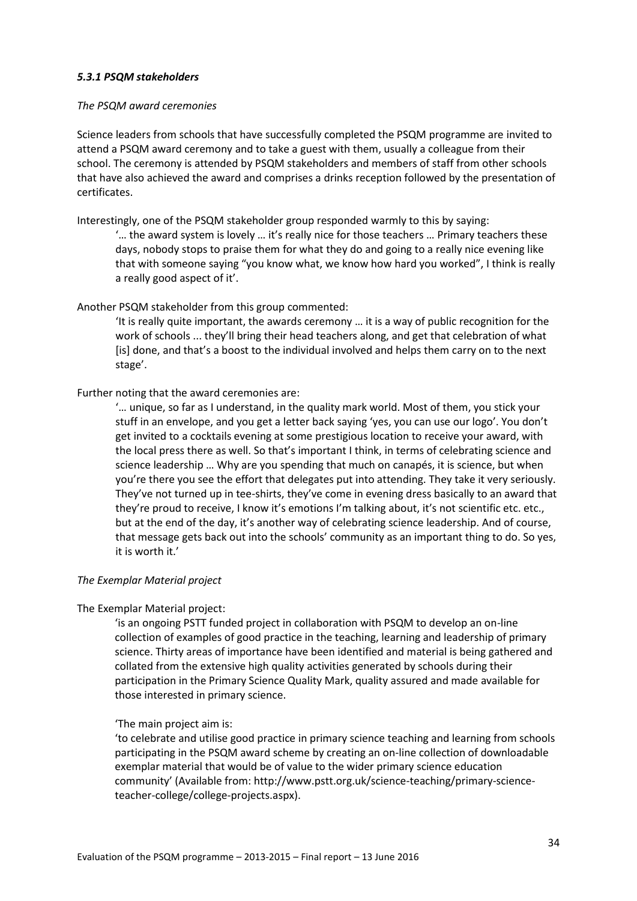### *5.3.1 PSQM stakeholders*

*The PSQM award ceremonies*

Science leaders from schools that have successfully completed the PSQM programme are invited to attend a PSQM award ceremony and to take a guest with them, usually a colleague from their school. The ceremony is attended by PSQM stakeholders and members of staff from other schools that have also achieved the award and comprises a drinks reception followed by the presentation of certificates.

Interestingly, one of the PSQM stakeholder group responded warmly to this by saying:

> '… the award system is lovely … it's really nice for those teachers … Primary teachers these days, nobody stops to praise them for what they do and going to a really nice evening like that with someone saying "you know what, we know how hard you worked", I think is really a really good aspect of it'.

Another PSQM stakeholder from this group commented:

> 'It is really quite important, the awards ceremony … it is a way of public recognition for the work of schools ... they'll bring their head teachers along, and get that celebration of what [is] done, and that's a boost to the individual involved and helps them carry on to the next stage'.

Further noting that the award ceremonies are:

> '… unique, so far as I understand, in the quality mark world. Most of them, you stick your stuff in an envelope, and you get a letter back saying 'yes, you can use our logo'. You don't get invited to a cocktails evening at some prestigious location to receive your award, with the local press there as well. So that's important I think, in terms of celebrating science and science leadership … Why are you spending that much on canapés, it is science, but when you're there you see the effort that delegates put into attending. They take it very seriously. They've not turned up in tee-shirts, they've come in evening dress basically to an award that they're proud to receive, I know it's emotions I'm talking about, it's not scientific etc. etc., but at the end of the day, it's another way of celebrating science leadership. And of course, that message gets back out into the schools' community as an important thing to do. So yes, it is worth it.'

*The Exemplar Material project*

The Exemplar Material project:

> 'is an ongoing PSTT funded project in collaboration with PSQM to develop an on-line collection of examples of good practice in the teaching, learning and leadership of primary science. Thirty areas of importance have been identified and material is being gathered and collated from the extensive high quality activities generated by schools during their participation in the Primary Science Quality Mark, quality assured and made available for those interested in primary science.
>
> 'The main project aim is:
> 'to celebrate and utilise good practice in primary science teaching and learning from schools participating in the PSQM award scheme by creating an on-line collection of downloadable exemplar material that would be of value to the wider primary science education community' (Available from: http://www.pstt.org.uk/science-teaching/primary-science-teacher-college/college-projects.aspx).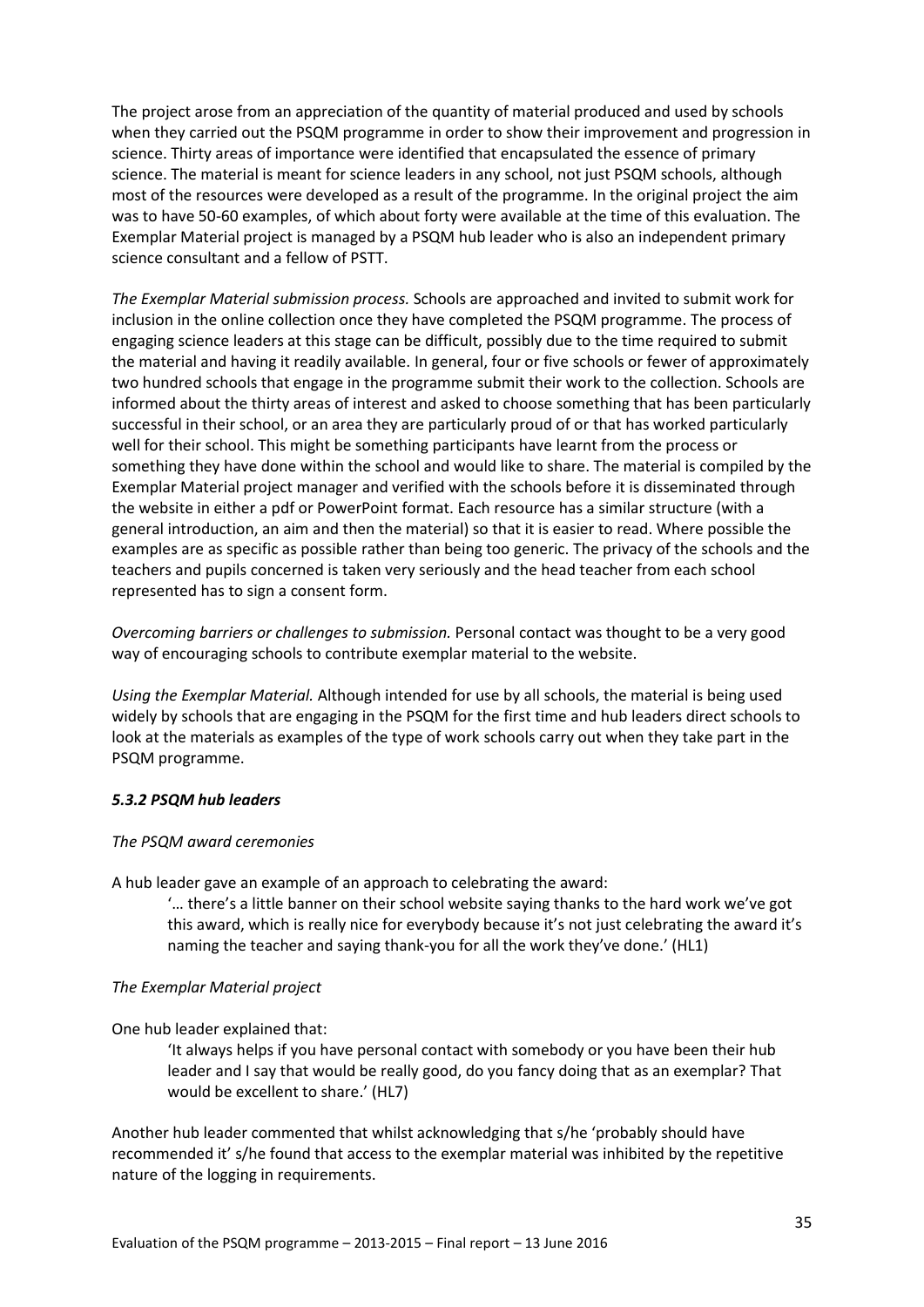The project arose from an appreciation of the quantity of material produced and used by schools when they carried out the PSQM programme in order to show their improvement and progression in science. Thirty areas of importance were identified that encapsulated the essence of primary science. The material is meant for science leaders in any school, not just PSQM schools, although most of the resources were developed as a result of the programme. In the original project the aim was to have 50-60 examples, of which about forty were available at the time of this evaluation. The Exemplar Material project is managed by a PSQM hub leader who is also an independent primary science consultant and a fellow of PSTT.

*The Exemplar Material submission process.* Schools are approached and invited to submit work for inclusion in the online collection once they have completed the PSQM programme. The process of engaging science leaders at this stage can be difficult, possibly due to the time required to submit the material and having it readily available. In general, four or five schools or fewer of approximately two hundred schools that engage in the programme submit their work to the collection. Schools are informed about the thirty areas of interest and asked to choose something that has been particularly successful in their school, or an area they are particularly proud of or that has worked particularly well for their school. This might be something participants have learnt from the process or something they have done within the school and would like to share. The material is compiled by the Exemplar Material project manager and verified with the schools before it is disseminated through the website in either a pdf or PowerPoint format. Each resource has a similar structure (with a general introduction, an aim and then the material) so that it is easier to read. Where possible the examples are as specific as possible rather than being too generic. The privacy of the schools and the teachers and pupils concerned is taken very seriously and the head teacher from each school represented has to sign a consent form.

*Overcoming barriers or challenges to submission.* Personal contact was thought to be a very good way of encouraging schools to contribute exemplar material to the website.

*Using the Exemplar Material.* Although intended for use by all schools, the material is being used widely by schools that are engaging in the PSQM for the first time and hub leaders direct schools to look at the materials as examples of the type of work schools carry out when they take part in the PSQM programme.

### *5.3.2 PSQM hub leaders*

*The PSQM award ceremonies*

A hub leader gave an example of an approach to celebrating the award:

> '… there's a little banner on their school website saying thanks to the hard work we've got this award, which is really nice for everybody because it's not just celebrating the award it's naming the teacher and saying thank-you for all the work they've done.' (HL1)

*The Exemplar Material project*

One hub leader explained that:

> 'It always helps if you have personal contact with somebody or you have been their hub leader and I say that would be really good, do you fancy doing that as an exemplar? That would be excellent to share.' (HL7)

Another hub leader commented that whilst acknowledging that s/he 'probably should have recommended it' s/he found that access to the exemplar material was inhibited by the repetitive nature of the logging in requirements.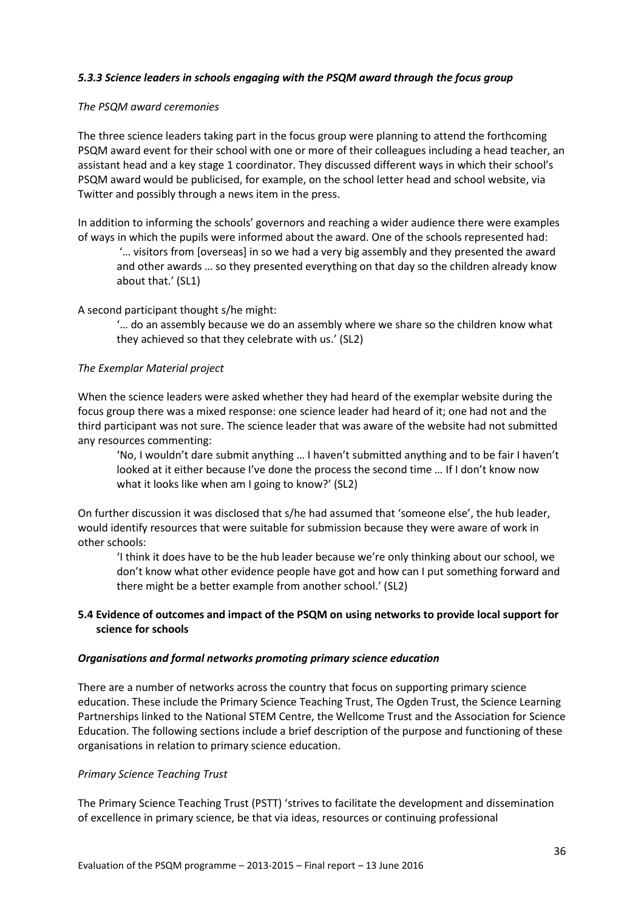### *5.3.3 Science leaders in schools engaging with the PSQM award through the focus group*

*The PSQM award ceremonies*

The three science leaders taking part in the focus group were planning to attend the forthcoming PSQM award event for their school with one or more of their colleagues including a head teacher, an assistant head and a key stage 1 coordinator. They discussed different ways in which their school's PSQM award would be publicised, for example, on the school letter head and school website, via Twitter and possibly through a news item in the press.

In addition to informing the schools' governors and reaching a wider audience there were examples of ways in which the pupils were informed about the award. One of the schools represented had:

> '… visitors from [overseas] in so we had a very big assembly and they presented the award and other awards … so they presented everything on that day so the children already know about that.' (SL1)

A second participant thought s/he might:

> '… do an assembly because we do an assembly where we share so the children know what they achieved so that they celebrate with us.' (SL2)

*The Exemplar Material project*

When the science leaders were asked whether they had heard of the exemplar website during the focus group there was a mixed response: one science leader had heard of it; one had not and the third participant was not sure. The science leader that was aware of the website had not submitted any resources commenting:

> 'No, I wouldn't dare submit anything … I haven't submitted anything and to be fair I haven't looked at it either because I've done the process the second time … If I don't know now what it looks like when am I going to know?' (SL2)

On further discussion it was disclosed that s/he had assumed that 'someone else', the hub leader, would identify resources that were suitable for submission because they were aware of work in other schools:

> 'I think it does have to be the hub leader because we're only thinking about our school, we don't know what other evidence people have got and how can I put something forward and there might be a better example from another school.' (SL2)

## 5.4 Evidence of outcomes and impact of the PSQM on using networks to provide local support for science for schools

***Organisations and formal networks promoting primary science education***

There are a number of networks across the country that focus on supporting primary science education. These include the Primary Science Teaching Trust, The Ogden Trust, the Science Learning Partnerships linked to the National STEM Centre, the Wellcome Trust and the Association for Science Education. The following sections include a brief description of the purpose and functioning of these organisations in relation to primary science education.

*Primary Science Teaching Trust*

The Primary Science Teaching Trust (PSTT) 'strives to facilitate the development and dissemination of excellence in primary science, be that via ideas, resources or continuing professional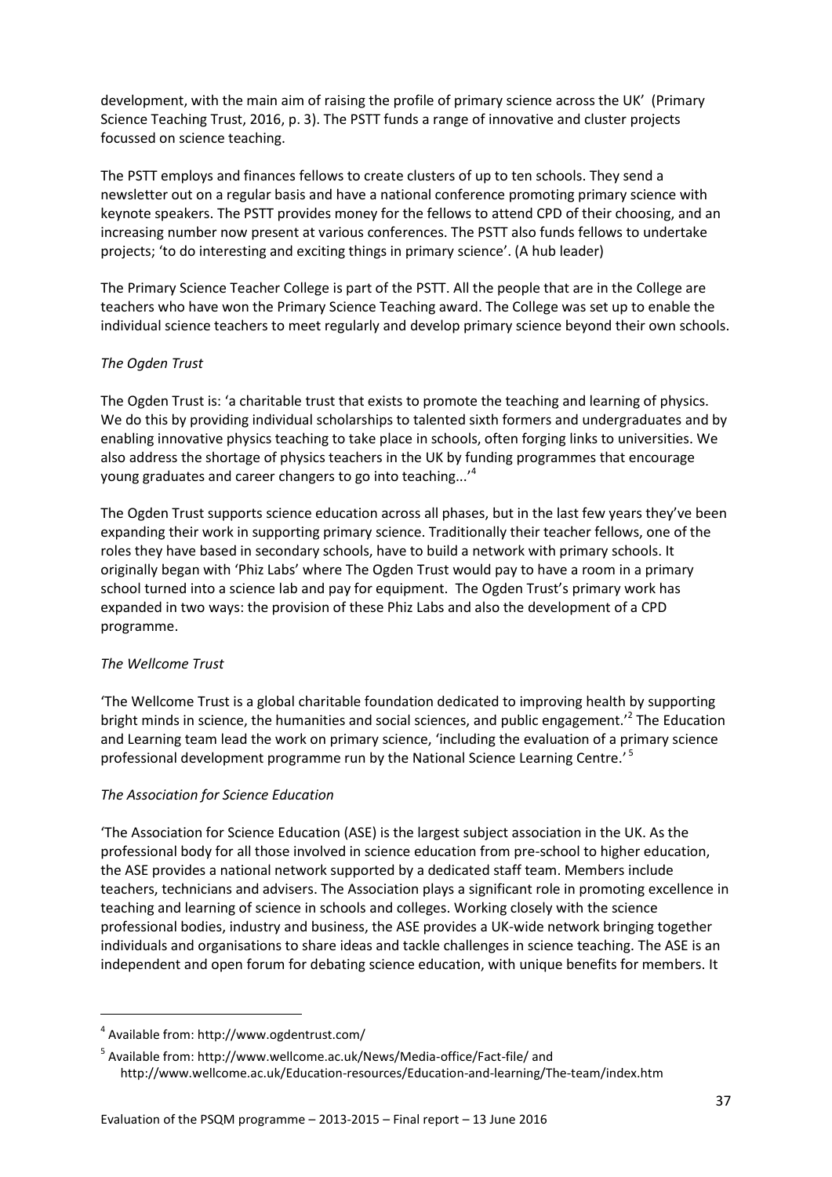development, with the main aim of raising the profile of primary science across the UK' (Primary Science Teaching Trust, 2016, p. 3). The PSTT funds a range of innovative and cluster projects focussed on science teaching.

The PSTT employs and finances fellows to create clusters of up to ten schools. They send a newsletter out on a regular basis and have a national conference promoting primary science with keynote speakers. The PSTT provides money for the fellows to attend CPD of their choosing, and an increasing number now present at various conferences. The PSTT also funds fellows to undertake projects; 'to do interesting and exciting things in primary science'. (A hub leader)

The Primary Science Teacher College is part of the PSTT. All the people that are in the College are teachers who have won the Primary Science Teaching award. The College was set up to enable the individual science teachers to meet regularly and develop primary science beyond their own schools.

*The Ogden Trust*

The Ogden Trust is: 'a charitable trust that exists to promote the teaching and learning of physics. We do this by providing individual scholarships to talented sixth formers and undergraduates and by enabling innovative physics teaching to take place in schools, often forging links to universities. We also address the shortage of physics teachers in the UK by funding programmes that encourage young graduates and career changers to go into teaching...'[4]

The Ogden Trust supports science education across all phases, but in the last few years they've been expanding their work in supporting primary science. Traditionally their teacher fellows, one of the roles they have based in secondary schools, have to build a network with primary schools. It originally began with 'Phiz Labs' where The Ogden Trust would pay to have a room in a primary school turned into a science lab and pay for equipment. The Ogden Trust's primary work has expanded in two ways: the provision of these Phiz Labs and also the development of a CPD programme.

*The Wellcome Trust*

'The Wellcome Trust is a global charitable foundation dedicated to improving health by supporting bright minds in science, the humanities and social sciences, and public engagement.'[2] The Education and Learning team lead the work on primary science, 'including the evaluation of a primary science professional development programme run by the National Science Learning Centre.'[5]

*The Association for Science Education*

'The Association for Science Education (ASE) is the largest subject association in the UK. As the professional body for all those involved in science education from pre-school to higher education, the ASE provides a national network supported by a dedicated staff team. Members include teachers, technicians and advisers. The Association plays a significant role in promoting excellence in teaching and learning of science in schools and colleges. Working closely with the science professional bodies, industry and business, the ASE provides a UK-wide network bringing together individuals and organisations to share ideas and tackle challenges in science teaching. The ASE is an independent and open forum for debating science education, with unique benefits for members. It

---

[4] Available from: http://www.ogdentrust.com/

[5] Available from: http://www.wellcome.ac.uk/News/Media-office/Fact-file/ and http://www.wellcome.ac.uk/Education-resources/Education-and-learning/The-team/index.htm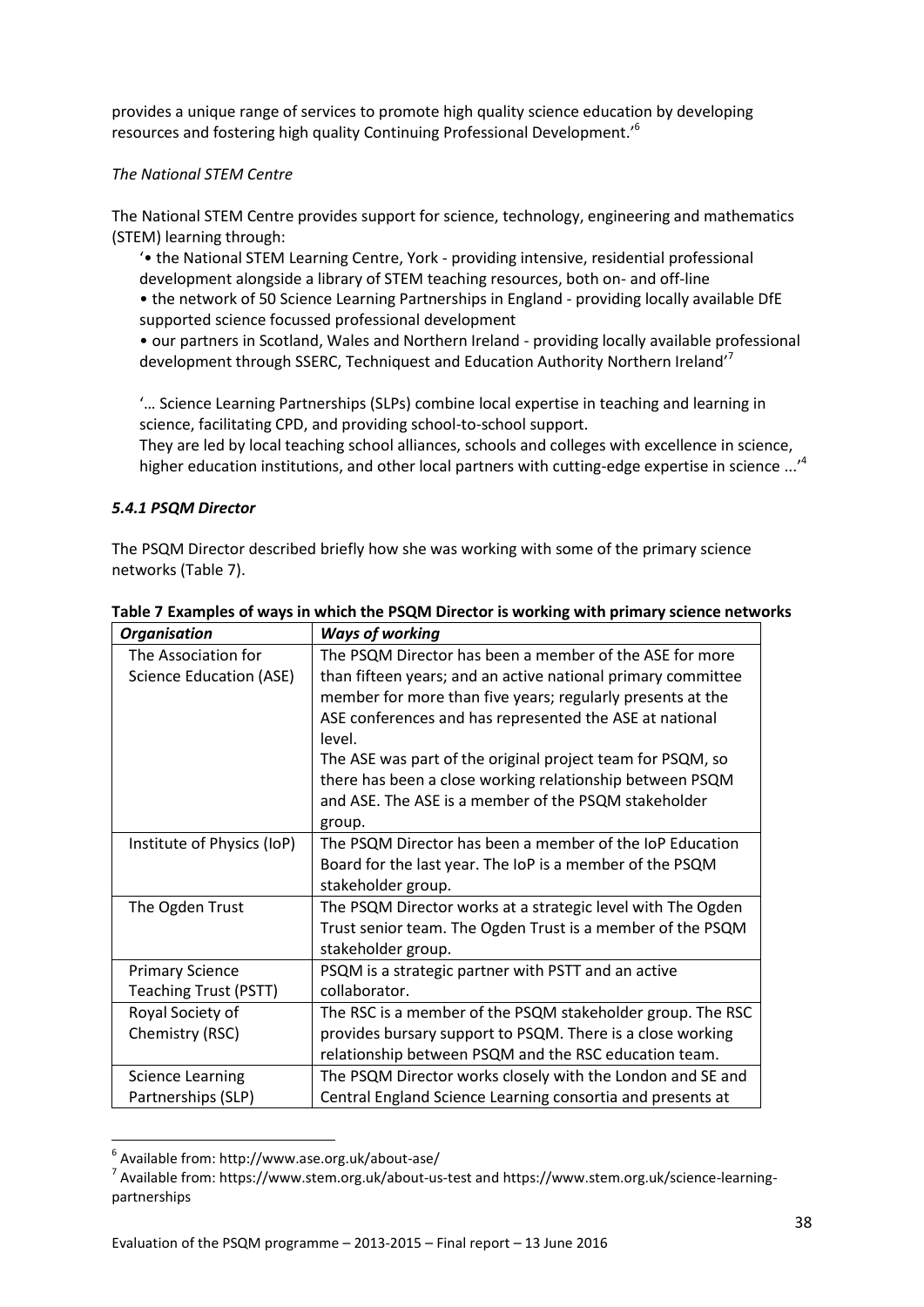provides a unique range of services to promote high quality science education by developing resources and fostering high quality Continuing Professional Development.'[6]

*The National STEM Centre*

The National STEM Centre provides support for science, technology, engineering and mathematics (STEM) learning through:

'• the National STEM Learning Centre, York - providing intensive, residential professional development alongside a library of STEM teaching resources, both on- and off-line
• the network of 50 Science Learning Partnerships in England - providing locally available DfE supported science focussed professional development
• our partners in Scotland, Wales and Northern Ireland - providing locally available professional development through SSERC, Techniquest and Education Authority Northern Ireland'[7]

'… Science Learning Partnerships (SLPs) combine local expertise in teaching and learning in science, facilitating CPD, and providing school-to-school support.
They are led by local teaching school alliances, schools and colleges with excellence in science, higher education institutions, and other local partners with cutting-edge expertise in science ...'[4]

### *5.4.1 PSQM Director*

The PSQM Director described briefly how she was working with some of the primary science networks (Table 7).

**Table 7 Examples of ways in which the PSQM Director is working with primary science networks**

| *Organisation* | *Ways of working* |
|---|---|
| The Association for Science Education (ASE) | The PSQM Director has been a member of the ASE for more than fifteen years; and an active national primary committee member for more than five years; regularly presents at the ASE conferences and has represented the ASE at national level. The ASE was part of the original project team for PSQM, so there has been a close working relationship between PSQM and ASE. The ASE is a member of the PSQM stakeholder group. |
| Institute of Physics (IoP) | The PSQM Director has been a member of the IoP Education Board for the last year. The IoP is a member of the PSQM stakeholder group. |
| The Ogden Trust | The PSQM Director works at a strategic level with The Ogden Trust senior team. The Ogden Trust is a member of the PSQM stakeholder group. |
| Primary Science Teaching Trust (PSTT) | PSQM is a strategic partner with PSTT and an active collaborator. |
| Royal Society of Chemistry (RSC) | The RSC is a member of the PSQM stakeholder group. The RSC provides bursary support to PSQM. There is a close working relationship between PSQM and the RSC education team. |
| Science Learning Partnerships (SLP) | The PSQM Director works closely with the London and SE and Central England Science Learning consortia and presents at |

[6] Available from: http://www.ase.org.uk/about-ase/

[7] Available from: https://www.stem.org.uk/about-us-test and https://www.stem.org.uk/science-learning-partnerships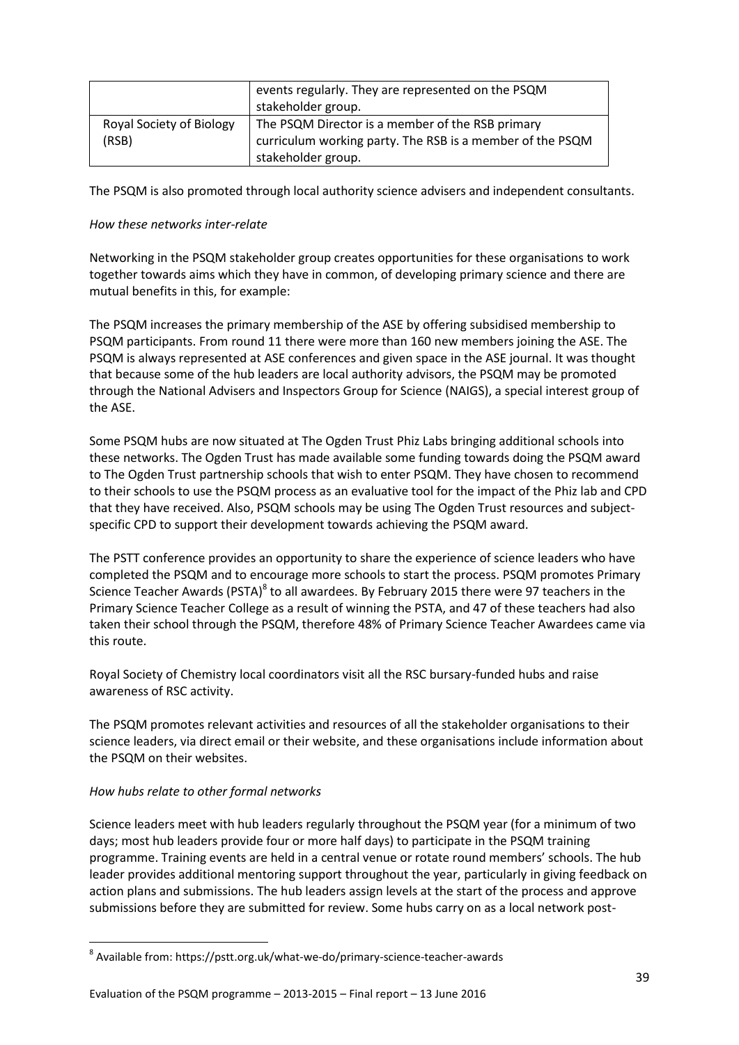|  | events regularly. They are represented on the PSQM stakeholder group. |
| --- | --- |
| Royal Society of Biology (RSB) | The PSQM Director is a member of the RSB primary curriculum working party. The RSB is a member of the PSQM stakeholder group. |

The PSQM is also promoted through local authority science advisers and independent consultants.

*How these networks inter-relate*

Networking in the PSQM stakeholder group creates opportunities for these organisations to work together towards aims which they have in common, of developing primary science and there are mutual benefits in this, for example:

The PSQM increases the primary membership of the ASE by offering subsidised membership to PSQM participants. From round 11 there were more than 160 new members joining the ASE. The PSQM is always represented at ASE conferences and given space in the ASE journal. It was thought that because some of the hub leaders are local authority advisors, the PSQM may be promoted through the National Advisers and Inspectors Group for Science (NAIGS), a special interest group of the ASE.

Some PSQM hubs are now situated at The Ogden Trust Phiz Labs bringing additional schools into these networks. The Ogden Trust has made available some funding towards doing the PSQM award to The Ogden Trust partnership schools that wish to enter PSQM. They have chosen to recommend to their schools to use the PSQM process as an evaluative tool for the impact of the Phiz lab and CPD that they have received. Also, PSQM schools may be using The Ogden Trust resources and subject-specific CPD to support their development towards achieving the PSQM award.

The PSTT conference provides an opportunity to share the experience of science leaders who have completed the PSQM and to encourage more schools to start the process. PSQM promotes Primary Science Teacher Awards (PSTA)[8] to all awardees. By February 2015 there were 97 teachers in the Primary Science Teacher College as a result of winning the PSTA, and 47 of these teachers had also taken their school through the PSQM, therefore 48% of Primary Science Teacher Awardees came via this route.

Royal Society of Chemistry local coordinators visit all the RSC bursary-funded hubs and raise awareness of RSC activity.

The PSQM promotes relevant activities and resources of all the stakeholder organisations to their science leaders, via direct email or their website, and these organisations include information about the PSQM on their websites.

*How hubs relate to other formal networks*

Science leaders meet with hub leaders regularly throughout the PSQM year (for a minimum of two days; most hub leaders provide four or more half days) to participate in the PSQM training programme. Training events are held in a central venue or rotate round members' schools. The hub leader provides additional mentoring support throughout the year, particularly in giving feedback on action plans and submissions. The hub leaders assign levels at the start of the process and approve submissions before they are submitted for review. Some hubs carry on as a local network post-

[8] Available from: https://pstt.org.uk/what-we-do/primary-science-teacher-awards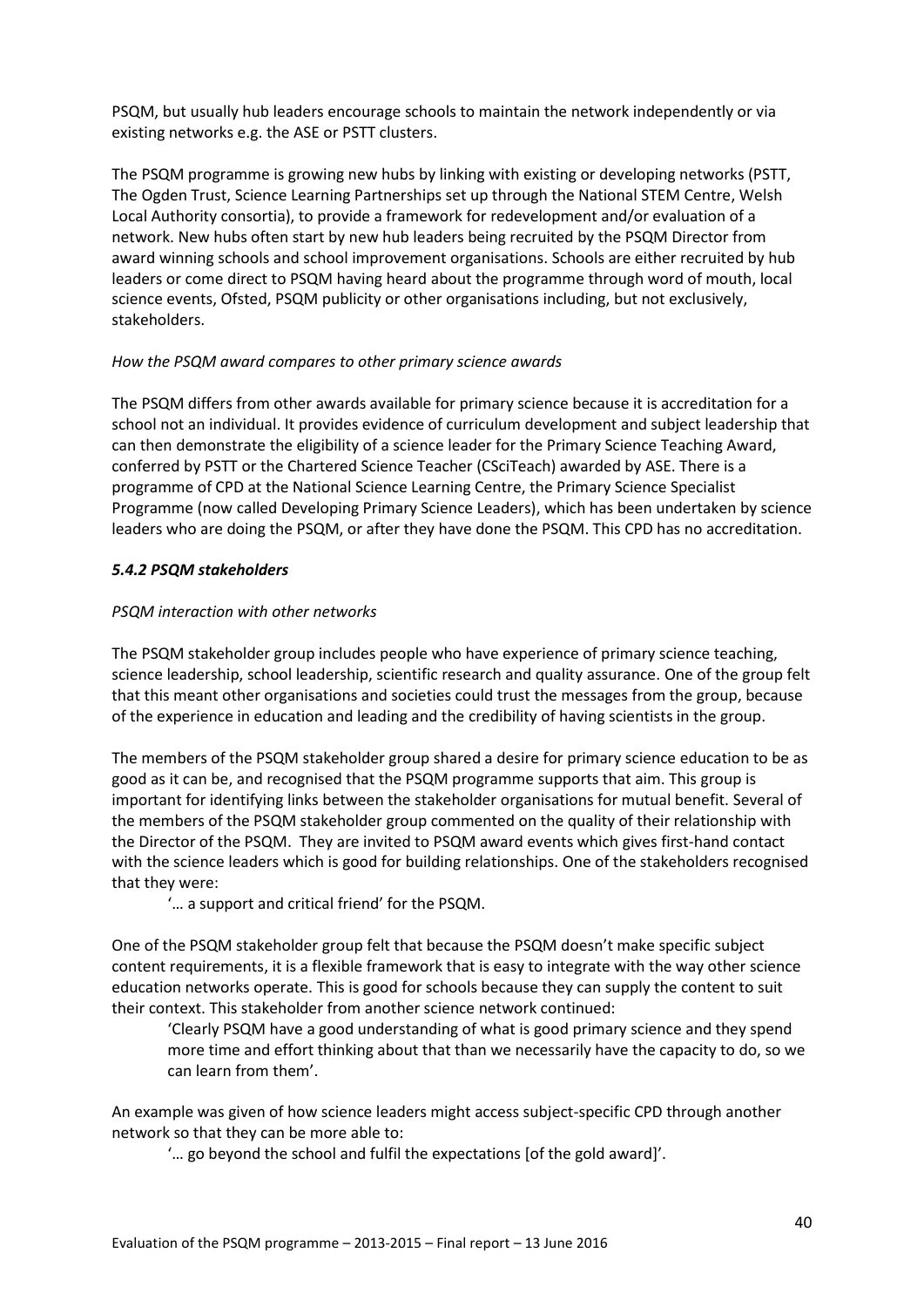PSQM, but usually hub leaders encourage schools to maintain the network independently or via existing networks e.g. the ASE or PSTT clusters.

The PSQM programme is growing new hubs by linking with existing or developing networks (PSTT, The Ogden Trust, Science Learning Partnerships set up through the National STEM Centre, Welsh Local Authority consortia), to provide a framework for redevelopment and/or evaluation of a network. New hubs often start by new hub leaders being recruited by the PSQM Director from award winning schools and school improvement organisations. Schools are either recruited by hub leaders or come direct to PSQM having heard about the programme through word of mouth, local science events, Ofsted, PSQM publicity or other organisations including, but not exclusively, stakeholders.

*How the PSQM award compares to other primary science awards*

The PSQM differs from other awards available for primary science because it is accreditation for a school not an individual. It provides evidence of curriculum development and subject leadership that can then demonstrate the eligibility of a science leader for the Primary Science Teaching Award, conferred by PSTT or the Chartered Science Teacher (CSciTeach) awarded by ASE. There is a programme of CPD at the National Science Learning Centre, the Primary Science Specialist Programme (now called Developing Primary Science Leaders), which has been undertaken by science leaders who are doing the PSQM, or after they have done the PSQM. This CPD has no accreditation.

### *5.4.2 PSQM stakeholders*

*PSQM interaction with other networks*

The PSQM stakeholder group includes people who have experience of primary science teaching, science leadership, school leadership, scientific research and quality assurance. One of the group felt that this meant other organisations and societies could trust the messages from the group, because of the experience in education and leading and the credibility of having scientists in the group.

The members of the PSQM stakeholder group shared a desire for primary science education to be as good as it can be, and recognised that the PSQM programme supports that aim. This group is important for identifying links between the stakeholder organisations for mutual benefit. Several of the members of the PSQM stakeholder group commented on the quality of their relationship with the Director of the PSQM. They are invited to PSQM award events which gives first-hand contact with the science leaders which is good for building relationships. One of the stakeholders recognised that they were:

> '… a support and critical friend' for the PSQM.

One of the PSQM stakeholder group felt that because the PSQM doesn't make specific subject content requirements, it is a flexible framework that is easy to integrate with the way other science education networks operate. This is good for schools because they can supply the content to suit their context. This stakeholder from another science network continued:

> 'Clearly PSQM have a good understanding of what is good primary science and they spend more time and effort thinking about that than we necessarily have the capacity to do, so we can learn from them'.

An example was given of how science leaders might access subject-specific CPD through another network so that they can be more able to:

> '… go beyond the school and fulfil the expectations [of the gold award]'.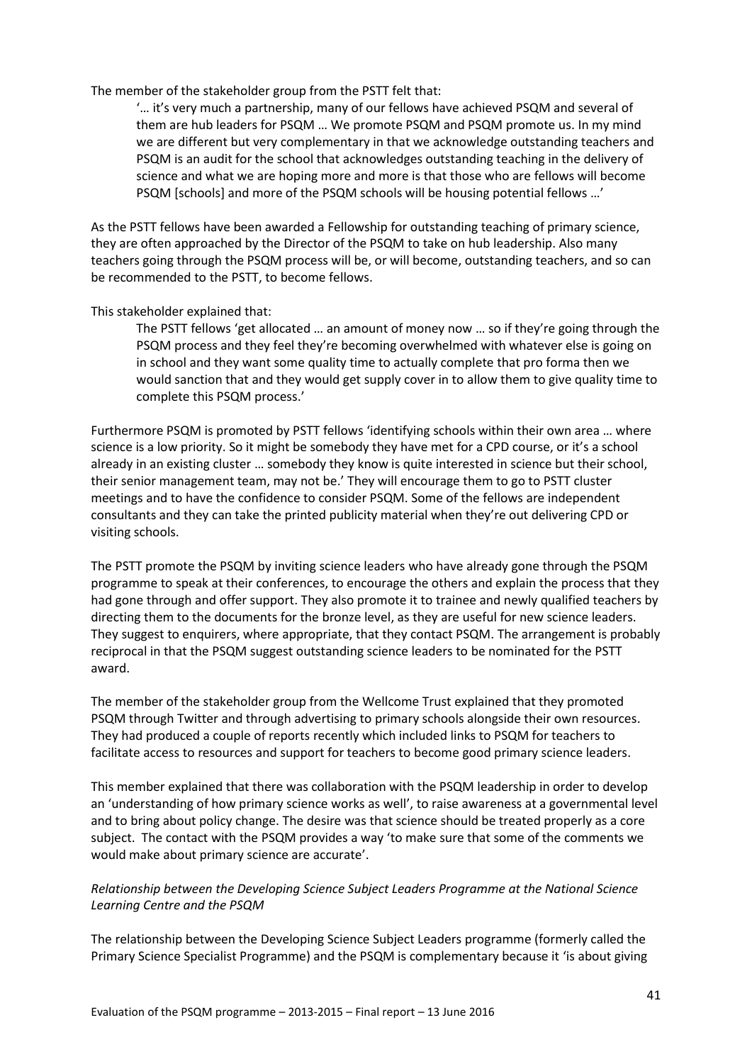The member of the stakeholder group from the PSTT felt that:

> '… it's very much a partnership, many of our fellows have achieved PSQM and several of them are hub leaders for PSQM … We promote PSQM and PSQM promote us. In my mind we are different but very complementary in that we acknowledge outstanding teachers and PSQM is an audit for the school that acknowledges outstanding teaching in the delivery of science and what we are hoping more and more is that those who are fellows will become PSQM [schools] and more of the PSQM schools will be housing potential fellows …'

As the PSTT fellows have been awarded a Fellowship for outstanding teaching of primary science, they are often approached by the Director of the PSQM to take on hub leadership. Also many teachers going through the PSQM process will be, or will become, outstanding teachers, and so can be recommended to the PSTT, to become fellows.

This stakeholder explained that:

> The PSTT fellows 'get allocated … an amount of money now … so if they're going through the PSQM process and they feel they're becoming overwhelmed with whatever else is going on in school and they want some quality time to actually complete that pro forma then we would sanction that and they would get supply cover in to allow them to give quality time to complete this PSQM process.'

Furthermore PSQM is promoted by PSTT fellows 'identifying schools within their own area … where science is a low priority. So it might be somebody they have met for a CPD course, or it's a school already in an existing cluster … somebody they know is quite interested in science but their school, their senior management team, may not be.' They will encourage them to go to PSTT cluster meetings and to have the confidence to consider PSQM. Some of the fellows are independent consultants and they can take the printed publicity material when they're out delivering CPD or visiting schools.

The PSTT promote the PSQM by inviting science leaders who have already gone through the PSQM programme to speak at their conferences, to encourage the others and explain the process that they had gone through and offer support. They also promote it to trainee and newly qualified teachers by directing them to the documents for the bronze level, as they are useful for new science leaders. They suggest to enquirers, where appropriate, that they contact PSQM. The arrangement is probably reciprocal in that the PSQM suggest outstanding science leaders to be nominated for the PSTT award.

The member of the stakeholder group from the Wellcome Trust explained that they promoted PSQM through Twitter and through advertising to primary schools alongside their own resources. They had produced a couple of reports recently which included links to PSQM for teachers to facilitate access to resources and support for teachers to become good primary science leaders.

This member explained that there was collaboration with the PSQM leadership in order to develop an 'understanding of how primary science works as well', to raise awareness at a governmental level and to bring about policy change. The desire was that science should be treated properly as a core subject. The contact with the PSQM provides a way 'to make sure that some of the comments we would make about primary science are accurate'.

*Relationship between the Developing Science Subject Leaders Programme at the National Science Learning Centre and the PSQM*

The relationship between the Developing Science Subject Leaders programme (formerly called the Primary Science Specialist Programme) and the PSQM is complementary because it 'is about giving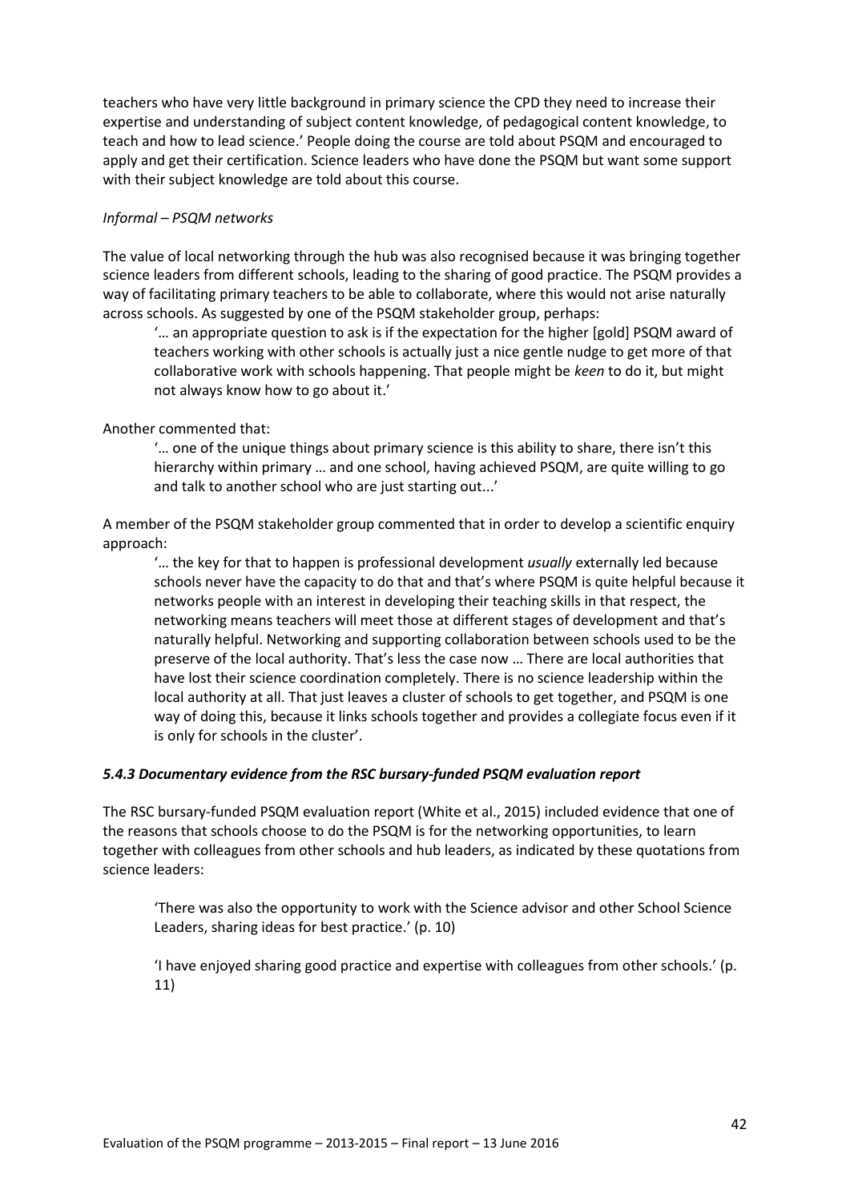teachers who have very little background in primary science the CPD they need to increase their expertise and understanding of subject content knowledge, of pedagogical content knowledge, to teach and how to lead science.' People doing the course are told about PSQM and encouraged to apply and get their certification. Science leaders who have done the PSQM but want some support with their subject knowledge are told about this course.

*Informal – PSQM networks*

The value of local networking through the hub was also recognised because it was bringing together science leaders from different schools, leading to the sharing of good practice. The PSQM provides a way of facilitating primary teachers to be able to collaborate, where this would not arise naturally across schools. As suggested by one of the PSQM stakeholder group, perhaps:

> '… an appropriate question to ask is if the expectation for the higher [gold] PSQM award of teachers working with other schools is actually just a nice gentle nudge to get more of that collaborative work with schools happening. That people might be *keen* to do it, but might not always know how to go about it.'

Another commented that:

> '… one of the unique things about primary science is this ability to share, there isn't this hierarchy within primary … and one school, having achieved PSQM, are quite willing to go and talk to another school who are just starting out...'

A member of the PSQM stakeholder group commented that in order to develop a scientific enquiry approach:

> '… the key for that to happen is professional development *usually* externally led because schools never have the capacity to do that and that's where PSQM is quite helpful because it networks people with an interest in developing their teaching skills in that respect, the networking means teachers will meet those at different stages of development and that's naturally helpful. Networking and supporting collaboration between schools used to be the preserve of the local authority. That's less the case now … There are local authorities that have lost their science coordination completely. There is no science leadership within the local authority at all. That just leaves a cluster of schools to get together, and PSQM is one way of doing this, because it links schools together and provides a collegiate focus even if it is only for schools in the cluster'.

#### *5.4.3 Documentary evidence from the RSC bursary-funded PSQM evaluation report*

The RSC bursary-funded PSQM evaluation report (White et al., 2015) included evidence that one of the reasons that schools choose to do the PSQM is for the networking opportunities, to learn together with colleagues from other schools and hub leaders, as indicated by these quotations from science leaders:

> 'There was also the opportunity to work with the Science advisor and other School Science Leaders, sharing ideas for best practice.' (p. 10)
>
> 'I have enjoyed sharing good practice and expertise with colleagues from other schools.' (p. 11)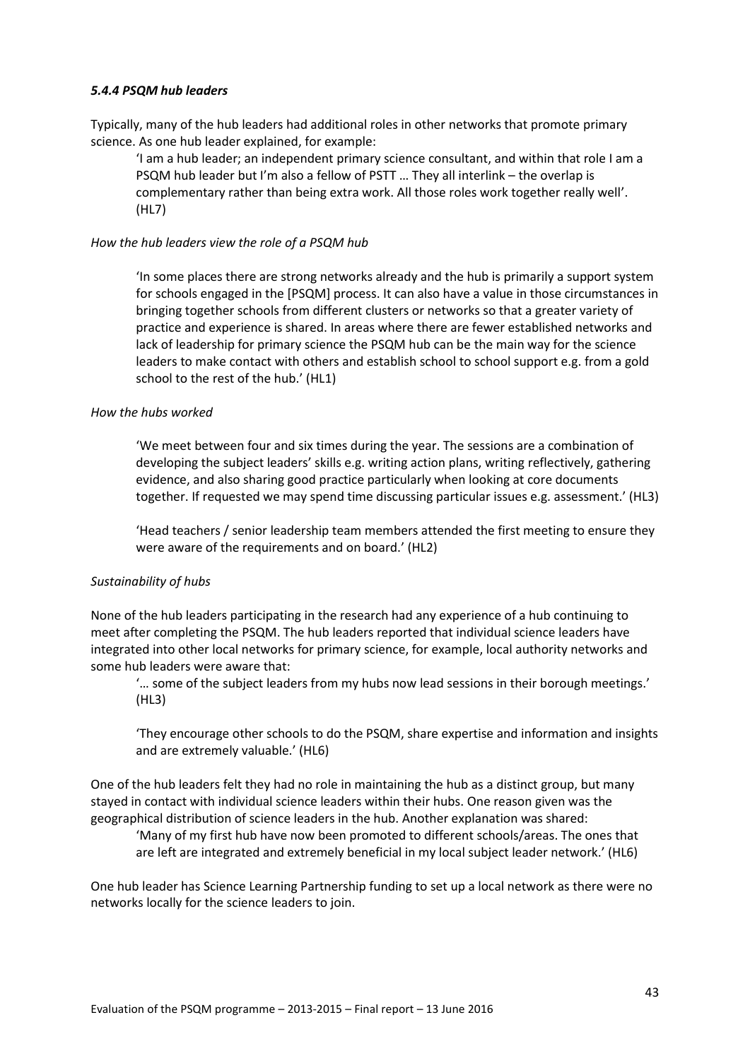#### *5.4.4 PSQM hub leaders*

Typically, many of the hub leaders had additional roles in other networks that promote primary science. As one hub leader explained, for example:

> 'I am a hub leader; an independent primary science consultant, and within that role I am a PSQM hub leader but I'm also a fellow of PSTT … They all interlink – the overlap is complementary rather than being extra work. All those roles work together really well'. (HL7)

*How the hub leaders view the role of a PSQM hub*

> 'In some places there are strong networks already and the hub is primarily a support system for schools engaged in the [PSQM] process. It can also have a value in those circumstances in bringing together schools from different clusters or networks so that a greater variety of practice and experience is shared. In areas where there are fewer established networks and lack of leadership for primary science the PSQM hub can be the main way for the science leaders to make contact with others and establish school to school support e.g. from a gold school to the rest of the hub.' (HL1)

*How the hubs worked*

> 'We meet between four and six times during the year. The sessions are a combination of developing the subject leaders' skills e.g. writing action plans, writing reflectively, gathering evidence, and also sharing good practice particularly when looking at core documents together. If requested we may spend time discussing particular issues e.g. assessment.' (HL3)

> 'Head teachers / senior leadership team members attended the first meeting to ensure they were aware of the requirements and on board.' (HL2)

*Sustainability of hubs*

None of the hub leaders participating in the research had any experience of a hub continuing to meet after completing the PSQM. The hub leaders reported that individual science leaders have integrated into other local networks for primary science, for example, local authority networks and some hub leaders were aware that:

> '… some of the subject leaders from my hubs now lead sessions in their borough meetings.' (HL3)

> 'They encourage other schools to do the PSQM, share expertise and information and insights and are extremely valuable.' (HL6)

One of the hub leaders felt they had no role in maintaining the hub as a distinct group, but many stayed in contact with individual science leaders within their hubs. One reason given was the geographical distribution of science leaders in the hub. Another explanation was shared:

> 'Many of my first hub have now been promoted to different schools/areas. The ones that are left are integrated and extremely beneficial in my local subject leader network.' (HL6)

One hub leader has Science Learning Partnership funding to set up a local network as there were no networks locally for the science leaders to join.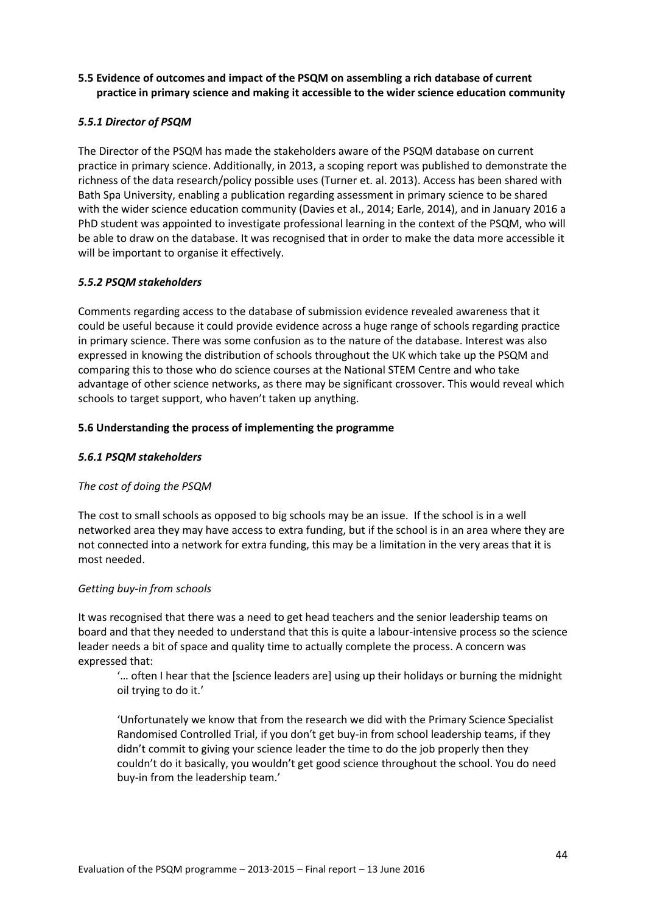### 5.5 Evidence of outcomes and impact of the PSQM on assembling a rich database of current practice in primary science and making it accessible to the wider science education community

#### *5.5.1 Director of PSQM*

The Director of the PSQM has made the stakeholders aware of the PSQM database on current practice in primary science. Additionally, in 2013, a scoping report was published to demonstrate the richness of the data research/policy possible uses (Turner et. al. 2013). Access has been shared with Bath Spa University, enabling a publication regarding assessment in primary science to be shared with the wider science education community (Davies et al., 2014; Earle, 2014), and in January 2016 a PhD student was appointed to investigate professional learning in the context of the PSQM, who will be able to draw on the database. It was recognised that in order to make the data more accessible it will be important to organise it effectively.

#### *5.5.2 PSQM stakeholders*

Comments regarding access to the database of submission evidence revealed awareness that it could be useful because it could provide evidence across a huge range of schools regarding practice in primary science. There was some confusion as to the nature of the database. Interest was also expressed in knowing the distribution of schools throughout the UK which take up the PSQM and comparing this to those who do science courses at the National STEM Centre and who take advantage of other science networks, as there may be significant crossover. This would reveal which schools to target support, who haven't taken up anything.

### 5.6 Understanding the process of implementing the programme

#### *5.6.1 PSQM stakeholders*

*The cost of doing the PSQM*

The cost to small schools as opposed to big schools may be an issue. If the school is in a well networked area they may have access to extra funding, but if the school is in an area where they are not connected into a network for extra funding, this may be a limitation in the very areas that it is most needed.

*Getting buy-in from schools*

It was recognised that there was a need to get head teachers and the senior leadership teams on board and that they needed to understand that this is quite a labour-intensive process so the science leader needs a bit of space and quality time to actually complete the process. A concern was expressed that:

> '… often I hear that the [science leaders are] using up their holidays or burning the midnight oil trying to do it.'
>
> 'Unfortunately we know that from the research we did with the Primary Science Specialist Randomised Controlled Trial, if you don't get buy-in from school leadership teams, if they didn't commit to giving your science leader the time to do the job properly then they couldn't do it basically, you wouldn't get good science throughout the school. You do need buy-in from the leadership team.'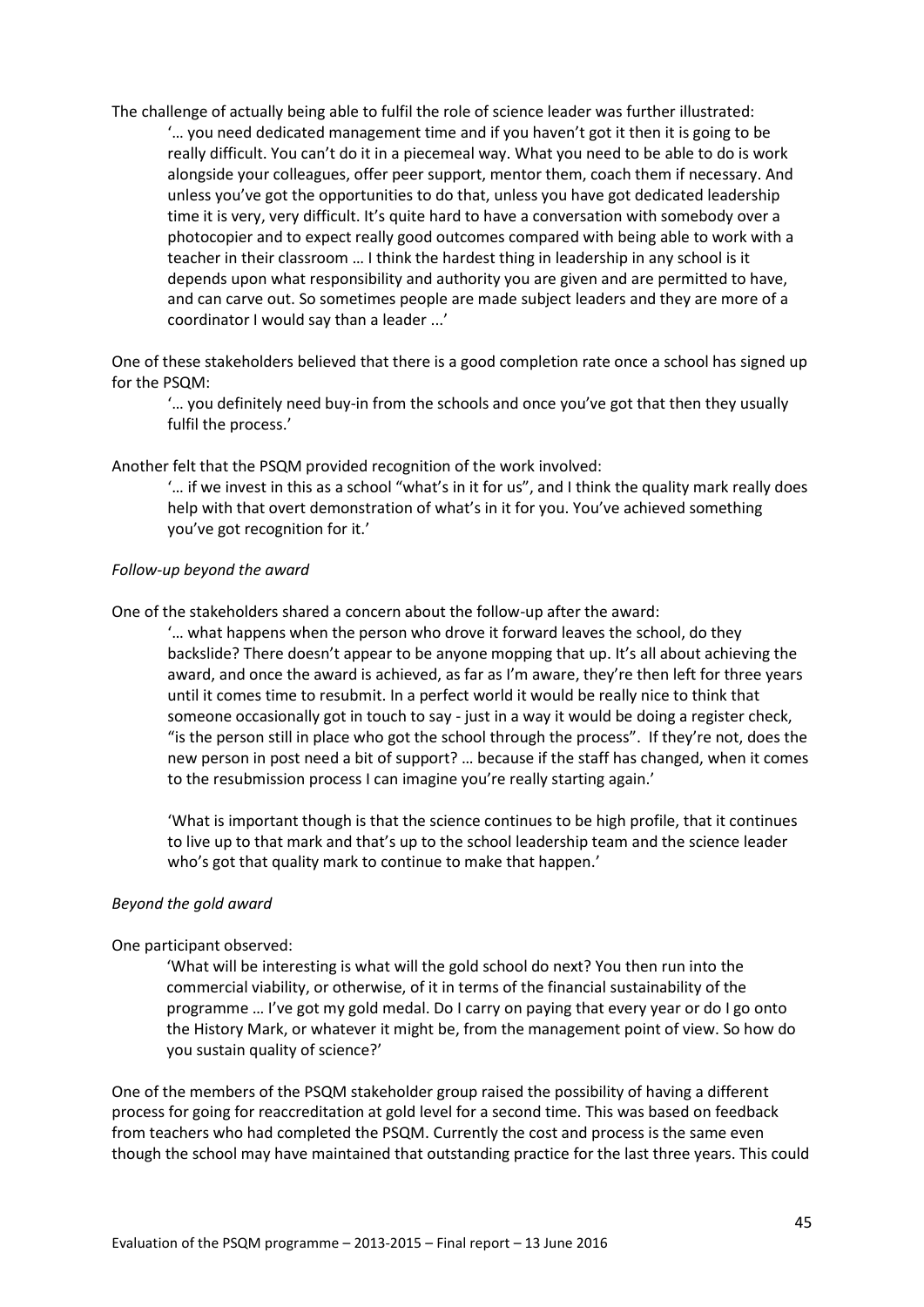The challenge of actually being able to fulfil the role of science leader was further illustrated:

> '… you need dedicated management time and if you haven't got it then it is going to be really difficult. You can't do it in a piecemeal way. What you need to be able to do is work alongside your colleagues, offer peer support, mentor them, coach them if necessary. And unless you've got the opportunities to do that, unless you have got dedicated leadership time it is very, very difficult. It's quite hard to have a conversation with somebody over a photocopier and to expect really good outcomes compared with being able to work with a teacher in their classroom … I think the hardest thing in leadership in any school is it depends upon what responsibility and authority you are given and are permitted to have, and can carve out. So sometimes people are made subject leaders and they are more of a coordinator I would say than a leader ...'

One of these stakeholders believed that there is a good completion rate once a school has signed up for the PSQM:

> '… you definitely need buy-in from the schools and once you've got that then they usually fulfil the process.'

Another felt that the PSQM provided recognition of the work involved:

> '… if we invest in this as a school "what's in it for us", and I think the quality mark really does help with that overt demonstration of what's in it for you. You've achieved something you've got recognition for it.'

*Follow-up beyond the award*

One of the stakeholders shared a concern about the follow-up after the award:

> '… what happens when the person who drove it forward leaves the school, do they backslide? There doesn't appear to be anyone mopping that up. It's all about achieving the award, and once the award is achieved, as far as I'm aware, they're then left for three years until it comes time to resubmit. In a perfect world it would be really nice to think that someone occasionally got in touch to say - just in a way it would be doing a register check, "is the person still in place who got the school through the process". If they're not, does the new person in post need a bit of support? … because if the staff has changed, when it comes to the resubmission process I can imagine you're really starting again.'
>
> 'What is important though is that the science continues to be high profile, that it continues to live up to that mark and that's up to the school leadership team and the science leader who's got that quality mark to continue to make that happen.'

*Beyond the gold award*

One participant observed:

> 'What will be interesting is what will the gold school do next? You then run into the commercial viability, or otherwise, of it in terms of the financial sustainability of the programme … I've got my gold medal. Do I carry on paying that every year or do I go onto the History Mark, or whatever it might be, from the management point of view. So how do you sustain quality of science?'

One of the members of the PSQM stakeholder group raised the possibility of having a different process for going for reaccreditation at gold level for a second time. This was based on feedback from teachers who had completed the PSQM. Currently the cost and process is the same even though the school may have maintained that outstanding practice for the last three years. This could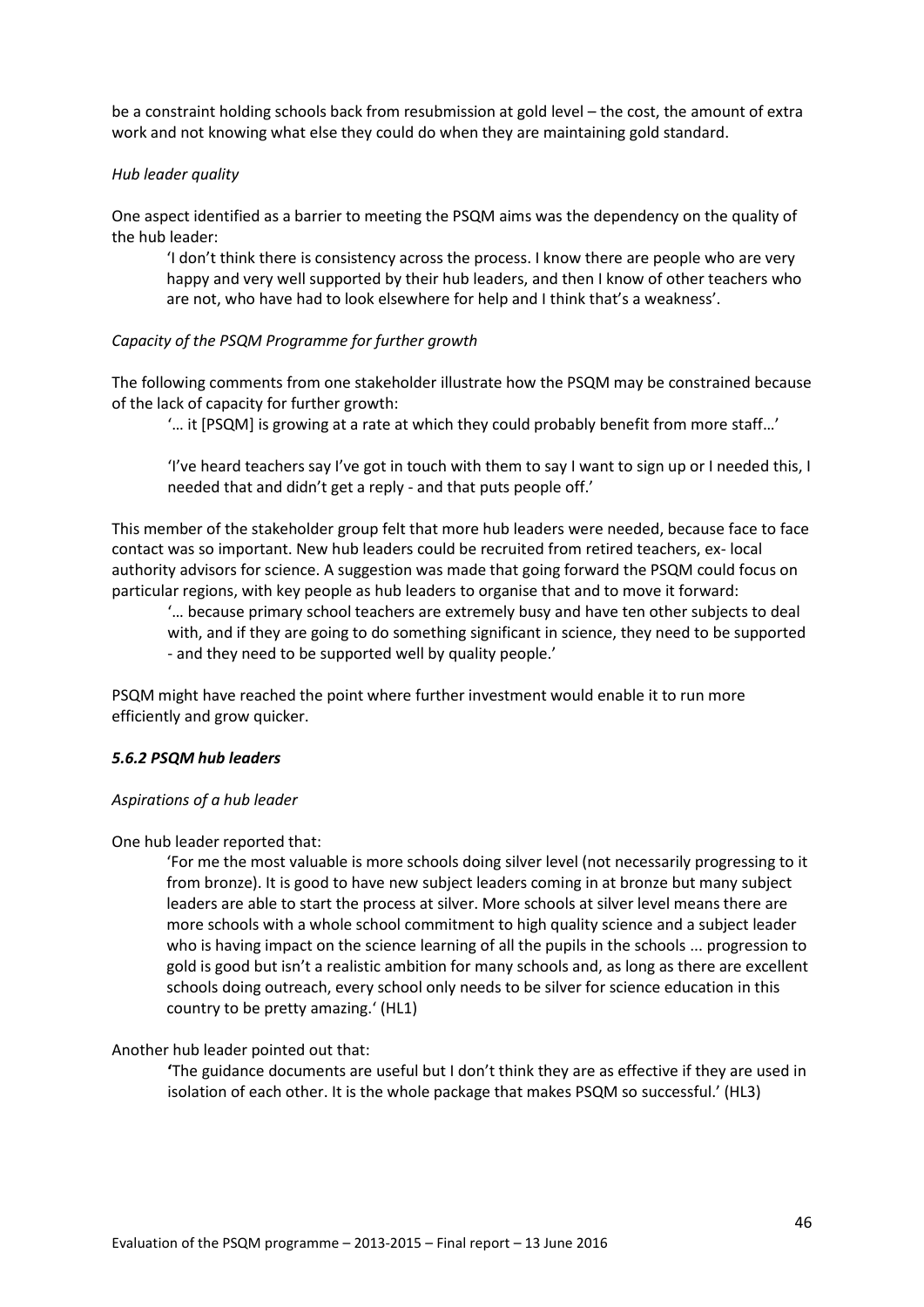be a constraint holding schools back from resubmission at gold level – the cost, the amount of extra work and not knowing what else they could do when they are maintaining gold standard.

*Hub leader quality*

One aspect identified as a barrier to meeting the PSQM aims was the dependency on the quality of the hub leader:

> 'I don't think there is consistency across the process. I know there are people who are very happy and very well supported by their hub leaders, and then I know of other teachers who are not, who have had to look elsewhere for help and I think that's a weakness'.

*Capacity of the PSQM Programme for further growth*

The following comments from one stakeholder illustrate how the PSQM may be constrained because of the lack of capacity for further growth:

> '… it [PSQM] is growing at a rate at which they could probably benefit from more staff…'
>
> 'I've heard teachers say I've got in touch with them to say I want to sign up or I needed this, I needed that and didn't get a reply - and that puts people off.'

This member of the stakeholder group felt that more hub leaders were needed, because face to face contact was so important. New hub leaders could be recruited from retired teachers, ex- local authority advisors for science. A suggestion was made that going forward the PSQM could focus on particular regions, with key people as hub leaders to organise that and to move it forward:

> '… because primary school teachers are extremely busy and have ten other subjects to deal with, and if they are going to do something significant in science, they need to be supported - and they need to be supported well by quality people.'

PSQM might have reached the point where further investment would enable it to run more efficiently and grow quicker.

#### *5.6.2 PSQM hub leaders*

*Aspirations of a hub leader*

One hub leader reported that:

> 'For me the most valuable is more schools doing silver level (not necessarily progressing to it from bronze). It is good to have new subject leaders coming in at bronze but many subject leaders are able to start the process at silver. More schools at silver level means there are more schools with a whole school commitment to high quality science and a subject leader who is having impact on the science learning of all the pupils in the schools ... progression to gold is good but isn't a realistic ambition for many schools and, as long as there are excellent schools doing outreach, every school only needs to be silver for science education in this country to be pretty amazing.' (HL1)

Another hub leader pointed out that:

> 'The guidance documents are useful but I don't think they are as effective if they are used in isolation of each other. It is the whole package that makes PSQM so successful.' (HL3)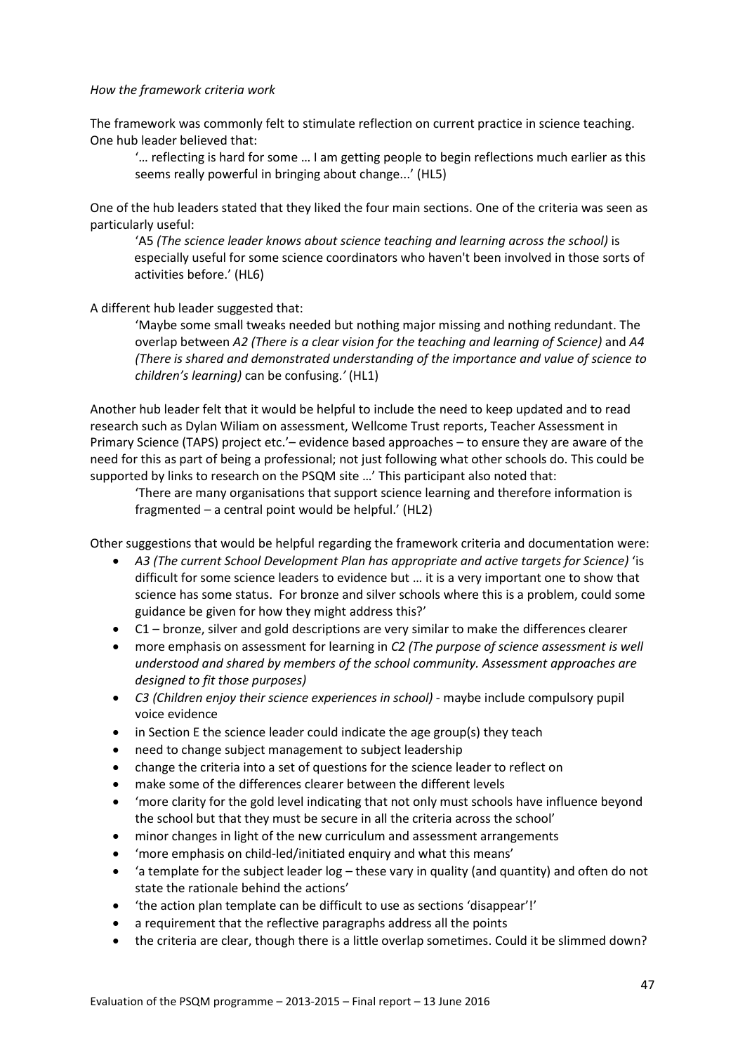*How the framework criteria work*

The framework was commonly felt to stimulate reflection on current practice in science teaching. One hub leader believed that:

> '… reflecting is hard for some … I am getting people to begin reflections much earlier as this seems really powerful in bringing about change...' (HL5)

One of the hub leaders stated that they liked the four main sections. One of the criteria was seen as particularly useful:

> 'A5 *(The science leader knows about science teaching and learning across the school)* is especially useful for some science coordinators who haven't been involved in those sorts of activities before.' (HL6)

A different hub leader suggested that:

> 'Maybe some small tweaks needed but nothing major missing and nothing redundant. The overlap between *A2 (There is a clear vision for the teaching and learning of Science)* and *A4 (There is shared and demonstrated understanding of the importance and value of science to children's learning)* can be confusing.*'* (HL1)

Another hub leader felt that it would be helpful to include the need to keep updated and to read research such as Dylan Wiliam on assessment, Wellcome Trust reports, Teacher Assessment in Primary Science (TAPS) project etc.'– evidence based approaches – to ensure they are aware of the need for this as part of being a professional; not just following what other schools do. This could be supported by links to research on the PSQM site …' This participant also noted that:

> 'There are many organisations that support science learning and therefore information is fragmented – a central point would be helpful.' (HL2)

Other suggestions that would be helpful regarding the framework criteria and documentation were:

- *A3 (The current School Development Plan has appropriate and active targets for Science)* 'is difficult for some science leaders to evidence but … it is a very important one to show that science has some status. For bronze and silver schools where this is a problem, could some guidance be given for how they might address this?'
- C1 – bronze, silver and gold descriptions are very similar to make the differences clearer
- more emphasis on assessment for learning in *C2 (The purpose of science assessment is well understood and shared by members of the school community. Assessment approaches are designed to fit those purposes)*
- *C3 (Children enjoy their science experiences in school)* - maybe include compulsory pupil voice evidence
- in Section E the science leader could indicate the age group(s) they teach
- need to change subject management to subject leadership
- change the criteria into a set of questions for the science leader to reflect on
- make some of the differences clearer between the different levels
- 'more clarity for the gold level indicating that not only must schools have influence beyond the school but that they must be secure in all the criteria across the school'
- minor changes in light of the new curriculum and assessment arrangements
- 'more emphasis on child-led/initiated enquiry and what this means'
- 'a template for the subject leader log – these vary in quality (and quantity) and often do not state the rationale behind the actions'
- 'the action plan template can be difficult to use as sections 'disappear'!'
- a requirement that the reflective paragraphs address all the points
- the criteria are clear, though there is a little overlap sometimes. Could it be slimmed down?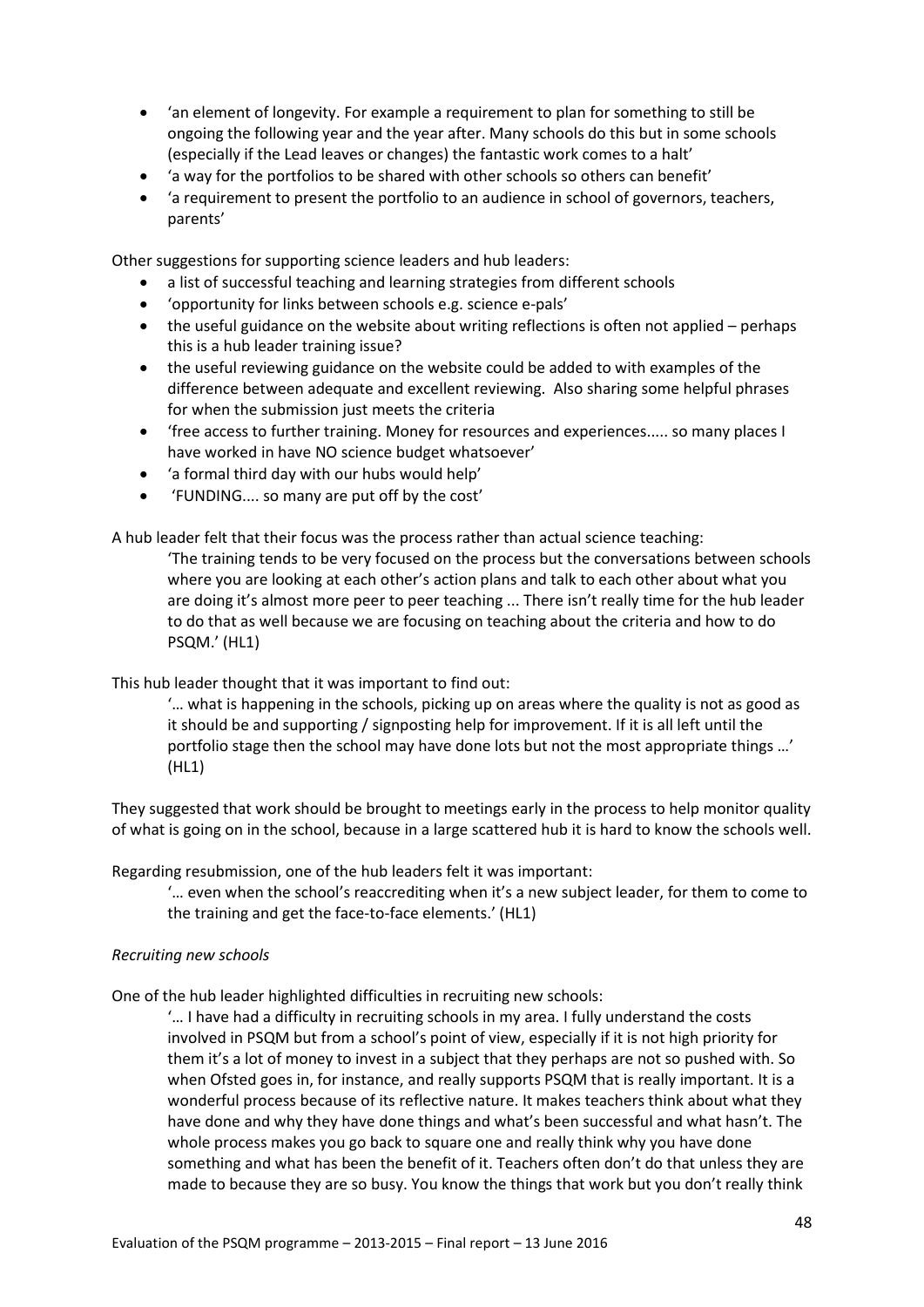- 'an element of longevity. For example a requirement to plan for something to still be ongoing the following year and the year after. Many schools do this but in some schools (especially if the Lead leaves or changes) the fantastic work comes to a halt'
- 'a way for the portfolios to be shared with other schools so others can benefit'
- 'a requirement to present the portfolio to an audience in school of governors, teachers, parents'

Other suggestions for supporting science leaders and hub leaders:

- a list of successful teaching and learning strategies from different schools
- 'opportunity for links between schools e.g. science e-pals'
- the useful guidance on the website about writing reflections is often not applied – perhaps this is a hub leader training issue?
- the useful reviewing guidance on the website could be added to with examples of the difference between adequate and excellent reviewing. Also sharing some helpful phrases for when the submission just meets the criteria
- 'free access to further training. Money for resources and experiences..... so many places I have worked in have NO science budget whatsoever'
- 'a formal third day with our hubs would help'
- 'FUNDING.... so many are put off by the cost'

A hub leader felt that their focus was the process rather than actual science teaching:

> 'The training tends to be very focused on the process but the conversations between schools where you are looking at each other's action plans and talk to each other about what you are doing it's almost more peer to peer teaching ... There isn't really time for the hub leader to do that as well because we are focusing on teaching about the criteria and how to do PSQM.' (HL1)

This hub leader thought that it was important to find out:

> '… what is happening in the schools, picking up on areas where the quality is not as good as it should be and supporting / signposting help for improvement. If it is all left until the portfolio stage then the school may have done lots but not the most appropriate things …' (HL1)

They suggested that work should be brought to meetings early in the process to help monitor quality of what is going on in the school, because in a large scattered hub it is hard to know the schools well.

Regarding resubmission, one of the hub leaders felt it was important:

> '… even when the school's reaccrediting when it's a new subject leader, for them to come to the training and get the face-to-face elements.' (HL1)

*Recruiting new schools*

One of the hub leader highlighted difficulties in recruiting new schools:

> '… I have had a difficulty in recruiting schools in my area. I fully understand the costs involved in PSQM but from a school's point of view, especially if it is not high priority for them it's a lot of money to invest in a subject that they perhaps are not so pushed with. So when Ofsted goes in, for instance, and really supports PSQM that is really important. It is a wonderful process because of its reflective nature. It makes teachers think about what they have done and why they have done things and what's been successful and what hasn't. The whole process makes you go back to square one and really think why you have done something and what has been the benefit of it. Teachers often don't do that unless they are made to because they are so busy. You know the things that work but you don't really think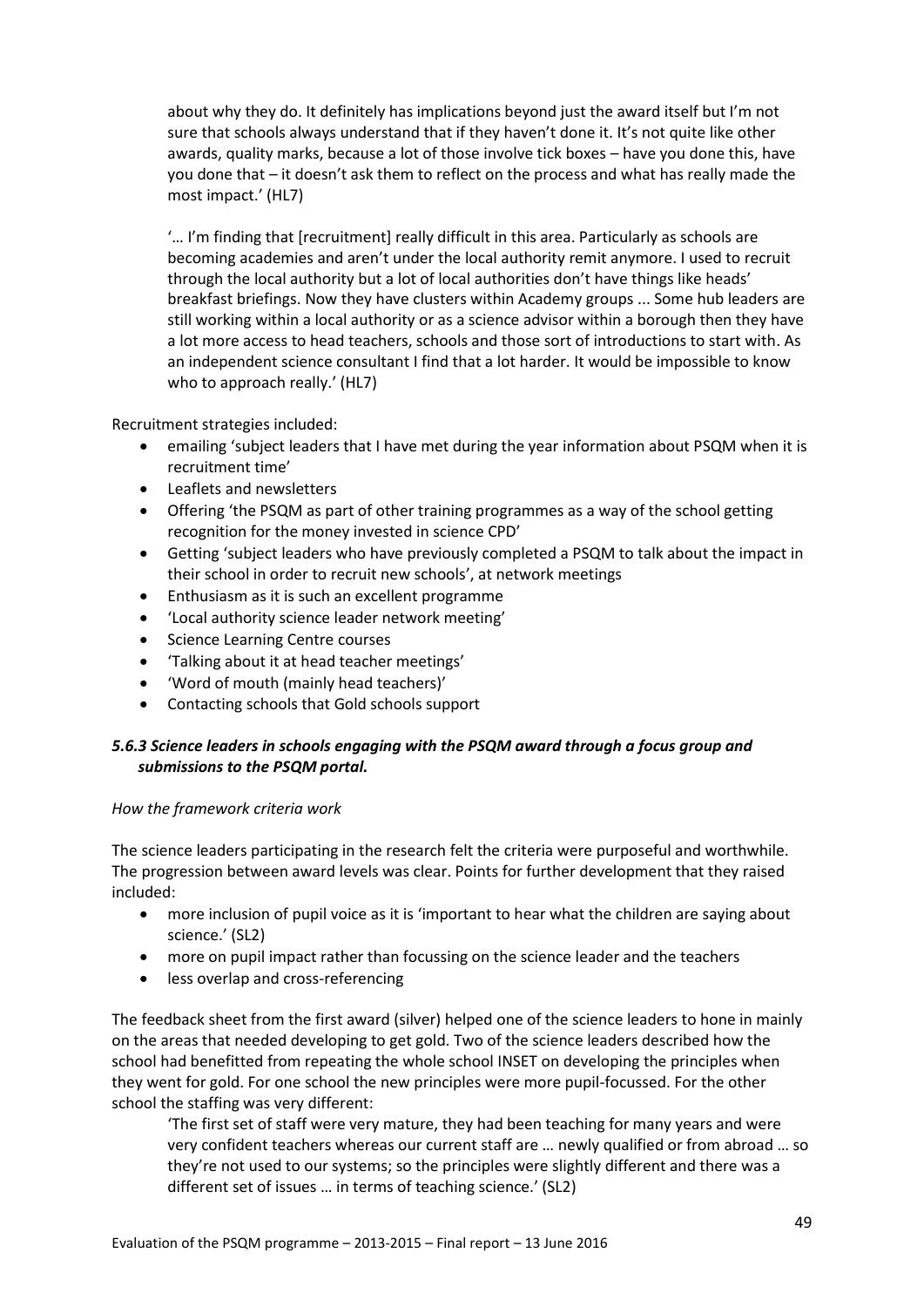> about why they do. It definitely has implications beyond just the award itself but I'm not sure that schools always understand that if they haven't done it. It's not quite like other awards, quality marks, because a lot of those involve tick boxes – have you done this, have you done that – it doesn't ask them to reflect on the process and what has really made the most impact.' (HL7)
>
> '… I'm finding that [recruitment] really difficult in this area. Particularly as schools are becoming academies and aren't under the local authority remit anymore. I used to recruit through the local authority but a lot of local authorities don't have things like heads' breakfast briefings. Now they have clusters within Academy groups ... Some hub leaders are still working within a local authority or as a science advisor within a borough then they have a lot more access to head teachers, schools and those sort of introductions to start with. As an independent science consultant I find that a lot harder. It would be impossible to know who to approach really.' (HL7)

Recruitment strategies included:

- emailing 'subject leaders that I have met during the year information about PSQM when it is recruitment time'
- Leaflets and newsletters
- Offering 'the PSQM as part of other training programmes as a way of the school getting recognition for the money invested in science CPD'
- Getting 'subject leaders who have previously completed a PSQM to talk about the impact in their school in order to recruit new schools', at network meetings
- Enthusiasm as it is such an excellent programme
- 'Local authority science leader network meeting'
- Science Learning Centre courses
- 'Talking about it at head teacher meetings'
- 'Word of mouth (mainly head teachers)'
- Contacting schools that Gold schools support

### *5.6.3 Science leaders in schools engaging with the PSQM award through a focus group and submissions to the PSQM portal.*

*How the framework criteria work*

The science leaders participating in the research felt the criteria were purposeful and worthwhile. The progression between award levels was clear. Points for further development that they raised included:

- more inclusion of pupil voice as it is 'important to hear what the children are saying about science.' (SL2)
- more on pupil impact rather than focussing on the science leader and the teachers
- less overlap and cross-referencing

The feedback sheet from the first award (silver) helped one of the science leaders to hone in mainly on the areas that needed developing to get gold. Two of the science leaders described how the school had benefitted from repeating the whole school INSET on developing the principles when they went for gold. For one school the new principles were more pupil-focussed. For the other school the staffing was very different:

> 'The first set of staff were very mature, they had been teaching for many years and were very confident teachers whereas our current staff are … newly qualified or from abroad … so they're not used to our systems; so the principles were slightly different and there was a different set of issues … in terms of teaching science.' (SL2)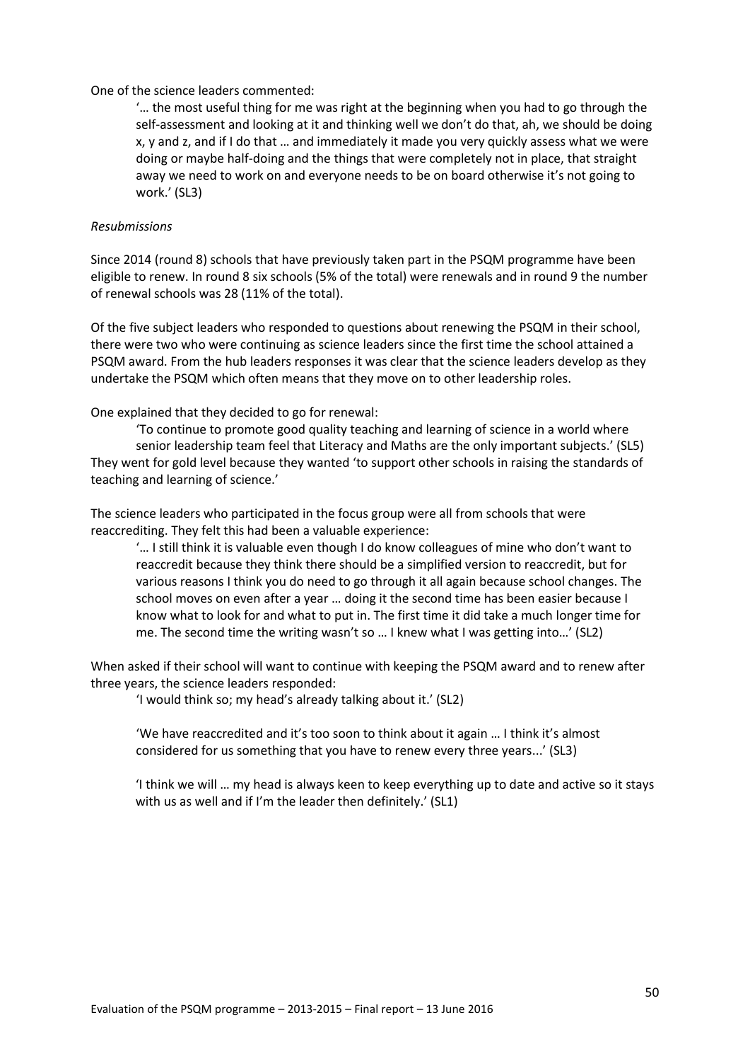One of the science leaders commented:

> '… the most useful thing for me was right at the beginning when you had to go through the self-assessment and looking at it and thinking well we don't do that, ah, we should be doing x, y and z, and if I do that … and immediately it made you very quickly assess what we were doing or maybe half-doing and the things that were completely not in place, that straight away we need to work on and everyone needs to be on board otherwise it's not going to work.' (SL3)

*Resubmissions*

Since 2014 (round 8) schools that have previously taken part in the PSQM programme have been eligible to renew. In round 8 six schools (5% of the total) were renewals and in round 9 the number of renewal schools was 28 (11% of the total).

Of the five subject leaders who responded to questions about renewing the PSQM in their school, there were two who were continuing as science leaders since the first time the school attained a PSQM award. From the hub leaders responses it was clear that the science leaders develop as they undertake the PSQM which often means that they move on to other leadership roles.

One explained that they decided to go for renewal:

> 'To continue to promote good quality teaching and learning of science in a world where senior leadership team feel that Literacy and Maths are the only important subjects.' (SL5)

They went for gold level because they wanted 'to support other schools in raising the standards of teaching and learning of science.'

The science leaders who participated in the focus group were all from schools that were reaccrediting. They felt this had been a valuable experience:

> '… I still think it is valuable even though I do know colleagues of mine who don't want to reaccredit because they think there should be a simplified version to reaccredit, but for various reasons I think you do need to go through it all again because school changes. The school moves on even after a year … doing it the second time has been easier because I know what to look for and what to put in. The first time it did take a much longer time for me. The second time the writing wasn't so … I knew what I was getting into…' (SL2)

When asked if their school will want to continue with keeping the PSQM award and to renew after three years, the science leaders responded:

> 'I would think so; my head's already talking about it.' (SL2)
>
> 'We have reaccredited and it's too soon to think about it again … I think it's almost considered for us something that you have to renew every three years...' (SL3)
>
> 'I think we will … my head is always keen to keep everything up to date and active so it stays with us as well and if I'm the leader then definitely.' (SL1)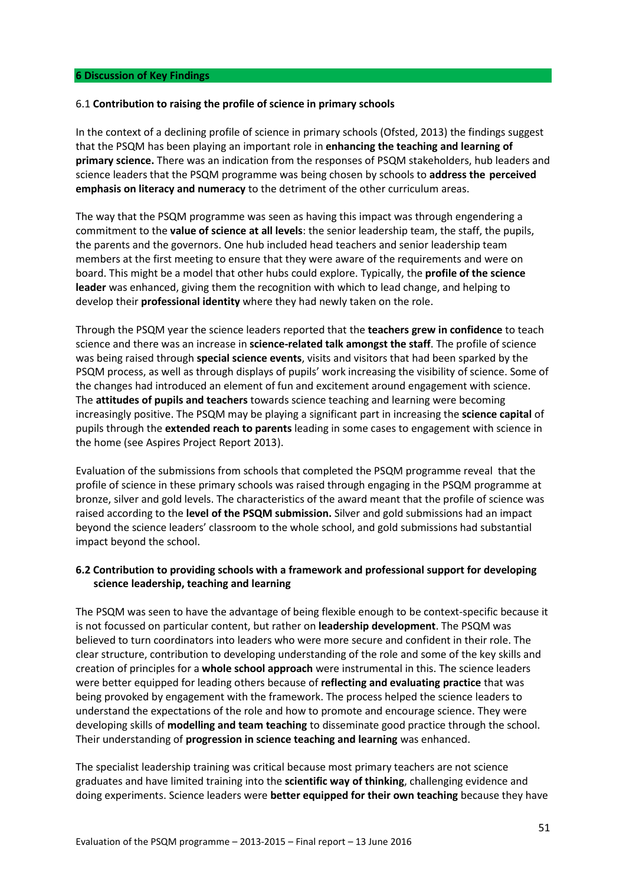## 6 Discussion of Key Findings

### 6.1 **Contribution to raising the profile of science in primary schools**

In the context of a declining profile of science in primary schools (Ofsted, 2013) the findings suggest that the PSQM has been playing an important role in **enhancing the teaching and learning of primary science.** There was an indication from the responses of PSQM stakeholders, hub leaders and science leaders that the PSQM programme was being chosen by schools to **address the perceived emphasis on literacy and numeracy** to the detriment of the other curriculum areas.

The way that the PSQM programme was seen as having this impact was through engendering a commitment to the **value of science at all levels**: the senior leadership team, the staff, the pupils, the parents and the governors. One hub included head teachers and senior leadership team members at the first meeting to ensure that they were aware of the requirements and were on board. This might be a model that other hubs could explore. Typically, the **profile of the science leader** was enhanced, giving them the recognition with which to lead change, and helping to develop their **professional identity** where they had newly taken on the role.

Through the PSQM year the science leaders reported that the **teachers grew in confidence** to teach science and there was an increase in **science-related talk amongst the staff**. The profile of science was being raised through **special science events**, visits and visitors that had been sparked by the PSQM process, as well as through displays of pupils' work increasing the visibility of science. Some of the changes had introduced an element of fun and excitement around engagement with science. The **attitudes of pupils and teachers** towards science teaching and learning were becoming increasingly positive. The PSQM may be playing a significant part in increasing the **science capital** of pupils through the **extended reach to parents** leading in some cases to engagement with science in the home (see Aspires Project Report 2013).

Evaluation of the submissions from schools that completed the PSQM programme reveal that the profile of science in these primary schools was raised through engaging in the PSQM programme at bronze, silver and gold levels. The characteristics of the award meant that the profile of science was raised according to the **level of the PSQM submission.** Silver and gold submissions had an impact beyond the science leaders' classroom to the whole school, and gold submissions had substantial impact beyond the school.

### 6.2 Contribution to providing schools with a framework and professional support for developing science leadership, teaching and learning

The PSQM was seen to have the advantage of being flexible enough to be context-specific because it is not focussed on particular content, but rather on **leadership development**. The PSQM was believed to turn coordinators into leaders who were more secure and confident in their role. The clear structure, contribution to developing understanding of the role and some of the key skills and creation of principles for a **whole school approach** were instrumental in this. The science leaders were better equipped for leading others because of **reflecting and evaluating practice** that was being provoked by engagement with the framework. The process helped the science leaders to understand the expectations of the role and how to promote and encourage science. They were developing skills of **modelling and team teaching** to disseminate good practice through the school. Their understanding of **progression in science teaching and learning** was enhanced.

The specialist leadership training was critical because most primary teachers are not science graduates and have limited training into the **scientific way of thinking**, challenging evidence and doing experiments. Science leaders were **better equipped for their own teaching** because they have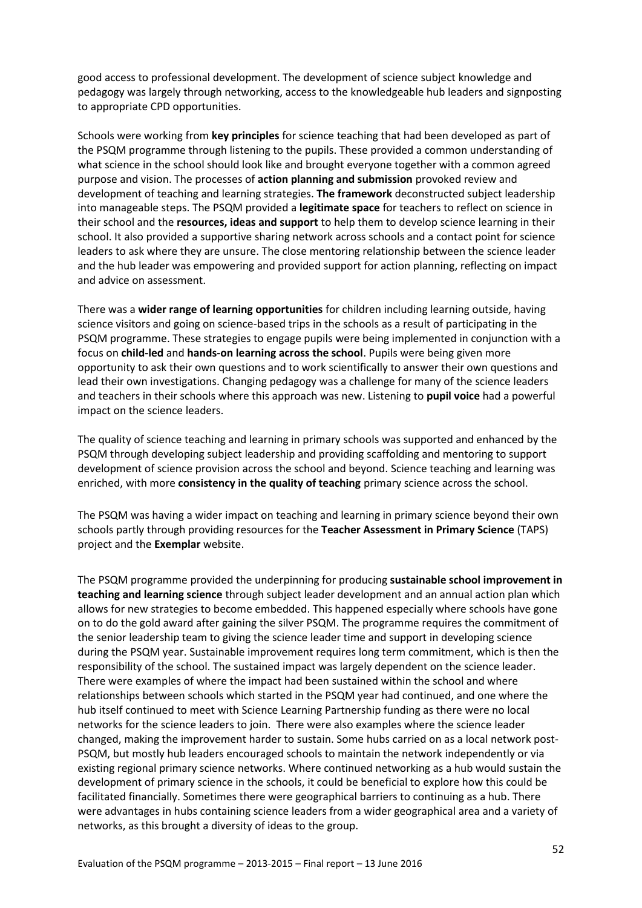good access to professional development. The development of science subject knowledge and pedagogy was largely through networking, access to the knowledgeable hub leaders and signposting to appropriate CPD opportunities.

Schools were working from **key principles** for science teaching that had been developed as part of the PSQM programme through listening to the pupils. These provided a common understanding of what science in the school should look like and brought everyone together with a common agreed purpose and vision. The processes of **action planning and submission** provoked review and development of teaching and learning strategies. **The framework** deconstructed subject leadership into manageable steps. The PSQM provided a **legitimate space** for teachers to reflect on science in their school and the **resources, ideas and support** to help them to develop science learning in their school. It also provided a supportive sharing network across schools and a contact point for science leaders to ask where they are unsure. The close mentoring relationship between the science leader and the hub leader was empowering and provided support for action planning, reflecting on impact and advice on assessment.

There was a **wider range of learning opportunities** for children including learning outside, having science visitors and going on science-based trips in the schools as a result of participating in the PSQM programme. These strategies to engage pupils were being implemented in conjunction with a focus on **child-led** and **hands-on learning across the school**. Pupils were being given more opportunity to ask their own questions and to work scientifically to answer their own questions and lead their own investigations. Changing pedagogy was a challenge for many of the science leaders and teachers in their schools where this approach was new. Listening to **pupil voice** had a powerful impact on the science leaders.

The quality of science teaching and learning in primary schools was supported and enhanced by the PSQM through developing subject leadership and providing scaffolding and mentoring to support development of science provision across the school and beyond. Science teaching and learning was enriched, with more **consistency in the quality of teaching** primary science across the school.

The PSQM was having a wider impact on teaching and learning in primary science beyond their own schools partly through providing resources for the **Teacher Assessment in Primary Science** (TAPS) project and the **Exemplar** website.

The PSQM programme provided the underpinning for producing **sustainable school improvement in teaching and learning science** through subject leader development and an annual action plan which allows for new strategies to become embedded. This happened especially where schools have gone on to do the gold award after gaining the silver PSQM. The programme requires the commitment of the senior leadership team to giving the science leader time and support in developing science during the PSQM year. Sustainable improvement requires long term commitment, which is then the responsibility of the school. The sustained impact was largely dependent on the science leader. There were examples of where the impact had been sustained within the school and where relationships between schools which started in the PSQM year had continued, and one where the hub itself continued to meet with Science Learning Partnership funding as there were no local networks for the science leaders to join. There were also examples where the science leader changed, making the improvement harder to sustain. Some hubs carried on as a local network post-PSQM, but mostly hub leaders encouraged schools to maintain the network independently or via existing regional primary science networks. Where continued networking as a hub would sustain the development of primary science in the schools, it could be beneficial to explore how this could be facilitated financially. Sometimes there were geographical barriers to continuing as a hub. There were advantages in hubs containing science leaders from a wider geographical area and a variety of networks, as this brought a diversity of ideas to the group.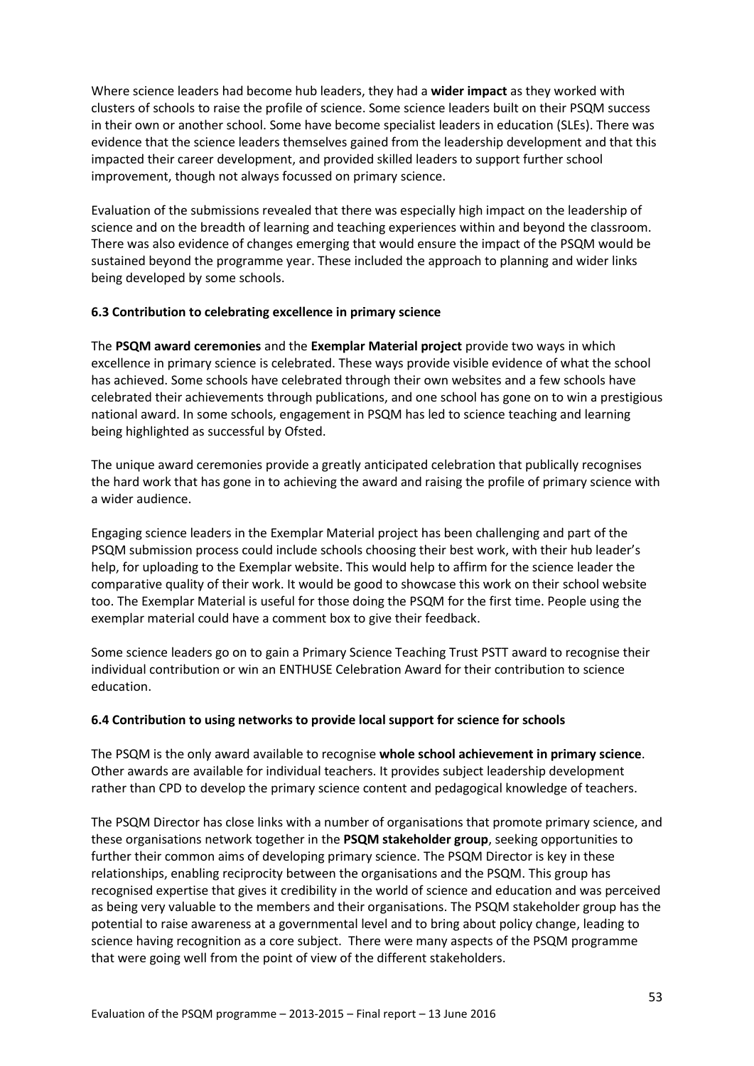Where science leaders had become hub leaders, they had a **wider impact** as they worked with clusters of schools to raise the profile of science. Some science leaders built on their PSQM success in their own or another school. Some have become specialist leaders in education (SLEs). There was evidence that the science leaders themselves gained from the leadership development and that this impacted their career development, and provided skilled leaders to support further school improvement, though not always focussed on primary science.

Evaluation of the submissions revealed that there was especially high impact on the leadership of science and on the breadth of learning and teaching experiences within and beyond the classroom. There was also evidence of changes emerging that would ensure the impact of the PSQM would be sustained beyond the programme year. These included the approach to planning and wider links being developed by some schools.

### 6.3 Contribution to celebrating excellence in primary science

The **PSQM award ceremonies** and the **Exemplar Material project** provide two ways in which excellence in primary science is celebrated. These ways provide visible evidence of what the school has achieved. Some schools have celebrated through their own websites and a few schools have celebrated their achievements through publications, and one school has gone on to win a prestigious national award. In some schools, engagement in PSQM has led to science teaching and learning being highlighted as successful by Ofsted.

The unique award ceremonies provide a greatly anticipated celebration that publically recognises the hard work that has gone in to achieving the award and raising the profile of primary science with a wider audience.

Engaging science leaders in the Exemplar Material project has been challenging and part of the PSQM submission process could include schools choosing their best work, with their hub leader's help, for uploading to the Exemplar website. This would help to affirm for the science leader the comparative quality of their work. It would be good to showcase this work on their school website too. The Exemplar Material is useful for those doing the PSQM for the first time. People using the exemplar material could have a comment box to give their feedback.

Some science leaders go on to gain a Primary Science Teaching Trust PSTT award to recognise their individual contribution or win an ENTHUSE Celebration Award for their contribution to science education.

### 6.4 Contribution to using networks to provide local support for science for schools

The PSQM is the only award available to recognise **whole school achievement in primary science**. Other awards are available for individual teachers. It provides subject leadership development rather than CPD to develop the primary science content and pedagogical knowledge of teachers.

The PSQM Director has close links with a number of organisations that promote primary science, and these organisations network together in the **PSQM stakeholder group**, seeking opportunities to further their common aims of developing primary science. The PSQM Director is key in these relationships, enabling reciprocity between the organisations and the PSQM. This group has recognised expertise that gives it credibility in the world of science and education and was perceived as being very valuable to the members and their organisations. The PSQM stakeholder group has the potential to raise awareness at a governmental level and to bring about policy change, leading to science having recognition as a core subject. There were many aspects of the PSQM programme that were going well from the point of view of the different stakeholders.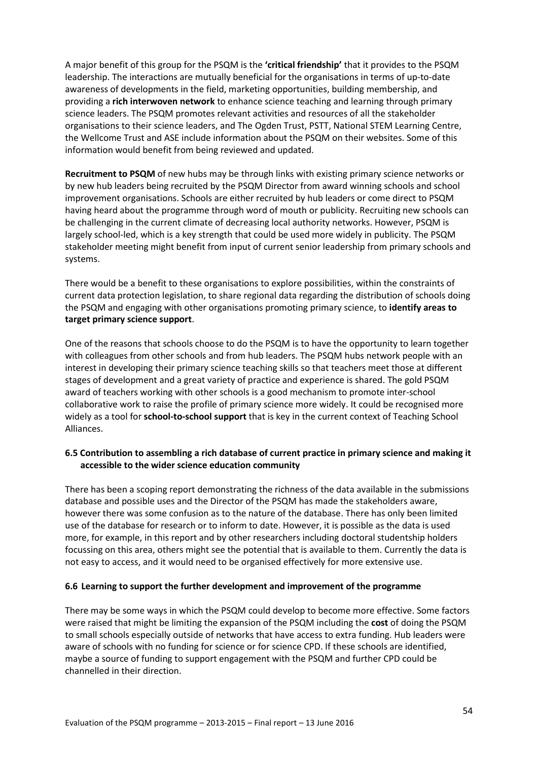A major benefit of this group for the PSQM is the **'critical friendship'** that it provides to the PSQM leadership. The interactions are mutually beneficial for the organisations in terms of up-to-date awareness of developments in the field, marketing opportunities, building membership, and providing a **rich interwoven network** to enhance science teaching and learning through primary science leaders. The PSQM promotes relevant activities and resources of all the stakeholder organisations to their science leaders, and The Ogden Trust, PSTT, National STEM Learning Centre, the Wellcome Trust and ASE include information about the PSQM on their websites. Some of this information would benefit from being reviewed and updated.

**Recruitment to PSQM** of new hubs may be through links with existing primary science networks or by new hub leaders being recruited by the PSQM Director from award winning schools and school improvement organisations. Schools are either recruited by hub leaders or come direct to PSQM having heard about the programme through word of mouth or publicity. Recruiting new schools can be challenging in the current climate of decreasing local authority networks. However, PSQM is largely school-led, which is a key strength that could be used more widely in publicity. The PSQM stakeholder meeting might benefit from input of current senior leadership from primary schools and systems.

There would be a benefit to these organisations to explore possibilities, within the constraints of current data protection legislation, to share regional data regarding the distribution of schools doing the PSQM and engaging with other organisations promoting primary science, to **identify areas to target primary science support**.

One of the reasons that schools choose to do the PSQM is to have the opportunity to learn together with colleagues from other schools and from hub leaders. The PSQM hubs network people with an interest in developing their primary science teaching skills so that teachers meet those at different stages of development and a great variety of practice and experience is shared. The gold PSQM award of teachers working with other schools is a good mechanism to promote inter-school collaborative work to raise the profile of primary science more widely. It could be recognised more widely as a tool for **school-to-school support** that is key in the current context of Teaching School Alliances.

### 6.5 Contribution to assembling a rich database of current practice in primary science and making it accessible to the wider science education community

There has been a scoping report demonstrating the richness of the data available in the submissions database and possible uses and the Director of the PSQM has made the stakeholders aware, however there was some confusion as to the nature of the database. There has only been limited use of the database for research or to inform to date. However, it is possible as the data is used more, for example, in this report and by other researchers including doctoral studentship holders focussing on this area, others might see the potential that is available to them. Currently the data is not easy to access, and it would need to be organised effectively for more extensive use.

### 6.6 Learning to support the further development and improvement of the programme

There may be some ways in which the PSQM could develop to become more effective. Some factors were raised that might be limiting the expansion of the PSQM including the **cost** of doing the PSQM to small schools especially outside of networks that have access to extra funding. Hub leaders were aware of schools with no funding for science or for science CPD. If these schools are identified, maybe a source of funding to support engagement with the PSQM and further CPD could be channelled in their direction.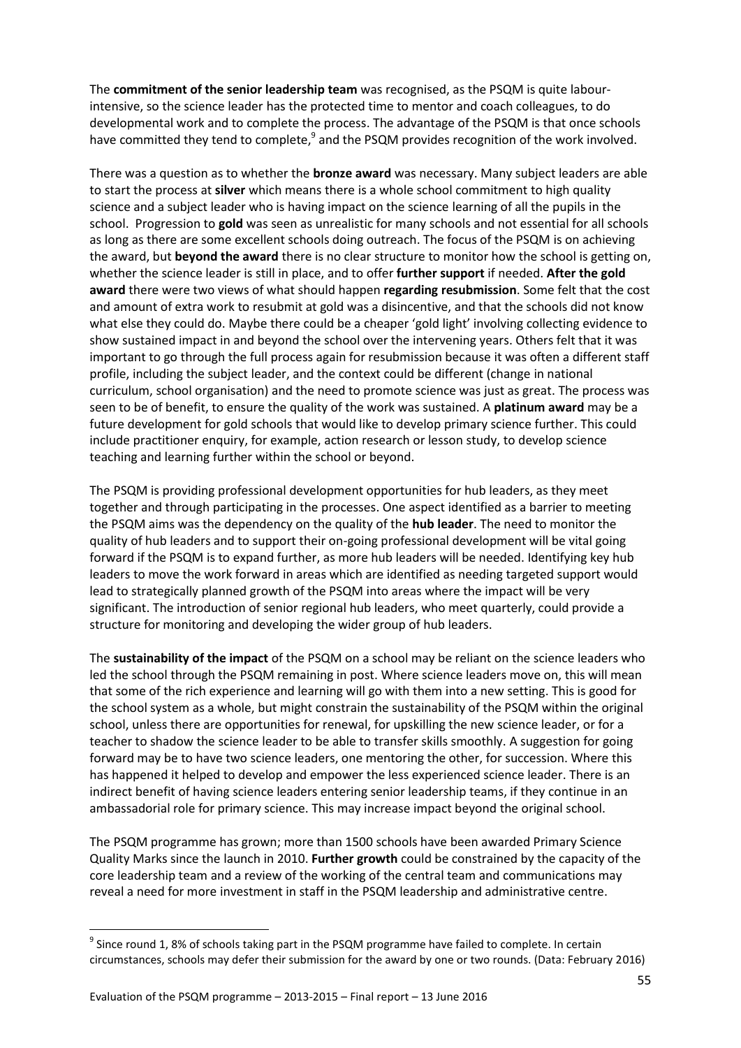The **commitment of the senior leadership team** was recognised, as the PSQM is quite labour-intensive, so the science leader has the protected time to mentor and coach colleagues, to do developmental work and to complete the process. The advantage of the PSQM is that once schools have committed they tend to complete,[9] and the PSQM provides recognition of the work involved.

There was a question as to whether the **bronze award** was necessary. Many subject leaders are able to start the process at **silver** which means there is a whole school commitment to high quality science and a subject leader who is having impact on the science learning of all the pupils in the school. Progression to **gold** was seen as unrealistic for many schools and not essential for all schools as long as there are some excellent schools doing outreach. The focus of the PSQM is on achieving the award, but **beyond the award** there is no clear structure to monitor how the school is getting on, whether the science leader is still in place, and to offer **further support** if needed. **After the gold award** there were two views of what should happen **regarding resubmission**. Some felt that the cost and amount of extra work to resubmit at gold was a disincentive, and that the schools did not know what else they could do. Maybe there could be a cheaper 'gold light' involving collecting evidence to show sustained impact in and beyond the school over the intervening years. Others felt that it was important to go through the full process again for resubmission because it was often a different staff profile, including the subject leader, and the context could be different (change in national curriculum, school organisation) and the need to promote science was just as great. The process was seen to be of benefit, to ensure the quality of the work was sustained. A **platinum award** may be a future development for gold schools that would like to develop primary science further. This could include practitioner enquiry, for example, action research or lesson study, to develop science teaching and learning further within the school or beyond.

The PSQM is providing professional development opportunities for hub leaders, as they meet together and through participating in the processes. One aspect identified as a barrier to meeting the PSQM aims was the dependency on the quality of the **hub leader**. The need to monitor the quality of hub leaders and to support their on-going professional development will be vital going forward if the PSQM is to expand further, as more hub leaders will be needed. Identifying key hub leaders to move the work forward in areas which are identified as needing targeted support would lead to strategically planned growth of the PSQM into areas where the impact will be very significant. The introduction of senior regional hub leaders, who meet quarterly, could provide a structure for monitoring and developing the wider group of hub leaders.

The **sustainability of the impact** of the PSQM on a school may be reliant on the science leaders who led the school through the PSQM remaining in post. Where science leaders move on, this will mean that some of the rich experience and learning will go with them into a new setting. This is good for the school system as a whole, but might constrain the sustainability of the PSQM within the original school, unless there are opportunities for renewal, for upskilling the new science leader, or for a teacher to shadow the science leader to be able to transfer skills smoothly. A suggestion for going forward may be to have two science leaders, one mentoring the other, for succession. Where this has happened it helped to develop and empower the less experienced science leader. There is an indirect benefit of having science leaders entering senior leadership teams, if they continue in an ambassadorial role for primary science. This may increase impact beyond the original school.

The PSQM programme has grown; more than 1500 schools have been awarded Primary Science Quality Marks since the launch in 2010. **Further growth** could be constrained by the capacity of the core leadership team and a review of the working of the central team and communications may reveal a need for more investment in staff in the PSQM leadership and administrative centre.

[9] Since round 1, 8% of schools taking part in the PSQM programme have failed to complete. In certain circumstances, schools may defer their submission for the award by one or two rounds. (Data: February 2016)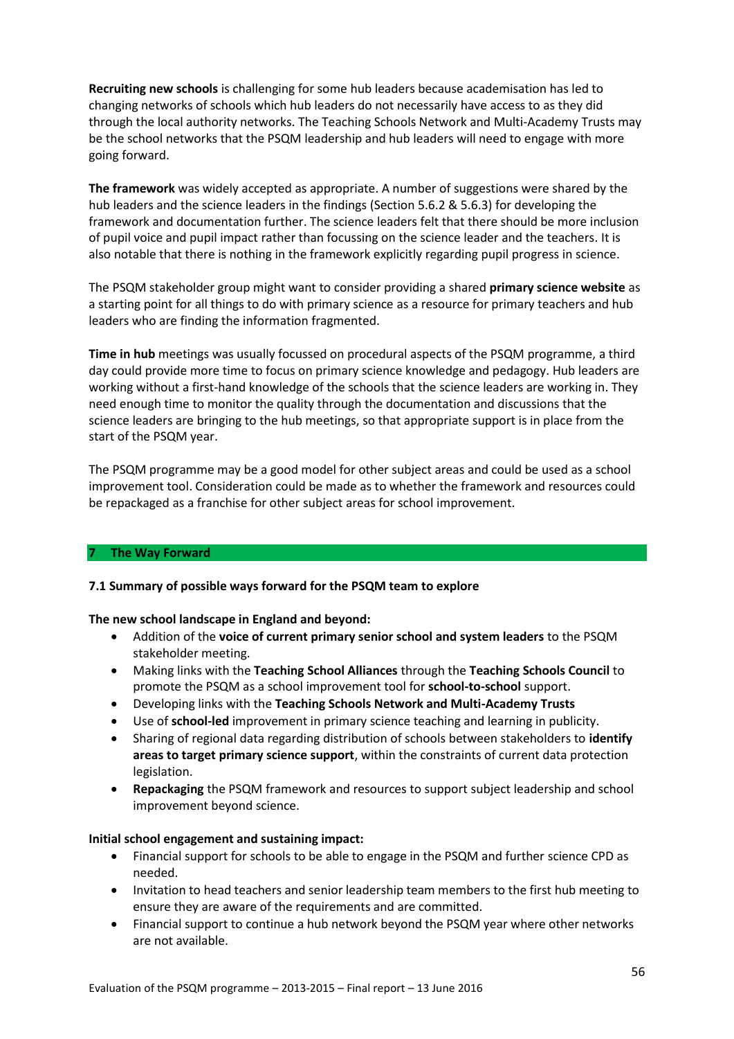**Recruiting new schools** is challenging for some hub leaders because academisation has led to changing networks of schools which hub leaders do not necessarily have access to as they did through the local authority networks. The Teaching Schools Network and Multi-Academy Trusts may be the school networks that the PSQM leadership and hub leaders will need to engage with more going forward.

**The framework** was widely accepted as appropriate. A number of suggestions were shared by the hub leaders and the science leaders in the findings (Section 5.6.2 & 5.6.3) for developing the framework and documentation further. The science leaders felt that there should be more inclusion of pupil voice and pupil impact rather than focussing on the science leader and the teachers. It is also notable that there is nothing in the framework explicitly regarding pupil progress in science.

The PSQM stakeholder group might want to consider providing a shared **primary science website** as a starting point for all things to do with primary science as a resource for primary teachers and hub leaders who are finding the information fragmented.

**Time in hub** meetings was usually focussed on procedural aspects of the PSQM programme, a third day could provide more time to focus on primary science knowledge and pedagogy. Hub leaders are working without a first-hand knowledge of the schools that the science leaders are working in. They need enough time to monitor the quality through the documentation and discussions that the science leaders are bringing to the hub meetings, so that appropriate support is in place from the start of the PSQM year.

The PSQM programme may be a good model for other subject areas and could be used as a school improvement tool. Consideration could be made as to whether the framework and resources could be repackaged as a franchise for other subject areas for school improvement.

## 7 The Way Forward

### 7.1 Summary of possible ways forward for the PSQM team to explore

**The new school landscape in England and beyond:**

- Addition of the **voice of current primary senior school and system leaders** to the PSQM stakeholder meeting.
- Making links with the **Teaching School Alliances** through the **Teaching Schools Council** to promote the PSQM as a school improvement tool for **school-to-school** support.
- Developing links with the **Teaching Schools Network and Multi-Academy Trusts**
- Use of **school-led** improvement in primary science teaching and learning in publicity.
- Sharing of regional data regarding distribution of schools between stakeholders to **identify areas to target primary science support**, within the constraints of current data protection legislation.
- **Repackaging** the PSQM framework and resources to support subject leadership and school improvement beyond science.

**Initial school engagement and sustaining impact:**

- Financial support for schools to be able to engage in the PSQM and further science CPD as needed.
- Invitation to head teachers and senior leadership team members to the first hub meeting to ensure they are aware of the requirements and are committed.
- Financial support to continue a hub network beyond the PSQM year where other networks are not available.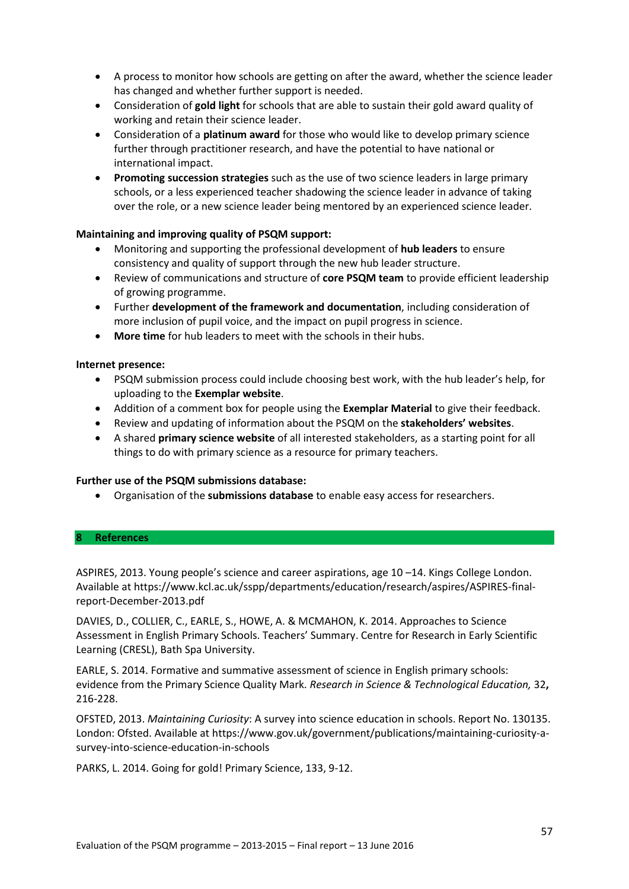- A process to monitor how schools are getting on after the award, whether the science leader has changed and whether further support is needed.
- Consideration of **gold light** for schools that are able to sustain their gold award quality of working and retain their science leader.
- Consideration of a **platinum award** for those who would like to develop primary science further through practitioner research, and have the potential to have national or international impact.
- **Promoting succession strategies** such as the use of two science leaders in large primary schools, or a less experienced teacher shadowing the science leader in advance of taking over the role, or a new science leader being mentored by an experienced science leader.

**Maintaining and improving quality of PSQM support:**

- Monitoring and supporting the professional development of **hub leaders** to ensure consistency and quality of support through the new hub leader structure.
- Review of communications and structure of **core PSQM team** to provide efficient leadership of growing programme.
- Further **development of the framework and documentation**, including consideration of more inclusion of pupil voice, and the impact on pupil progress in science.
- **More time** for hub leaders to meet with the schools in their hubs.

**Internet presence:**

- PSQM submission process could include choosing best work, with the hub leader's help, for uploading to the **Exemplar website**.
- Addition of a comment box for people using the **Exemplar Material** to give their feedback.
- Review and updating of information about the PSQM on the **stakeholders' websites**.
- A shared **primary science website** of all interested stakeholders, as a starting point for all things to do with primary science as a resource for primary teachers.

**Further use of the PSQM submissions database:**

- Organisation of the **submissions database** to enable easy access for researchers.

## 8 References

ASPIRES, 2013. Young people's science and career aspirations, age 10 –14. Kings College London. Available at https://www.kcl.ac.uk/sspp/departments/education/research/aspires/ASPIRES-final-report-December-2013.pdf

DAVIES, D., COLLIER, C., EARLE, S., HOWE, A. & MCMAHON, K. 2014. Approaches to Science Assessment in English Primary Schools. Teachers' Summary. Centre for Research in Early Scientific Learning (CRESL), Bath Spa University.

EARLE, S. 2014. Formative and summative assessment of science in English primary schools: evidence from the Primary Science Quality Mark. *Research in Science & Technological Education,* 32**,** 216-228.

OFSTED, 2013. *Maintaining Curiosity*: A survey into science education in schools. Report No. 130135. London: Ofsted. Available at https://www.gov.uk/government/publications/maintaining-curiosity-a-survey-into-science-education-in-schools

PARKS, L. 2014. Going for gold! Primary Science, 133, 9-12.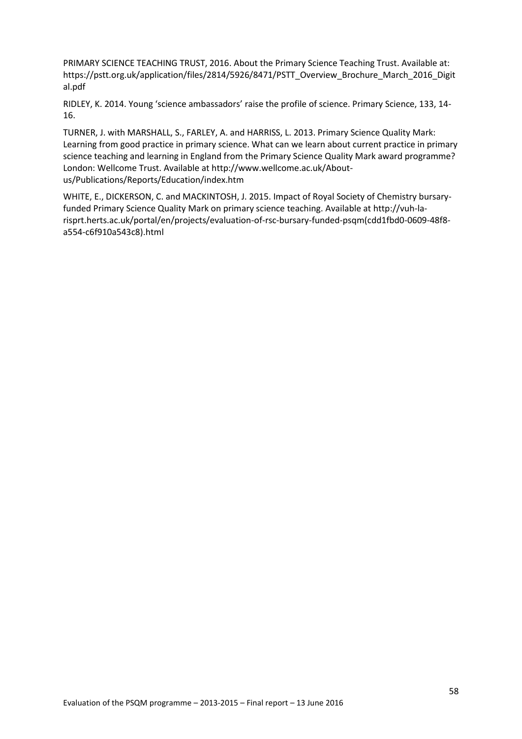PRIMARY SCIENCE TEACHING TRUST, 2016. About the Primary Science Teaching Trust. Available at: https://pstt.org.uk/application/files/2814/5926/8471/PSTT_Overview_Brochure_March_2016_Digital.pdf

RIDLEY, K. 2014. Young 'science ambassadors' raise the profile of science. Primary Science, 133, 14-16.

TURNER, J. with MARSHALL, S., FARLEY, A. and HARRISS, L. 2013. Primary Science Quality Mark: Learning from good practice in primary science. What can we learn about current practice in primary science teaching and learning in England from the Primary Science Quality Mark award programme? London: Wellcome Trust. Available at http://www.wellcome.ac.uk/About-us/Publications/Reports/Education/index.htm

WHITE, E., DICKERSON, C. and MACKINTOSH, J. 2015. Impact of Royal Society of Chemistry bursary-funded Primary Science Quality Mark on primary science teaching. Available at http://vuh-la-risprt.herts.ac.uk/portal/en/projects/evaluation-of-rsc-bursary-funded-psqm(cdd1fbd0-0609-48f8-a554-c6f910a543c8).html